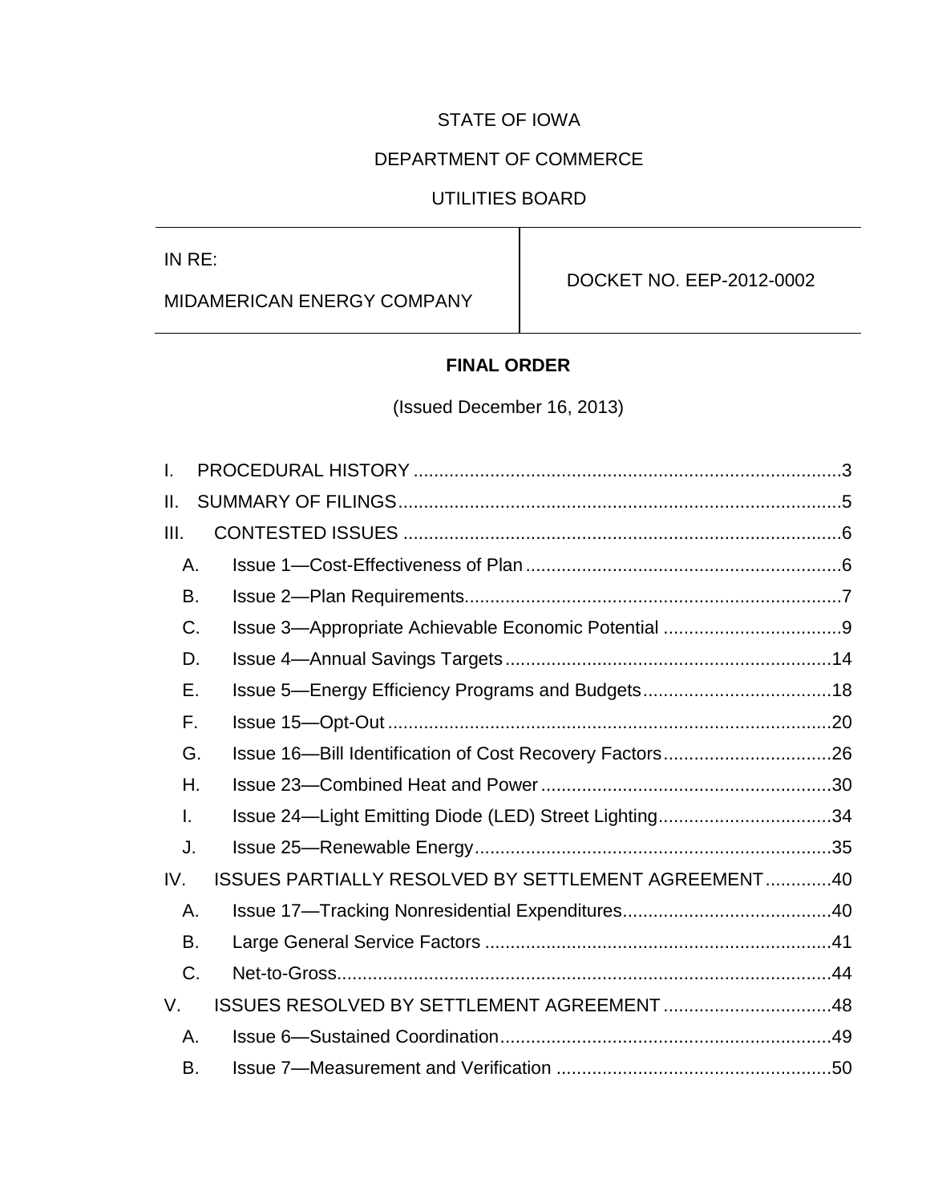STATE OF IOWA

DEPARTMENT OF COMMERCE

UTILITIES BOARD

| IN RE: MIDAMERICAN ENERGY COMPANY | DOCKET NO. EEP-2012-0002 |
| --- | --- |

**FINAL ORDER**

(Issued December 16, 2013)

I. PROCEDURAL HISTORY .......... 3
II. SUMMARY OF FILINGS .......... 5
III. CONTESTED ISSUES .......... 6
- A. Issue 1—Cost-Effectiveness of Plan .......... 6
- B. Issue 2—Plan Requirements .......... 7
- C. Issue 3—Appropriate Achievable Economic Potential .......... 9
- D. Issue 4—Annual Savings Targets .......... 14
- E. Issue 5—Energy Efficiency Programs and Budgets .......... 18
- F. Issue 15—Opt-Out .......... 20
- G. Issue 16—Bill Identification of Cost Recovery Factors .......... 26
- H. Issue 23—Combined Heat and Power .......... 30
- I. Issue 24—Light Emitting Diode (LED) Street Lighting .......... 34
- J. Issue 25—Renewable Energy .......... 35

IV. ISSUES PARTIALLY RESOLVED BY SETTLEMENT AGREEMENT .......... 40
- A. Issue 17—Tracking Nonresidential Expenditures .......... 40
- B. Large General Service Factors .......... 41
- C. Net-to-Gross .......... 44

V. ISSUES RESOLVED BY SETTLEMENT AGREEMENT .......... 48
- A. Issue 6—Sustained Coordination .......... 49
- B. Issue 7—Measurement and Verification .......... 50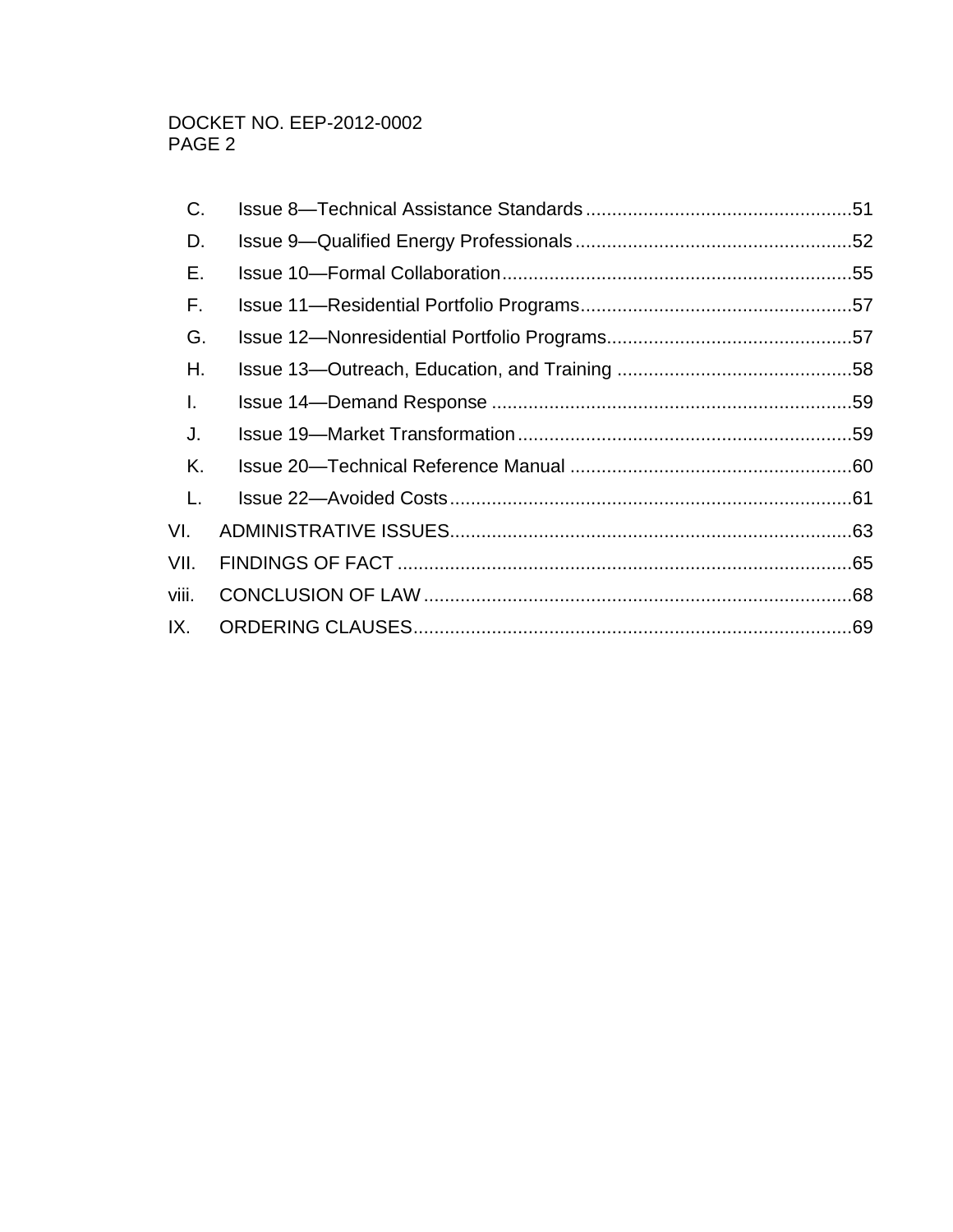C. Issue 8—Technical Assistance Standards ..................................................51

D. Issue 9—Qualified Energy Professionals ....................................................52

E. Issue 10—Formal Collaboration..................................................................55

F. Issue 11—Residential Portfolio Programs...................................................57

G. Issue 12—Nonresidential Portfolio Programs..............................................57

H. Issue 13—Outreach, Education, and Training ............................................58

I. Issue 14—Demand Response ....................................................................59

J. Issue 19—Market Transformation ...............................................................59

K. Issue 20—Technical Reference Manual .....................................................60

L. Issue 22—Avoided Costs ............................................................................61

VI. ADMINISTRATIVE ISSUES............................................................................63

VII. FINDINGS OF FACT ......................................................................................65

viii. CONCLUSION OF LAW .................................................................................68

IX. ORDERING CLAUSES...................................................................................69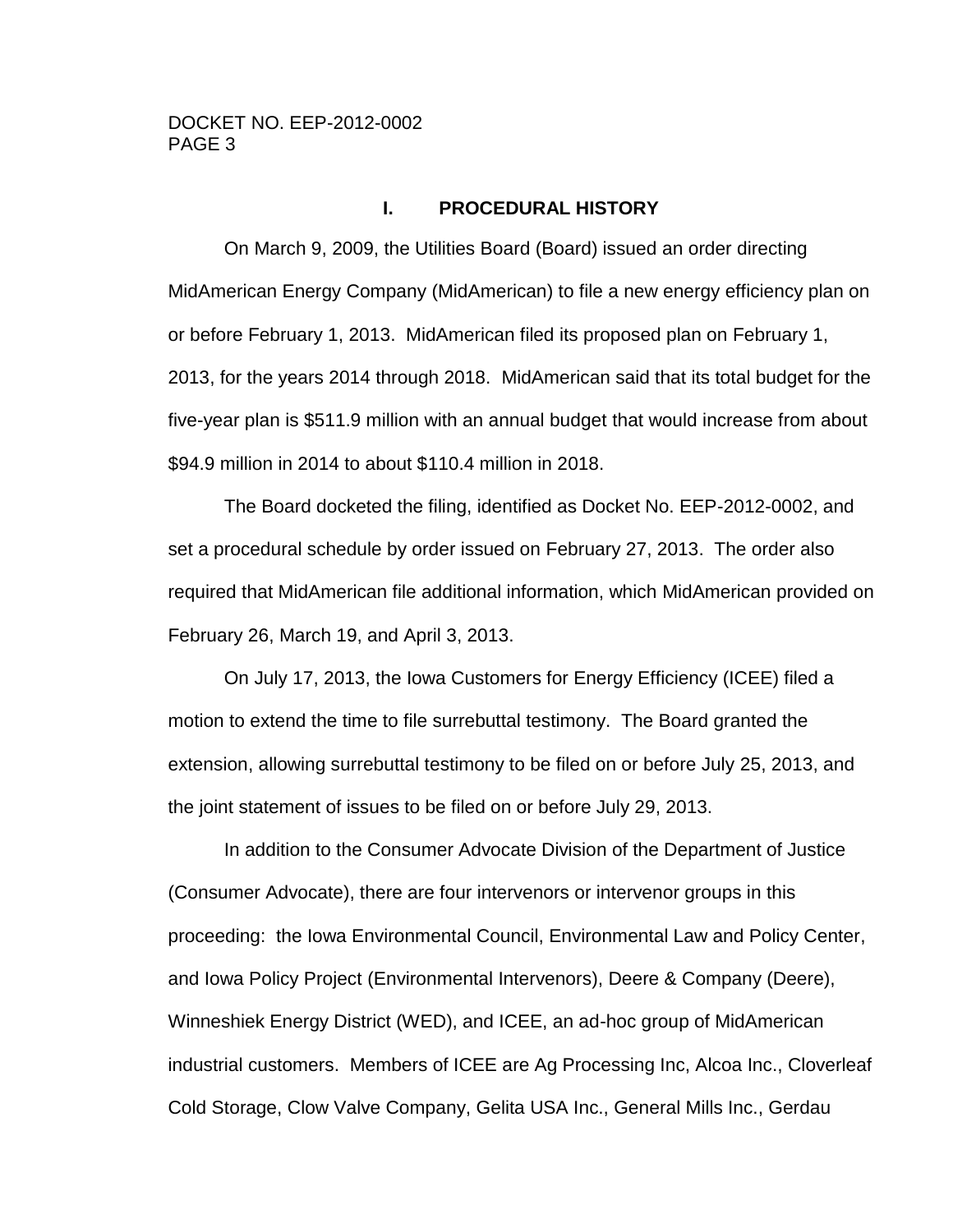## I. PROCEDURAL HISTORY

On March 9, 2009, the Utilities Board (Board) issued an order directing MidAmerican Energy Company (MidAmerican) to file a new energy efficiency plan on or before February 1, 2013. MidAmerican filed its proposed plan on February 1, 2013, for the years 2014 through 2018. MidAmerican said that its total budget for the five-year plan is $511.9 million with an annual budget that would increase from about $94.9 million in 2014 to about $110.4 million in 2018.

The Board docketed the filing, identified as Docket No. EEP-2012-0002, and set a procedural schedule by order issued on February 27, 2013. The order also required that MidAmerican file additional information, which MidAmerican provided on February 26, March 19, and April 3, 2013.

On July 17, 2013, the Iowa Customers for Energy Efficiency (ICEE) filed a motion to extend the time to file surrebuttal testimony. The Board granted the extension, allowing surrebuttal testimony to be filed on or before July 25, 2013, and the joint statement of issues to be filed on or before July 29, 2013.

In addition to the Consumer Advocate Division of the Department of Justice (Consumer Advocate), there are four intervenors or intervenor groups in this proceeding: the Iowa Environmental Council, Environmental Law and Policy Center, and Iowa Policy Project (Environmental Intervenors), Deere & Company (Deere), Winneshiek Energy District (WED), and ICEE, an ad-hoc group of MidAmerican industrial customers. Members of ICEE are Ag Processing Inc, Alcoa Inc., Cloverleaf Cold Storage, Clow Valve Company, Gelita USA Inc., General Mills Inc., Gerdau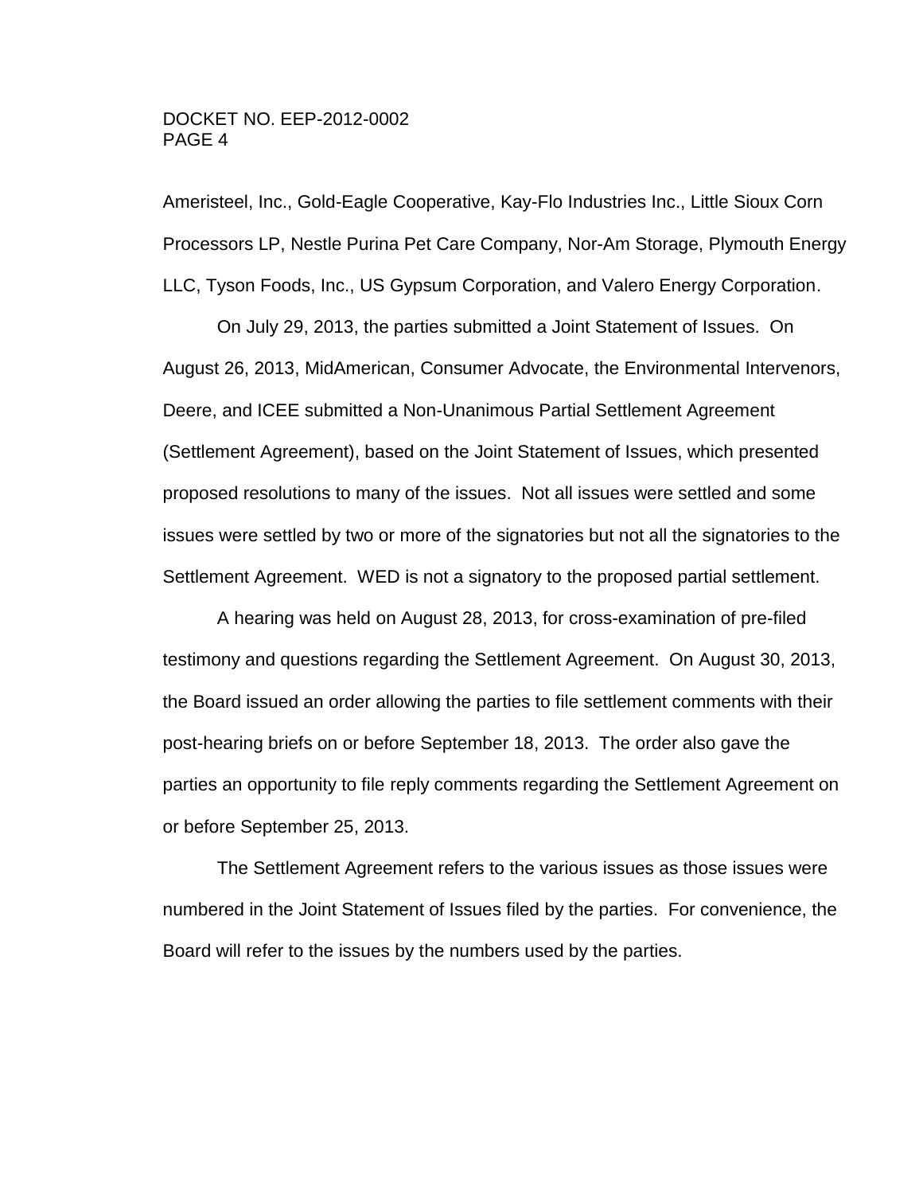Ameristeel, Inc., Gold-Eagle Cooperative, Kay-Flo Industries Inc., Little Sioux Corn Processors LP, Nestle Purina Pet Care Company, Nor-Am Storage, Plymouth Energy LLC, Tyson Foods, Inc., US Gypsum Corporation, and Valero Energy Corporation.

On July 29, 2013, the parties submitted a Joint Statement of Issues. On August 26, 2013, MidAmerican, Consumer Advocate, the Environmental Intervenors, Deere, and ICEE submitted a Non-Unanimous Partial Settlement Agreement (Settlement Agreement), based on the Joint Statement of Issues, which presented proposed resolutions to many of the issues. Not all issues were settled and some issues were settled by two or more of the signatories but not all the signatories to the Settlement Agreement. WED is not a signatory to the proposed partial settlement.

A hearing was held on August 28, 2013, for cross-examination of pre-filed testimony and questions regarding the Settlement Agreement. On August 30, 2013, the Board issued an order allowing the parties to file settlement comments with their post-hearing briefs on or before September 18, 2013. The order also gave the parties an opportunity to file reply comments regarding the Settlement Agreement on or before September 25, 2013.

The Settlement Agreement refers to the various issues as those issues were numbered in the Joint Statement of Issues filed by the parties. For convenience, the Board will refer to the issues by the numbers used by the parties.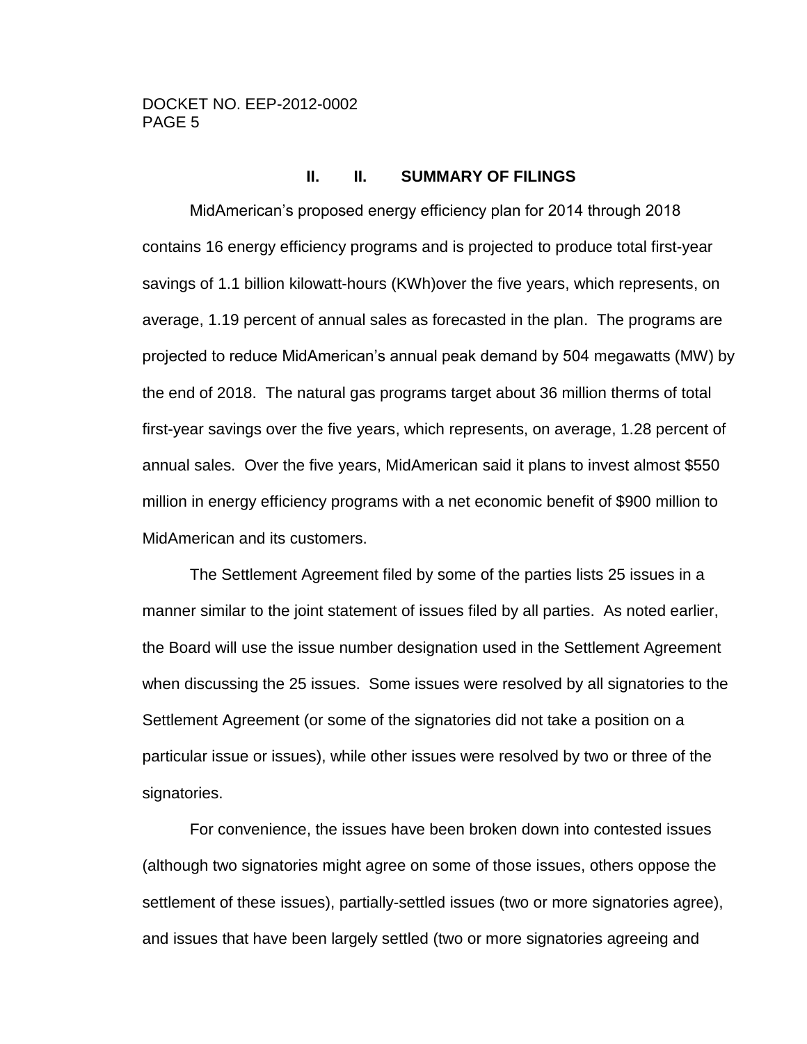## II. II. SUMMARY OF FILINGS

MidAmerican's proposed energy efficiency plan for 2014 through 2018 contains 16 energy efficiency programs and is projected to produce total first-year savings of 1.1 billion kilowatt-hours (KWh)over the five years, which represents, on average, 1.19 percent of annual sales as forecasted in the plan. The programs are projected to reduce MidAmerican's annual peak demand by 504 megawatts (MW) by the end of 2018. The natural gas programs target about 36 million therms of total first-year savings over the five years, which represents, on average, 1.28 percent of annual sales. Over the five years, MidAmerican said it plans to invest almost $550 million in energy efficiency programs with a net economic benefit of $900 million to MidAmerican and its customers.

The Settlement Agreement filed by some of the parties lists 25 issues in a manner similar to the joint statement of issues filed by all parties. As noted earlier, the Board will use the issue number designation used in the Settlement Agreement when discussing the 25 issues. Some issues were resolved by all signatories to the Settlement Agreement (or some of the signatories did not take a position on a particular issue or issues), while other issues were resolved by two or three of the signatories.

For convenience, the issues have been broken down into contested issues (although two signatories might agree on some of those issues, others oppose the settlement of these issues), partially-settled issues (two or more signatories agree), and issues that have been largely settled (two or more signatories agreeing and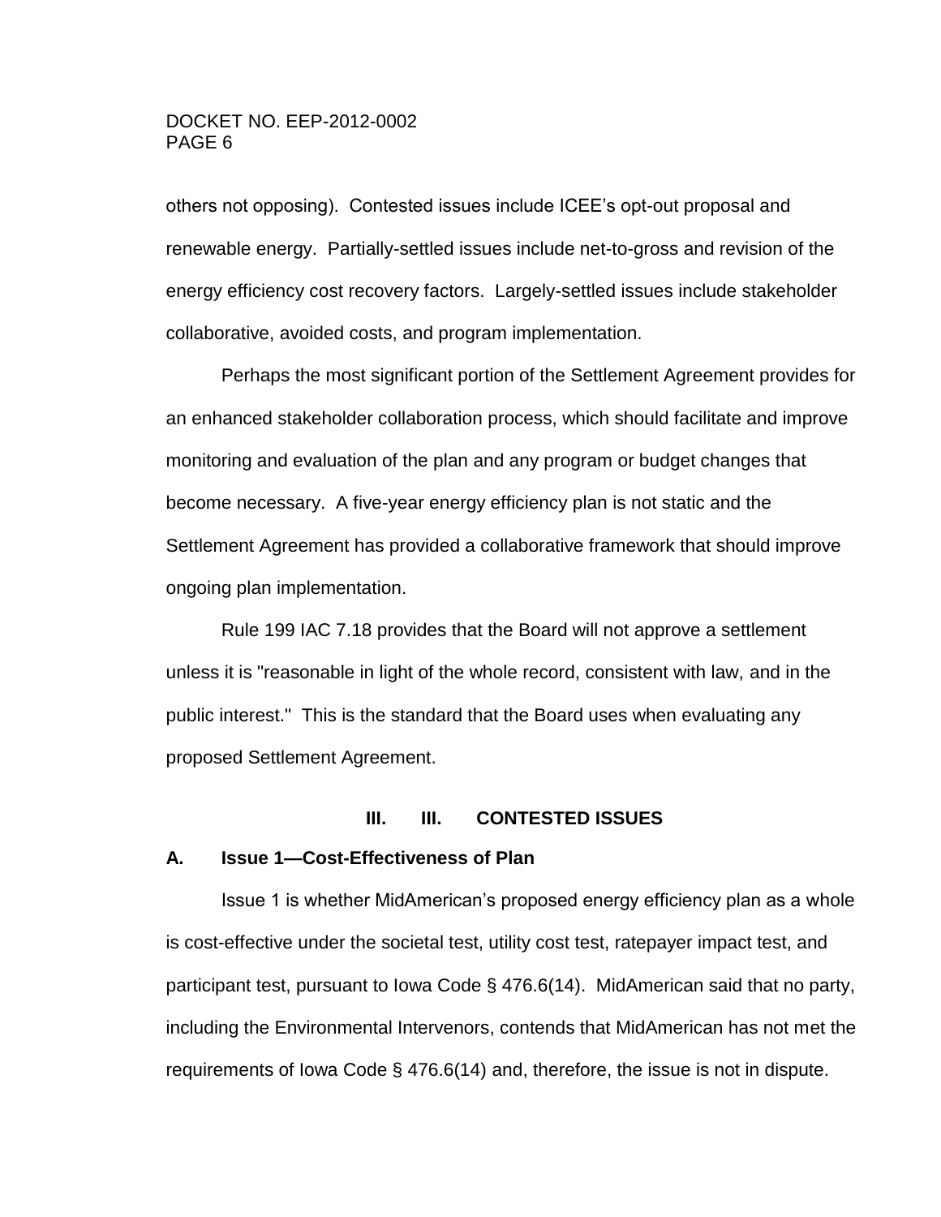others not opposing). Contested issues include ICEE's opt-out proposal and renewable energy. Partially-settled issues include net-to-gross and revision of the energy efficiency cost recovery factors. Largely-settled issues include stakeholder collaborative, avoided costs, and program implementation.

Perhaps the most significant portion of the Settlement Agreement provides for an enhanced stakeholder collaboration process, which should facilitate and improve monitoring and evaluation of the plan and any program or budget changes that become necessary. A five-year energy efficiency plan is not static and the Settlement Agreement has provided a collaborative framework that should improve ongoing plan implementation.

Rule 199 IAC 7.18 provides that the Board will not approve a settlement unless it is "reasonable in light of the whole record, consistent with law, and in the public interest." This is the standard that the Board uses when evaluating any proposed Settlement Agreement.

## III. III. CONTESTED ISSUES

### A. Issue 1—Cost-Effectiveness of Plan

Issue 1 is whether MidAmerican's proposed energy efficiency plan as a whole is cost-effective under the societal test, utility cost test, ratepayer impact test, and participant test, pursuant to Iowa Code § 476.6(14). MidAmerican said that no party, including the Environmental Intervenors, contends that MidAmerican has not met the requirements of Iowa Code § 476.6(14) and, therefore, the issue is not in dispute.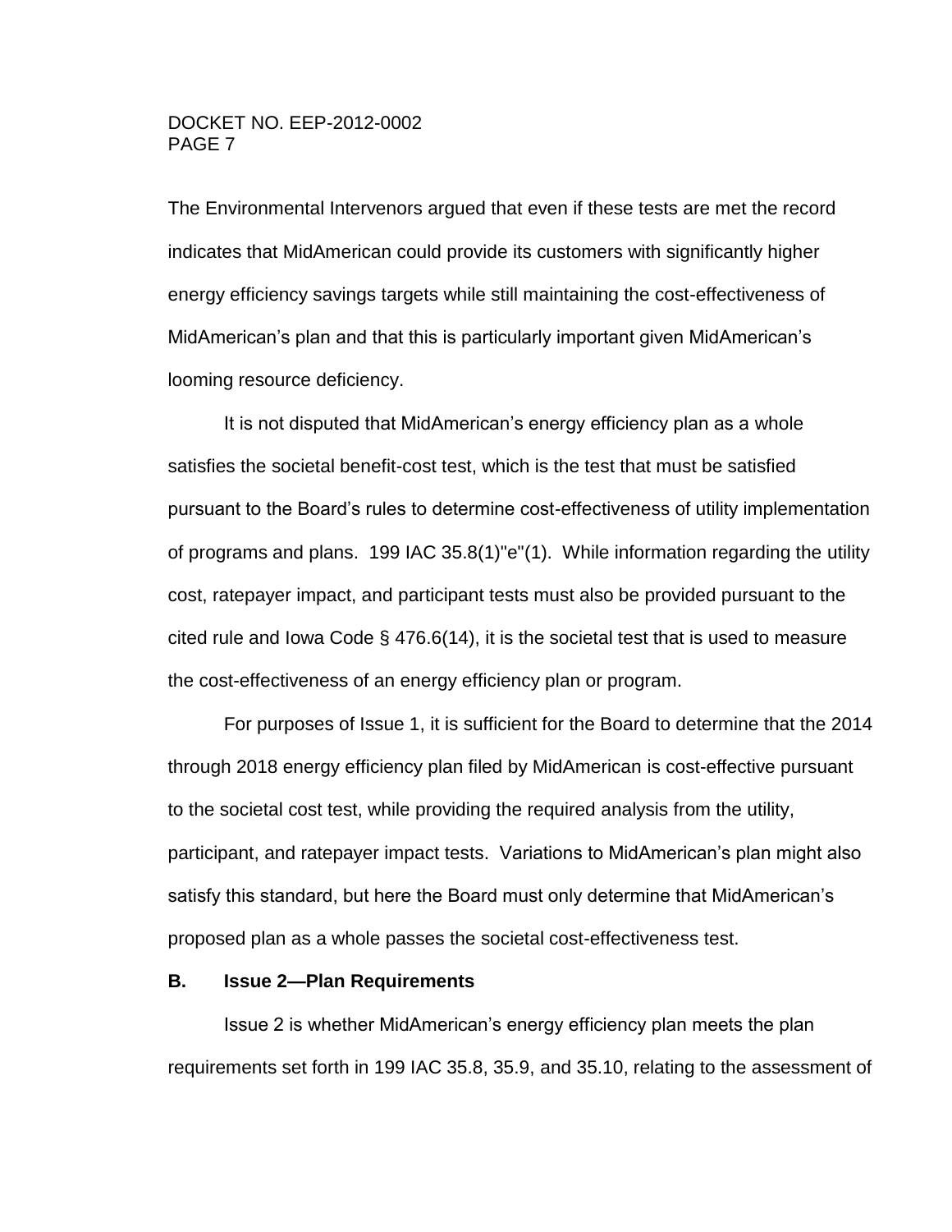The Environmental Intervenors argued that even if these tests are met the record indicates that MidAmerican could provide its customers with significantly higher energy efficiency savings targets while still maintaining the cost-effectiveness of MidAmerican's plan and that this is particularly important given MidAmerican's looming resource deficiency.

It is not disputed that MidAmerican's energy efficiency plan as a whole satisfies the societal benefit-cost test, which is the test that must be satisfied pursuant to the Board's rules to determine cost-effectiveness of utility implementation of programs and plans. 199 IAC 35.8(1)"e"(1). While information regarding the utility cost, ratepayer impact, and participant tests must also be provided pursuant to the cited rule and Iowa Code § 476.6(14), it is the societal test that is used to measure the cost-effectiveness of an energy efficiency plan or program.

For purposes of Issue 1, it is sufficient for the Board to determine that the 2014 through 2018 energy efficiency plan filed by MidAmerican is cost-effective pursuant to the societal cost test, while providing the required analysis from the utility, participant, and ratepayer impact tests. Variations to MidAmerican's plan might also satisfy this standard, but here the Board must only determine that MidAmerican's proposed plan as a whole passes the societal cost-effectiveness test.

### B. Issue 2—Plan Requirements

Issue 2 is whether MidAmerican's energy efficiency plan meets the plan requirements set forth in 199 IAC 35.8, 35.9, and 35.10, relating to the assessment of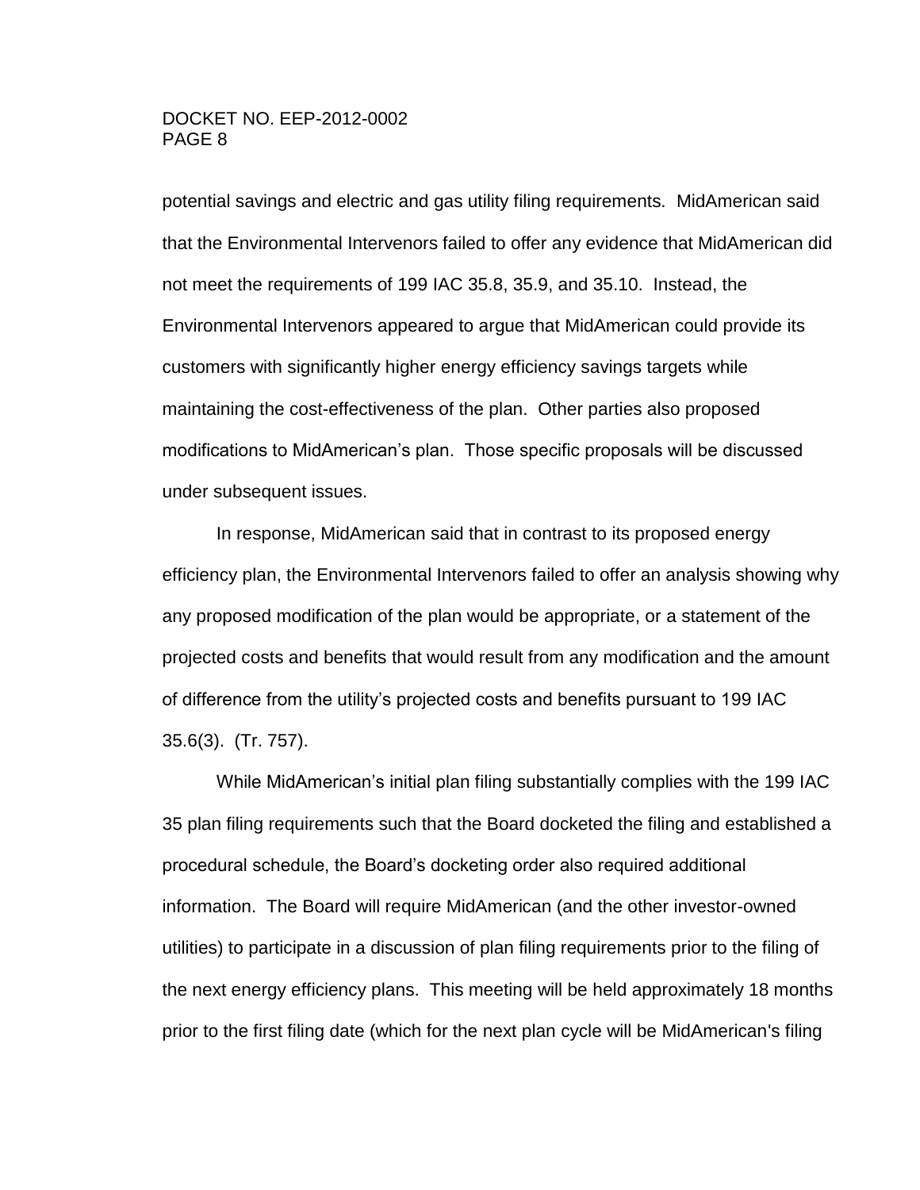potential savings and electric and gas utility filing requirements. MidAmerican said that the Environmental Intervenors failed to offer any evidence that MidAmerican did not meet the requirements of 199 IAC 35.8, 35.9, and 35.10. Instead, the Environmental Intervenors appeared to argue that MidAmerican could provide its customers with significantly higher energy efficiency savings targets while maintaining the cost-effectiveness of the plan. Other parties also proposed modifications to MidAmerican's plan. Those specific proposals will be discussed under subsequent issues.

In response, MidAmerican said that in contrast to its proposed energy efficiency plan, the Environmental Intervenors failed to offer an analysis showing why any proposed modification of the plan would be appropriate, or a statement of the projected costs and benefits that would result from any modification and the amount of difference from the utility's projected costs and benefits pursuant to 199 IAC 35.6(3). (Tr. 757).

While MidAmerican's initial plan filing substantially complies with the 199 IAC 35 plan filing requirements such that the Board docketed the filing and established a procedural schedule, the Board's docketing order also required additional information. The Board will require MidAmerican (and the other investor-owned utilities) to participate in a discussion of plan filing requirements prior to the filing of the next energy efficiency plans. This meeting will be held approximately 18 months prior to the first filing date (which for the next plan cycle will be MidAmerican's filing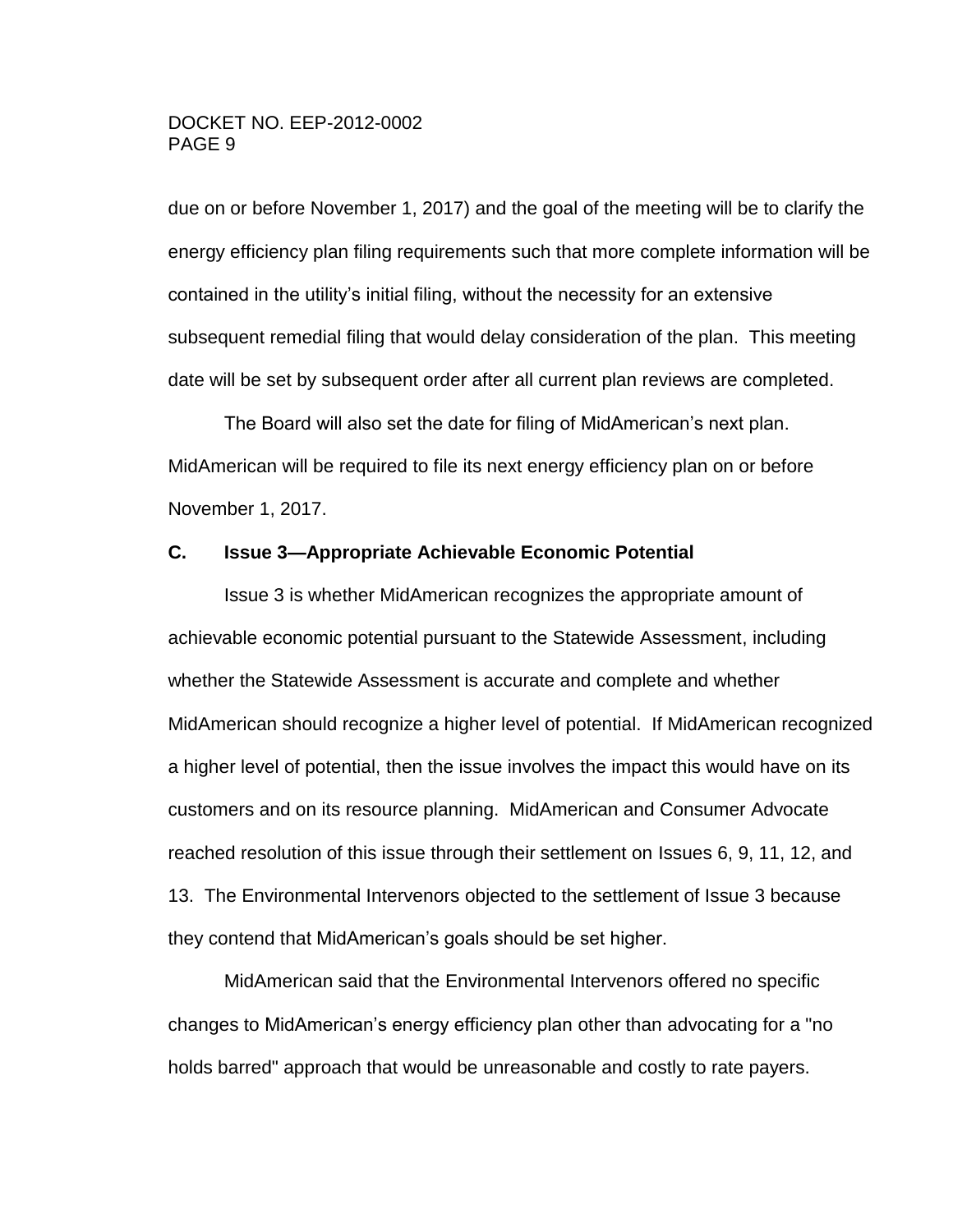due on or before November 1, 2017) and the goal of the meeting will be to clarify the energy efficiency plan filing requirements such that more complete information will be contained in the utility's initial filing, without the necessity for an extensive subsequent remedial filing that would delay consideration of the plan. This meeting date will be set by subsequent order after all current plan reviews are completed.

The Board will also set the date for filing of MidAmerican's next plan. MidAmerican will be required to file its next energy efficiency plan on or before November 1, 2017.

### C. Issue 3—Appropriate Achievable Economic Potential

Issue 3 is whether MidAmerican recognizes the appropriate amount of achievable economic potential pursuant to the Statewide Assessment, including whether the Statewide Assessment is accurate and complete and whether MidAmerican should recognize a higher level of potential. If MidAmerican recognized a higher level of potential, then the issue involves the impact this would have on its customers and on its resource planning. MidAmerican and Consumer Advocate reached resolution of this issue through their settlement on Issues 6, 9, 11, 12, and 13. The Environmental Intervenors objected to the settlement of Issue 3 because they contend that MidAmerican's goals should be set higher.

MidAmerican said that the Environmental Intervenors offered no specific changes to MidAmerican's energy efficiency plan other than advocating for a "no holds barred" approach that would be unreasonable and costly to rate payers.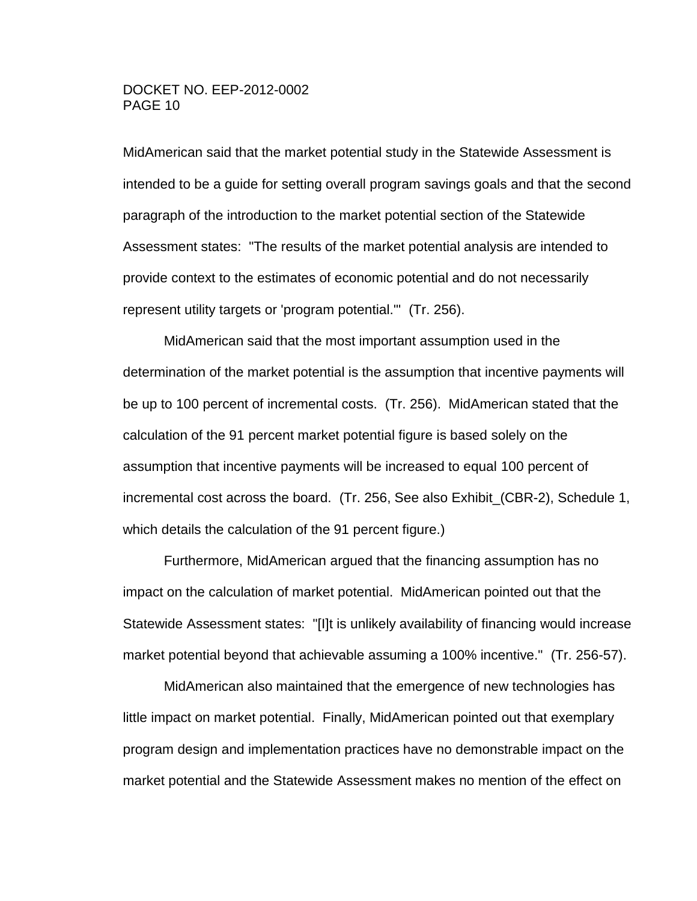MidAmerican said that the market potential study in the Statewide Assessment is intended to be a guide for setting overall program savings goals and that the second paragraph of the introduction to the market potential section of the Statewide Assessment states: "The results of the market potential analysis are intended to provide context to the estimates of economic potential and do not necessarily represent utility targets or 'program potential.'" (Tr. 256).

MidAmerican said that the most important assumption used in the determination of the market potential is the assumption that incentive payments will be up to 100 percent of incremental costs. (Tr. 256). MidAmerican stated that the calculation of the 91 percent market potential figure is based solely on the assumption that incentive payments will be increased to equal 100 percent of incremental cost across the board. (Tr. 256, See also Exhibit_(CBR-2), Schedule 1, which details the calculation of the 91 percent figure.)

Furthermore, MidAmerican argued that the financing assumption has no impact on the calculation of market potential. MidAmerican pointed out that the Statewide Assessment states: "[I]t is unlikely availability of financing would increase market potential beyond that achievable assuming a 100% incentive." (Tr. 256-57).

MidAmerican also maintained that the emergence of new technologies has little impact on market potential. Finally, MidAmerican pointed out that exemplary program design and implementation practices have no demonstrable impact on the market potential and the Statewide Assessment makes no mention of the effect on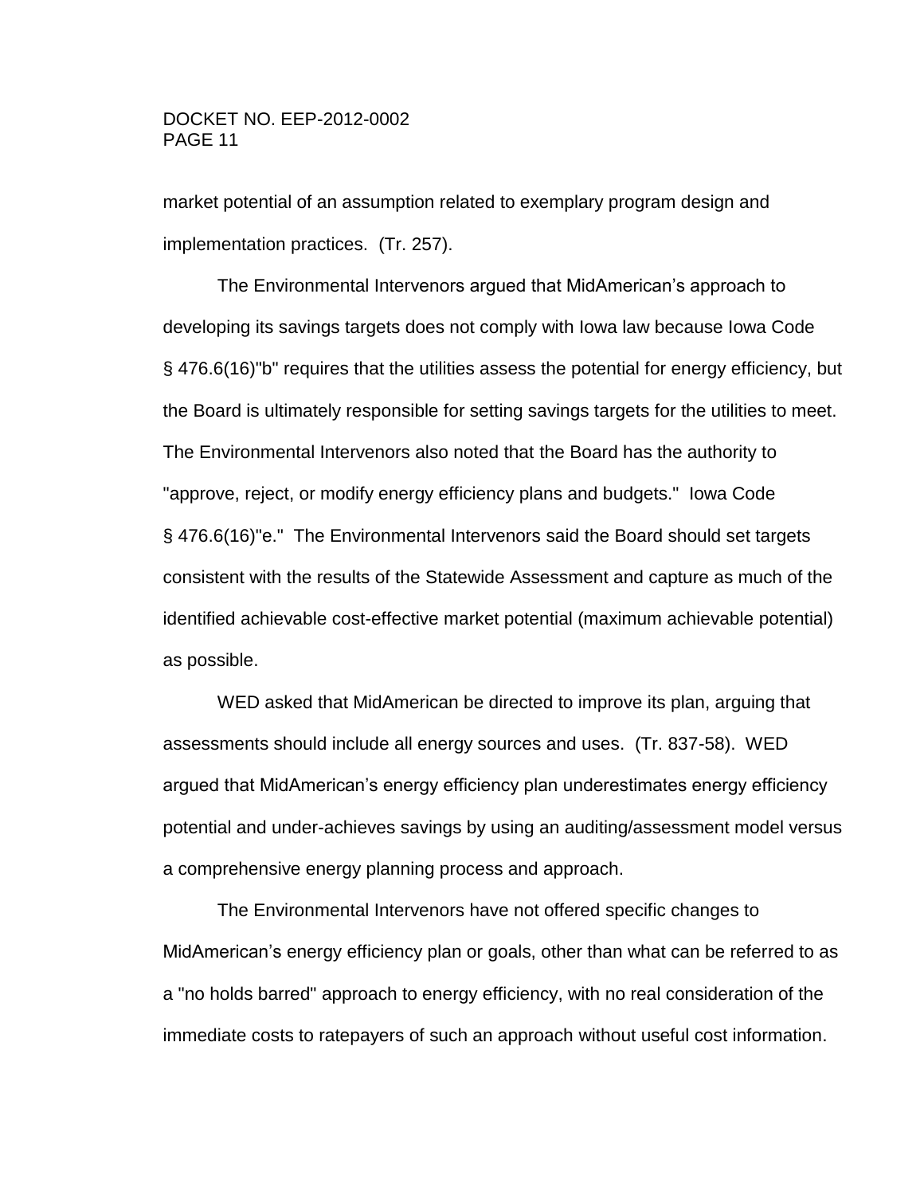market potential of an assumption related to exemplary program design and implementation practices. (Tr. 257).

The Environmental Intervenors argued that MidAmerican's approach to developing its savings targets does not comply with Iowa law because Iowa Code § 476.6(16)"b" requires that the utilities assess the potential for energy efficiency, but the Board is ultimately responsible for setting savings targets for the utilities to meet. The Environmental Intervenors also noted that the Board has the authority to "approve, reject, or modify energy efficiency plans and budgets." Iowa Code § 476.6(16)"e." The Environmental Intervenors said the Board should set targets consistent with the results of the Statewide Assessment and capture as much of the identified achievable cost-effective market potential (maximum achievable potential) as possible.

WED asked that MidAmerican be directed to improve its plan, arguing that assessments should include all energy sources and uses. (Tr. 837-58). WED argued that MidAmerican's energy efficiency plan underestimates energy efficiency potential and under-achieves savings by using an auditing/assessment model versus a comprehensive energy planning process and approach.

The Environmental Intervenors have not offered specific changes to MidAmerican's energy efficiency plan or goals, other than what can be referred to as a "no holds barred" approach to energy efficiency, with no real consideration of the immediate costs to ratepayers of such an approach without useful cost information.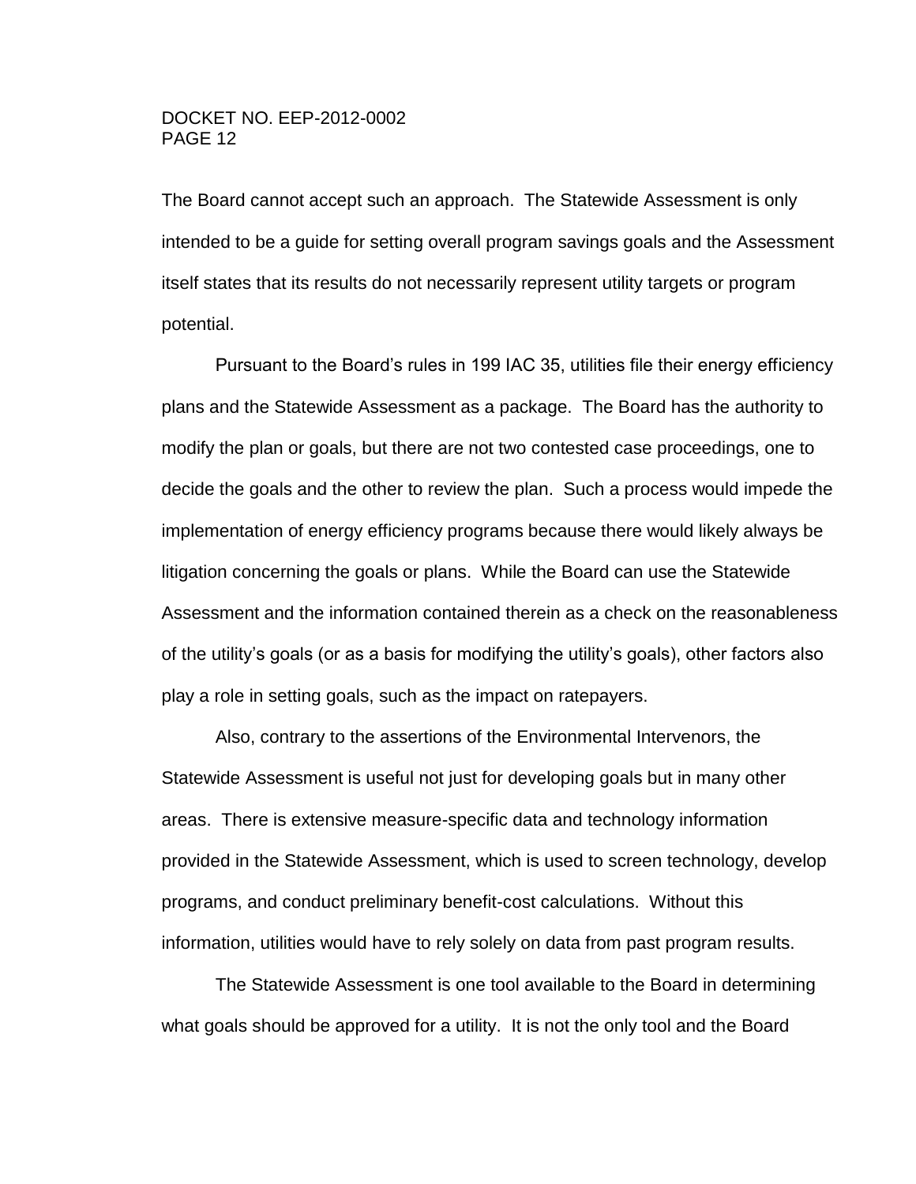The Board cannot accept such an approach. The Statewide Assessment is only intended to be a guide for setting overall program savings goals and the Assessment itself states that its results do not necessarily represent utility targets or program potential.

Pursuant to the Board's rules in 199 IAC 35, utilities file their energy efficiency plans and the Statewide Assessment as a package. The Board has the authority to modify the plan or goals, but there are not two contested case proceedings, one to decide the goals and the other to review the plan. Such a process would impede the implementation of energy efficiency programs because there would likely always be litigation concerning the goals or plans. While the Board can use the Statewide Assessment and the information contained therein as a check on the reasonableness of the utility's goals (or as a basis for modifying the utility's goals), other factors also play a role in setting goals, such as the impact on ratepayers.

Also, contrary to the assertions of the Environmental Intervenors, the Statewide Assessment is useful not just for developing goals but in many other areas. There is extensive measure-specific data and technology information provided in the Statewide Assessment, which is used to screen technology, develop programs, and conduct preliminary benefit-cost calculations. Without this information, utilities would have to rely solely on data from past program results.

The Statewide Assessment is one tool available to the Board in determining what goals should be approved for a utility. It is not the only tool and the Board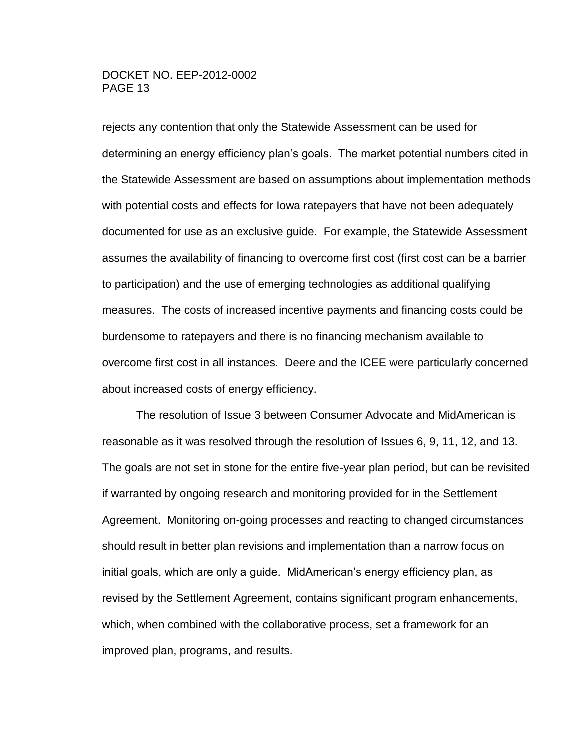rejects any contention that only the Statewide Assessment can be used for determining an energy efficiency plan's goals. The market potential numbers cited in the Statewide Assessment are based on assumptions about implementation methods with potential costs and effects for Iowa ratepayers that have not been adequately documented for use as an exclusive guide. For example, the Statewide Assessment assumes the availability of financing to overcome first cost (first cost can be a barrier to participation) and the use of emerging technologies as additional qualifying measures. The costs of increased incentive payments and financing costs could be burdensome to ratepayers and there is no financing mechanism available to overcome first cost in all instances. Deere and the ICEE were particularly concerned about increased costs of energy efficiency.

The resolution of Issue 3 between Consumer Advocate and MidAmerican is reasonable as it was resolved through the resolution of Issues 6, 9, 11, 12, and 13. The goals are not set in stone for the entire five-year plan period, but can be revisited if warranted by ongoing research and monitoring provided for in the Settlement Agreement. Monitoring on-going processes and reacting to changed circumstances should result in better plan revisions and implementation than a narrow focus on initial goals, which are only a guide. MidAmerican's energy efficiency plan, as revised by the Settlement Agreement, contains significant program enhancements, which, when combined with the collaborative process, set a framework for an improved plan, programs, and results.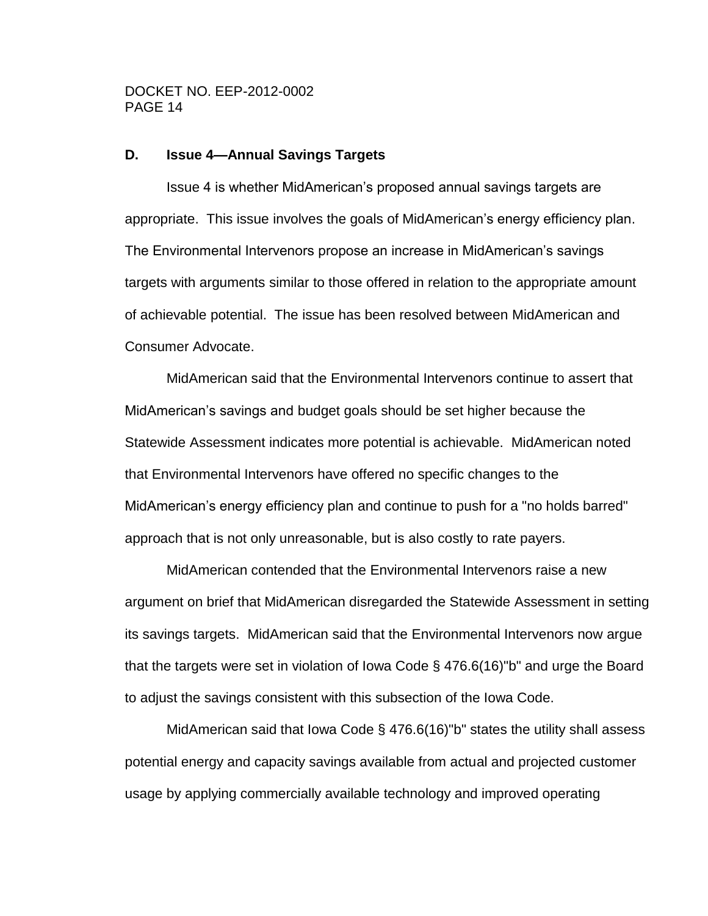## D. Issue 4—Annual Savings Targets

Issue 4 is whether MidAmerican's proposed annual savings targets are appropriate. This issue involves the goals of MidAmerican's energy efficiency plan. The Environmental Intervenors propose an increase in MidAmerican's savings targets with arguments similar to those offered in relation to the appropriate amount of achievable potential. The issue has been resolved between MidAmerican and Consumer Advocate.

MidAmerican said that the Environmental Intervenors continue to assert that MidAmerican's savings and budget goals should be set higher because the Statewide Assessment indicates more potential is achievable. MidAmerican noted that Environmental Intervenors have offered no specific changes to the MidAmerican's energy efficiency plan and continue to push for a "no holds barred" approach that is not only unreasonable, but is also costly to rate payers.

MidAmerican contended that the Environmental Intervenors raise a new argument on brief that MidAmerican disregarded the Statewide Assessment in setting its savings targets. MidAmerican said that the Environmental Intervenors now argue that the targets were set in violation of Iowa Code § 476.6(16)"b" and urge the Board to adjust the savings consistent with this subsection of the Iowa Code.

MidAmerican said that Iowa Code § 476.6(16)"b" states the utility shall assess potential energy and capacity savings available from actual and projected customer usage by applying commercially available technology and improved operating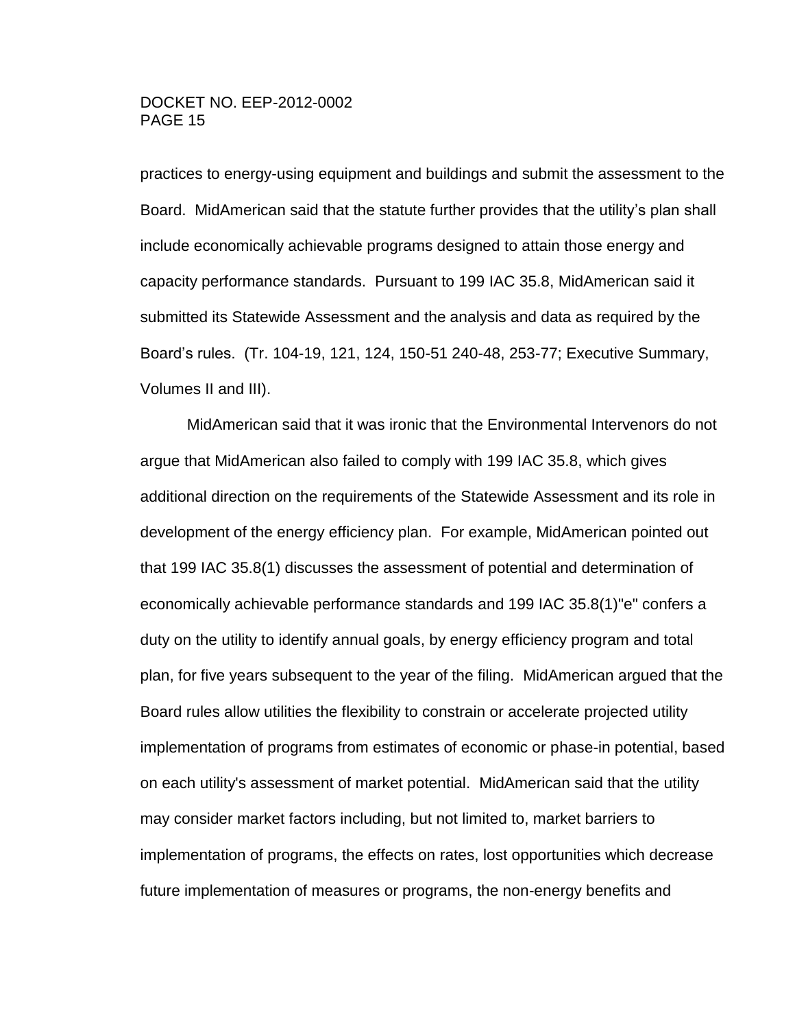practices to energy-using equipment and buildings and submit the assessment to the Board. MidAmerican said that the statute further provides that the utility's plan shall include economically achievable programs designed to attain those energy and capacity performance standards. Pursuant to 199 IAC 35.8, MidAmerican said it submitted its Statewide Assessment and the analysis and data as required by the Board's rules. (Tr. 104-19, 121, 124, 150-51 240-48, 253-77; Executive Summary, Volumes II and III).

MidAmerican said that it was ironic that the Environmental Intervenors do not argue that MidAmerican also failed to comply with 199 IAC 35.8, which gives additional direction on the requirements of the Statewide Assessment and its role in development of the energy efficiency plan. For example, MidAmerican pointed out that 199 IAC 35.8(1) discusses the assessment of potential and determination of economically achievable performance standards and 199 IAC 35.8(1)"e" confers a duty on the utility to identify annual goals, by energy efficiency program and total plan, for five years subsequent to the year of the filing. MidAmerican argued that the Board rules allow utilities the flexibility to constrain or accelerate projected utility implementation of programs from estimates of economic or phase-in potential, based on each utility's assessment of market potential. MidAmerican said that the utility may consider market factors including, but not limited to, market barriers to implementation of programs, the effects on rates, lost opportunities which decrease future implementation of measures or programs, the non-energy benefits and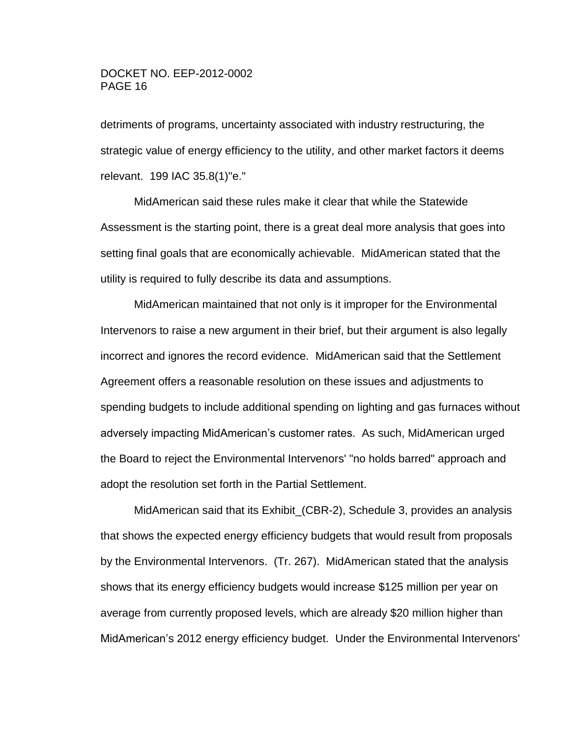detriments of programs, uncertainty associated with industry restructuring, the strategic value of energy efficiency to the utility, and other market factors it deems relevant. 199 IAC 35.8(1)"e."

MidAmerican said these rules make it clear that while the Statewide Assessment is the starting point, there is a great deal more analysis that goes into setting final goals that are economically achievable. MidAmerican stated that the utility is required to fully describe its data and assumptions.

MidAmerican maintained that not only is it improper for the Environmental Intervenors to raise a new argument in their brief, but their argument is also legally incorrect and ignores the record evidence. MidAmerican said that the Settlement Agreement offers a reasonable resolution on these issues and adjustments to spending budgets to include additional spending on lighting and gas furnaces without adversely impacting MidAmerican's customer rates. As such, MidAmerican urged the Board to reject the Environmental Intervenors' "no holds barred" approach and adopt the resolution set forth in the Partial Settlement.

MidAmerican said that its Exhibit_(CBR-2), Schedule 3, provides an analysis that shows the expected energy efficiency budgets that would result from proposals by the Environmental Intervenors. (Tr. 267). MidAmerican stated that the analysis shows that its energy efficiency budgets would increase $125 million per year on average from currently proposed levels, which are already $20 million higher than MidAmerican's 2012 energy efficiency budget. Under the Environmental Intervenors'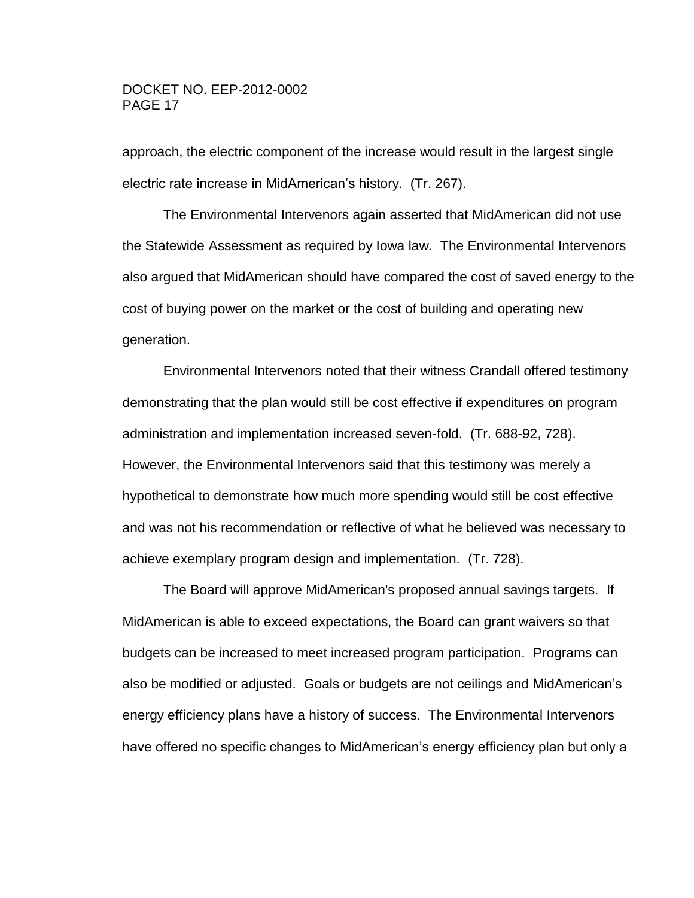approach, the electric component of the increase would result in the largest single electric rate increase in MidAmerican's history. (Tr. 267).

The Environmental Intervenors again asserted that MidAmerican did not use the Statewide Assessment as required by Iowa law. The Environmental Intervenors also argued that MidAmerican should have compared the cost of saved energy to the cost of buying power on the market or the cost of building and operating new generation.

Environmental Intervenors noted that their witness Crandall offered testimony demonstrating that the plan would still be cost effective if expenditures on program administration and implementation increased seven-fold. (Tr. 688-92, 728). However, the Environmental Intervenors said that this testimony was merely a hypothetical to demonstrate how much more spending would still be cost effective and was not his recommendation or reflective of what he believed was necessary to achieve exemplary program design and implementation. (Tr. 728).

The Board will approve MidAmerican's proposed annual savings targets. If MidAmerican is able to exceed expectations, the Board can grant waivers so that budgets can be increased to meet increased program participation. Programs can also be modified or adjusted. Goals or budgets are not ceilings and MidAmerican's energy efficiency plans have a history of success. The Environmental Intervenors have offered no specific changes to MidAmerican's energy efficiency plan but only a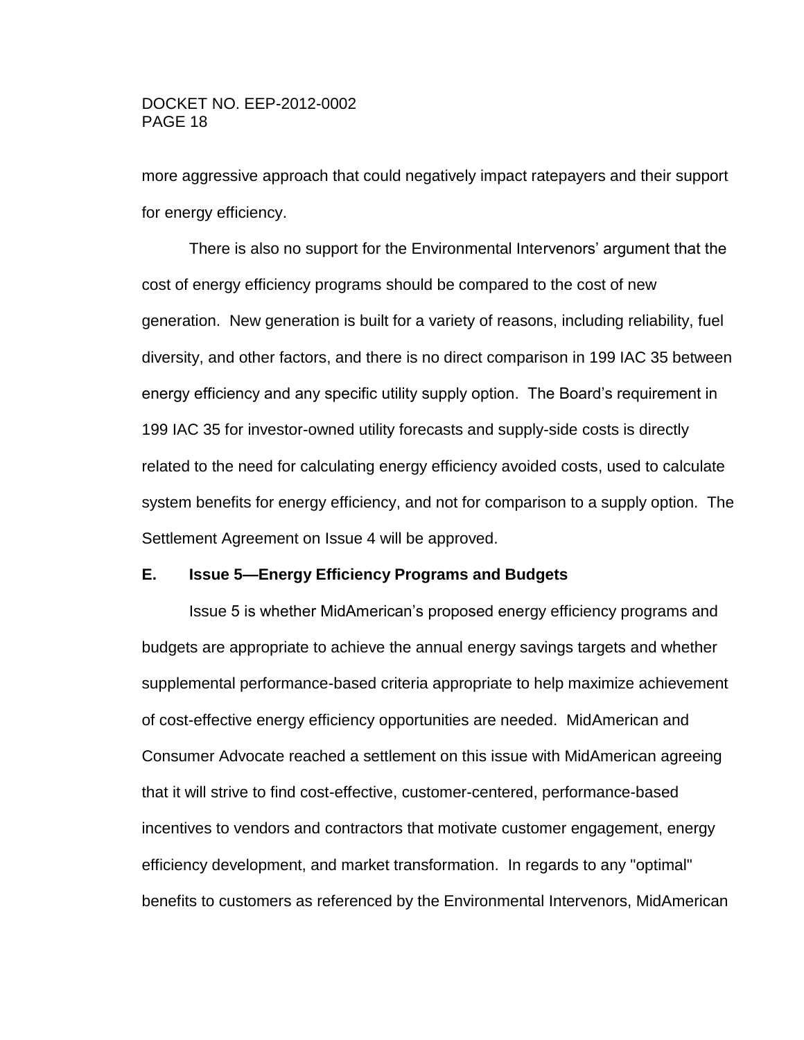more aggressive approach that could negatively impact ratepayers and their support for energy efficiency.

There is also no support for the Environmental Intervenors' argument that the cost of energy efficiency programs should be compared to the cost of new generation. New generation is built for a variety of reasons, including reliability, fuel diversity, and other factors, and there is no direct comparison in 199 IAC 35 between energy efficiency and any specific utility supply option. The Board's requirement in 199 IAC 35 for investor-owned utility forecasts and supply-side costs is directly related to the need for calculating energy efficiency avoided costs, used to calculate system benefits for energy efficiency, and not for comparison to a supply option. The Settlement Agreement on Issue 4 will be approved.

### E. Issue 5—Energy Efficiency Programs and Budgets

Issue 5 is whether MidAmerican's proposed energy efficiency programs and budgets are appropriate to achieve the annual energy savings targets and whether supplemental performance-based criteria appropriate to help maximize achievement of cost-effective energy efficiency opportunities are needed. MidAmerican and Consumer Advocate reached a settlement on this issue with MidAmerican agreeing that it will strive to find cost-effective, customer-centered, performance-based incentives to vendors and contractors that motivate customer engagement, energy efficiency development, and market transformation. In regards to any "optimal" benefits to customers as referenced by the Environmental Intervenors, MidAmerican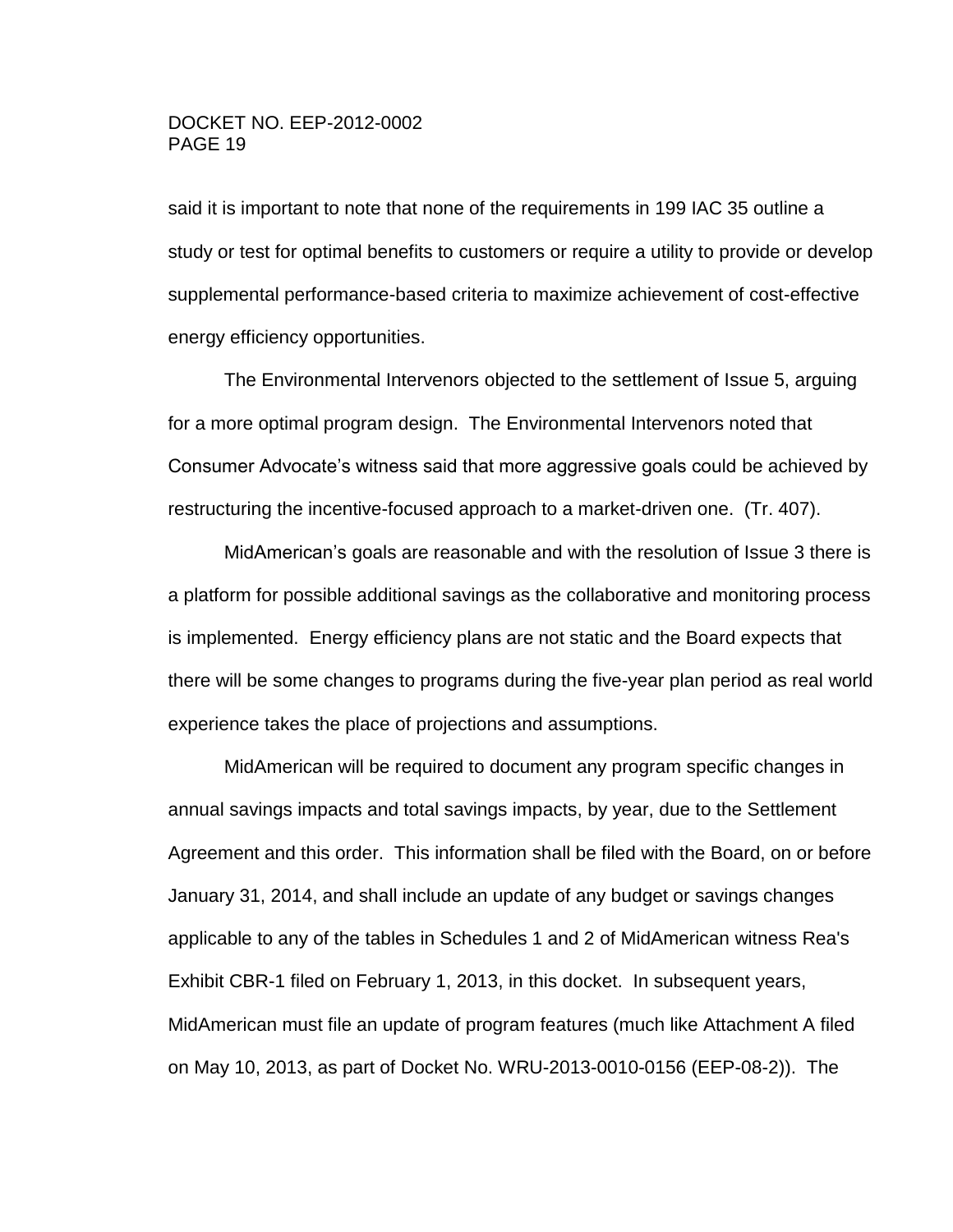said it is important to note that none of the requirements in 199 IAC 35 outline a study or test for optimal benefits to customers or require a utility to provide or develop supplemental performance-based criteria to maximize achievement of cost-effective energy efficiency opportunities.

The Environmental Intervenors objected to the settlement of Issue 5, arguing for a more optimal program design. The Environmental Intervenors noted that Consumer Advocate's witness said that more aggressive goals could be achieved by restructuring the incentive-focused approach to a market-driven one. (Tr. 407).

MidAmerican's goals are reasonable and with the resolution of Issue 3 there is a platform for possible additional savings as the collaborative and monitoring process is implemented. Energy efficiency plans are not static and the Board expects that there will be some changes to programs during the five-year plan period as real world experience takes the place of projections and assumptions.

MidAmerican will be required to document any program specific changes in annual savings impacts and total savings impacts, by year, due to the Settlement Agreement and this order. This information shall be filed with the Board, on or before January 31, 2014, and shall include an update of any budget or savings changes applicable to any of the tables in Schedules 1 and 2 of MidAmerican witness Rea's Exhibit CBR-1 filed on February 1, 2013, in this docket. In subsequent years, MidAmerican must file an update of program features (much like Attachment A filed on May 10, 2013, as part of Docket No. WRU-2013-0010-0156 (EEP-08-2)). The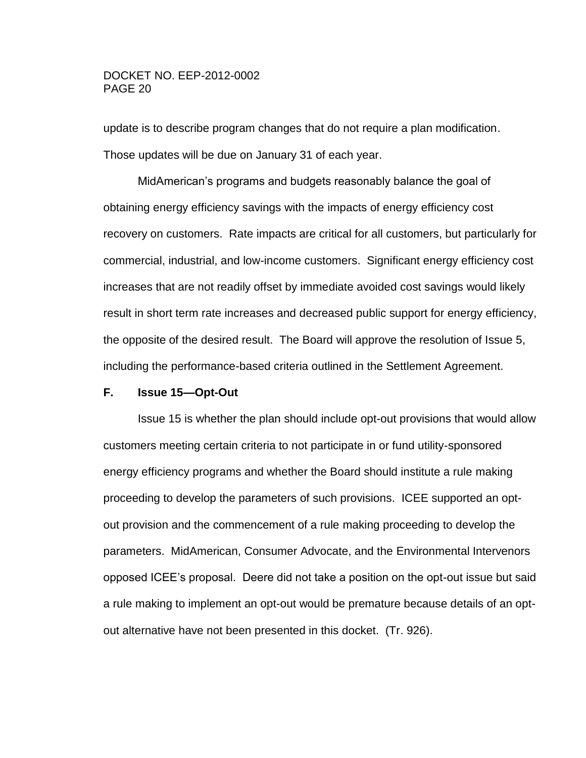update is to describe program changes that do not require a plan modification. Those updates will be due on January 31 of each year.

MidAmerican's programs and budgets reasonably balance the goal of obtaining energy efficiency savings with the impacts of energy efficiency cost recovery on customers. Rate impacts are critical for all customers, but particularly for commercial, industrial, and low-income customers. Significant energy efficiency cost increases that are not readily offset by immediate avoided cost savings would likely result in short term rate increases and decreased public support for energy efficiency, the opposite of the desired result. The Board will approve the resolution of Issue 5, including the performance-based criteria outlined in the Settlement Agreement.

### F. Issue 15—Opt-Out

Issue 15 is whether the plan should include opt-out provisions that would allow customers meeting certain criteria to not participate in or fund utility-sponsored energy efficiency programs and whether the Board should institute a rule making proceeding to develop the parameters of such provisions. ICEE supported an opt-out provision and the commencement of a rule making proceeding to develop the parameters. MidAmerican, Consumer Advocate, and the Environmental Intervenors opposed ICEE's proposal. Deere did not take a position on the opt-out issue but said a rule making to implement an opt-out would be premature because details of an opt-out alternative have not been presented in this docket. (Tr. 926).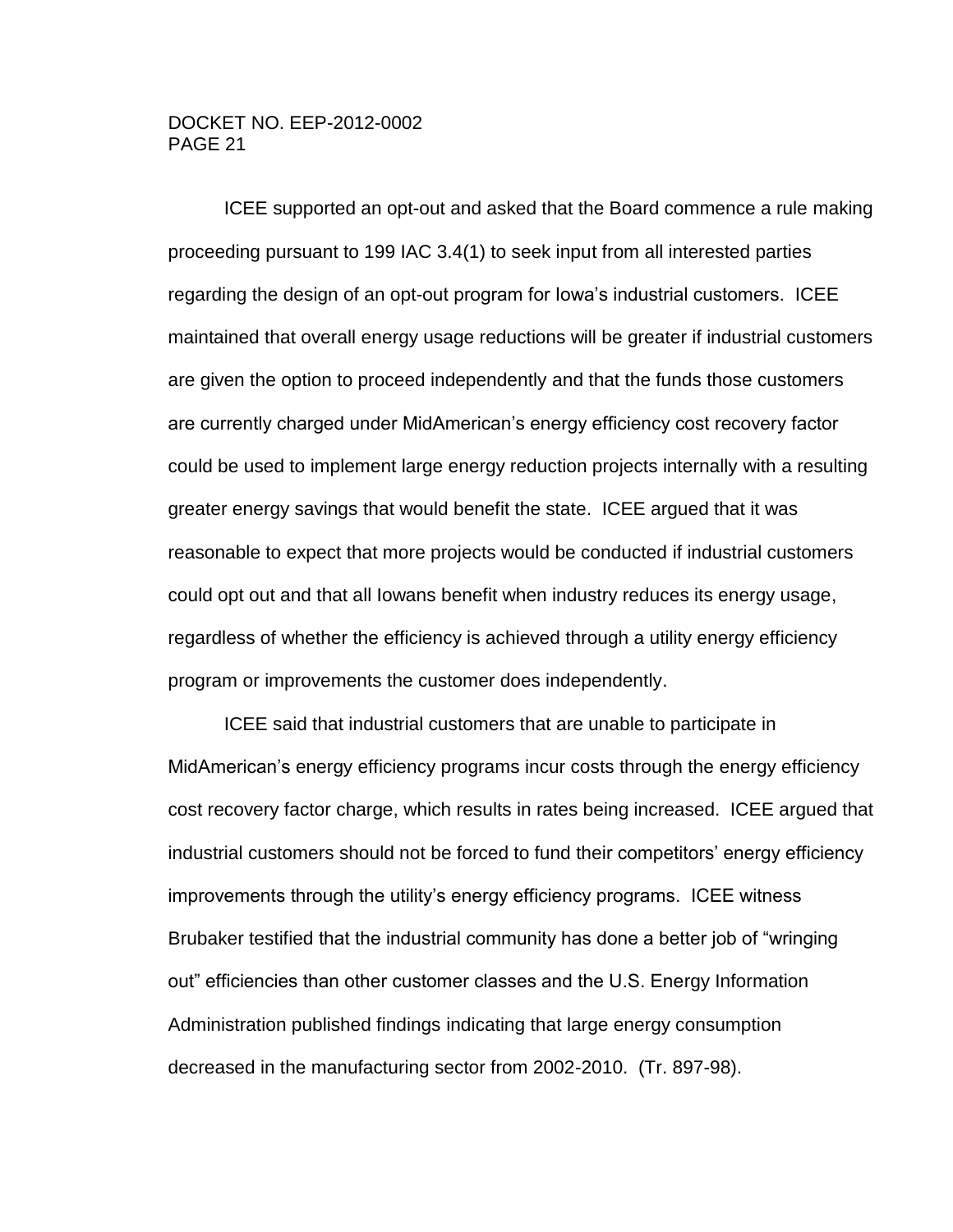ICEE supported an opt-out and asked that the Board commence a rule making proceeding pursuant to 199 IAC 3.4(1) to seek input from all interested parties regarding the design of an opt-out program for Iowa's industrial customers. ICEE maintained that overall energy usage reductions will be greater if industrial customers are given the option to proceed independently and that the funds those customers are currently charged under MidAmerican's energy efficiency cost recovery factor could be used to implement large energy reduction projects internally with a resulting greater energy savings that would benefit the state. ICEE argued that it was reasonable to expect that more projects would be conducted if industrial customers could opt out and that all Iowans benefit when industry reduces its energy usage, regardless of whether the efficiency is achieved through a utility energy efficiency program or improvements the customer does independently.

ICEE said that industrial customers that are unable to participate in MidAmerican's energy efficiency programs incur costs through the energy efficiency cost recovery factor charge, which results in rates being increased. ICEE argued that industrial customers should not be forced to fund their competitors' energy efficiency improvements through the utility's energy efficiency programs. ICEE witness Brubaker testified that the industrial community has done a better job of "wringing out" efficiencies than other customer classes and the U.S. Energy Information Administration published findings indicating that large energy consumption decreased in the manufacturing sector from 2002-2010. (Tr. 897-98).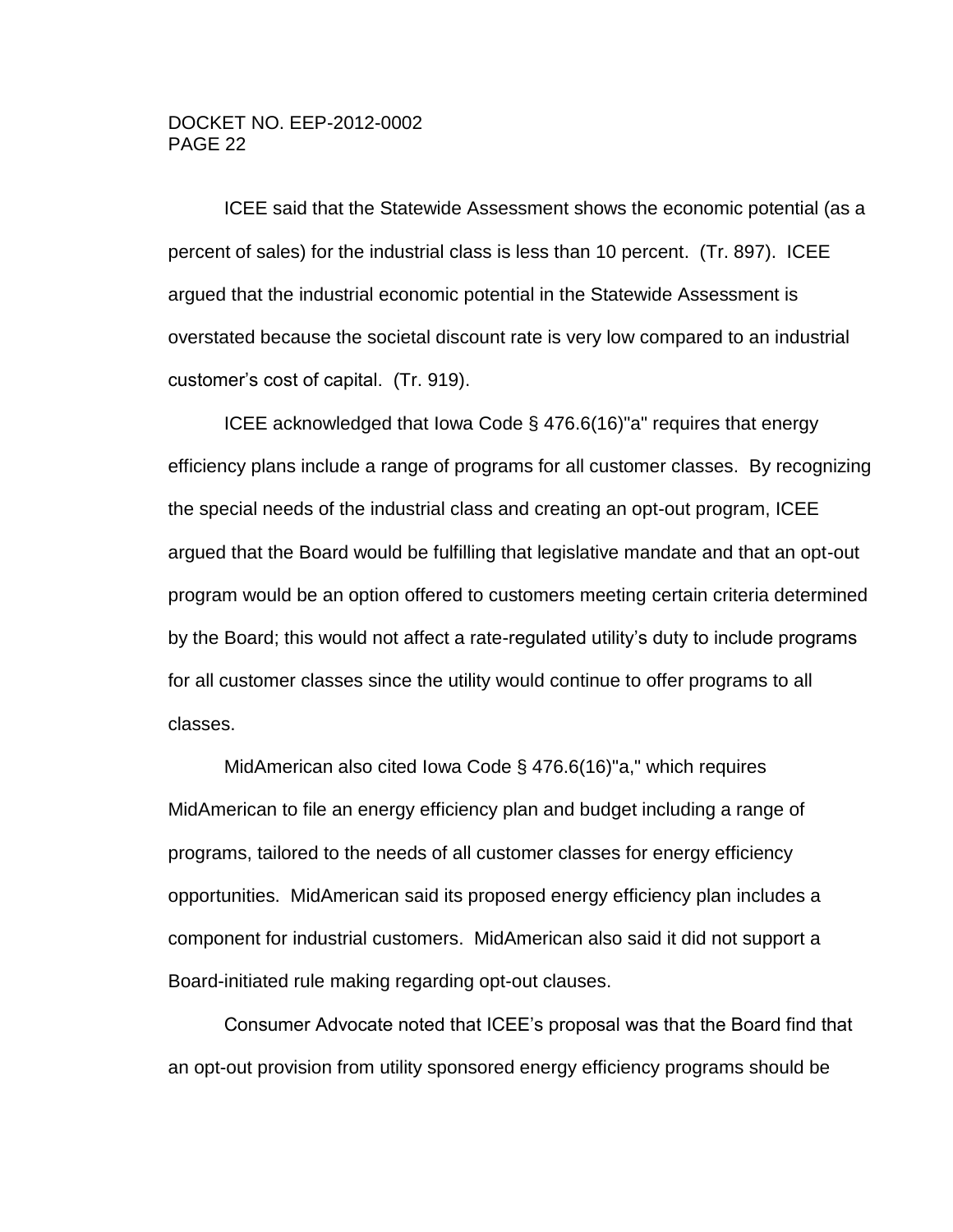ICEE said that the Statewide Assessment shows the economic potential (as a percent of sales) for the industrial class is less than 10 percent. (Tr. 897). ICEE argued that the industrial economic potential in the Statewide Assessment is overstated because the societal discount rate is very low compared to an industrial customer's cost of capital. (Tr. 919).

ICEE acknowledged that Iowa Code § 476.6(16)"a" requires that energy efficiency plans include a range of programs for all customer classes. By recognizing the special needs of the industrial class and creating an opt-out program, ICEE argued that the Board would be fulfilling that legislative mandate and that an opt-out program would be an option offered to customers meeting certain criteria determined by the Board; this would not affect a rate-regulated utility's duty to include programs for all customer classes since the utility would continue to offer programs to all classes.

MidAmerican also cited Iowa Code § 476.6(16)"a," which requires MidAmerican to file an energy efficiency plan and budget including a range of programs, tailored to the needs of all customer classes for energy efficiency opportunities. MidAmerican said its proposed energy efficiency plan includes a component for industrial customers. MidAmerican also said it did not support a Board-initiated rule making regarding opt-out clauses.

Consumer Advocate noted that ICEE's proposal was that the Board find that an opt-out provision from utility sponsored energy efficiency programs should be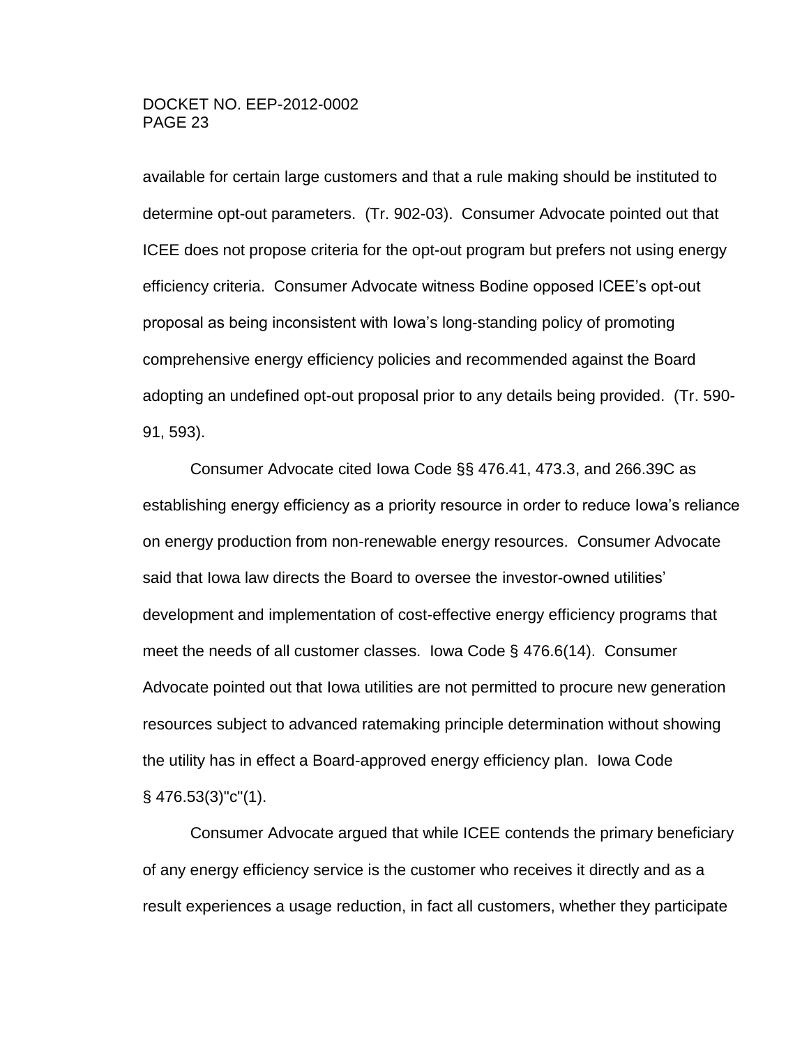available for certain large customers and that a rule making should be instituted to determine opt-out parameters. (Tr. 902-03). Consumer Advocate pointed out that ICEE does not propose criteria for the opt-out program but prefers not using energy efficiency criteria. Consumer Advocate witness Bodine opposed ICEE's opt-out proposal as being inconsistent with Iowa's long-standing policy of promoting comprehensive energy efficiency policies and recommended against the Board adopting an undefined opt-out proposal prior to any details being provided. (Tr. 590-91, 593).

Consumer Advocate cited Iowa Code §§ 476.41, 473.3, and 266.39C as establishing energy efficiency as a priority resource in order to reduce Iowa's reliance on energy production from non-renewable energy resources. Consumer Advocate said that Iowa law directs the Board to oversee the investor-owned utilities' development and implementation of cost-effective energy efficiency programs that meet the needs of all customer classes. Iowa Code § 476.6(14). Consumer Advocate pointed out that Iowa utilities are not permitted to procure new generation resources subject to advanced ratemaking principle determination without showing the utility has in effect a Board-approved energy efficiency plan. Iowa Code § 476.53(3)"c"(1).

Consumer Advocate argued that while ICEE contends the primary beneficiary of any energy efficiency service is the customer who receives it directly and as a result experiences a usage reduction, in fact all customers, whether they participate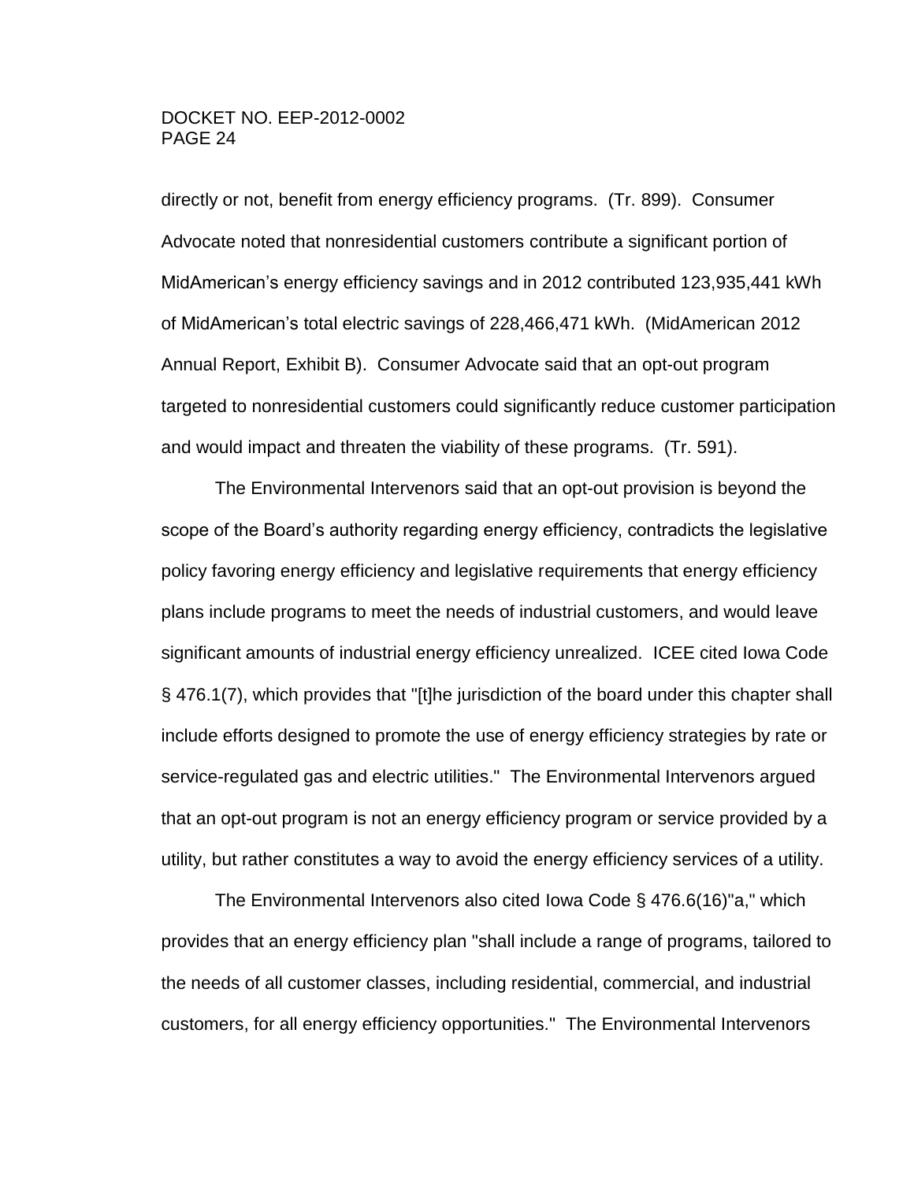directly or not, benefit from energy efficiency programs. (Tr. 899). Consumer Advocate noted that nonresidential customers contribute a significant portion of MidAmerican's energy efficiency savings and in 2012 contributed 123,935,441 kWh of MidAmerican's total electric savings of 228,466,471 kWh. (MidAmerican 2012 Annual Report, Exhibit B). Consumer Advocate said that an opt-out program targeted to nonresidential customers could significantly reduce customer participation and would impact and threaten the viability of these programs. (Tr. 591).

The Environmental Intervenors said that an opt-out provision is beyond the scope of the Board's authority regarding energy efficiency, contradicts the legislative policy favoring energy efficiency and legislative requirements that energy efficiency plans include programs to meet the needs of industrial customers, and would leave significant amounts of industrial energy efficiency unrealized. ICEE cited Iowa Code § 476.1(7), which provides that "[t]he jurisdiction of the board under this chapter shall include efforts designed to promote the use of energy efficiency strategies by rate or service-regulated gas and electric utilities." The Environmental Intervenors argued that an opt-out program is not an energy efficiency program or service provided by a utility, but rather constitutes a way to avoid the energy efficiency services of a utility.

The Environmental Intervenors also cited Iowa Code § 476.6(16)"a," which provides that an energy efficiency plan "shall include a range of programs, tailored to the needs of all customer classes, including residential, commercial, and industrial customers, for all energy efficiency opportunities." The Environmental Intervenors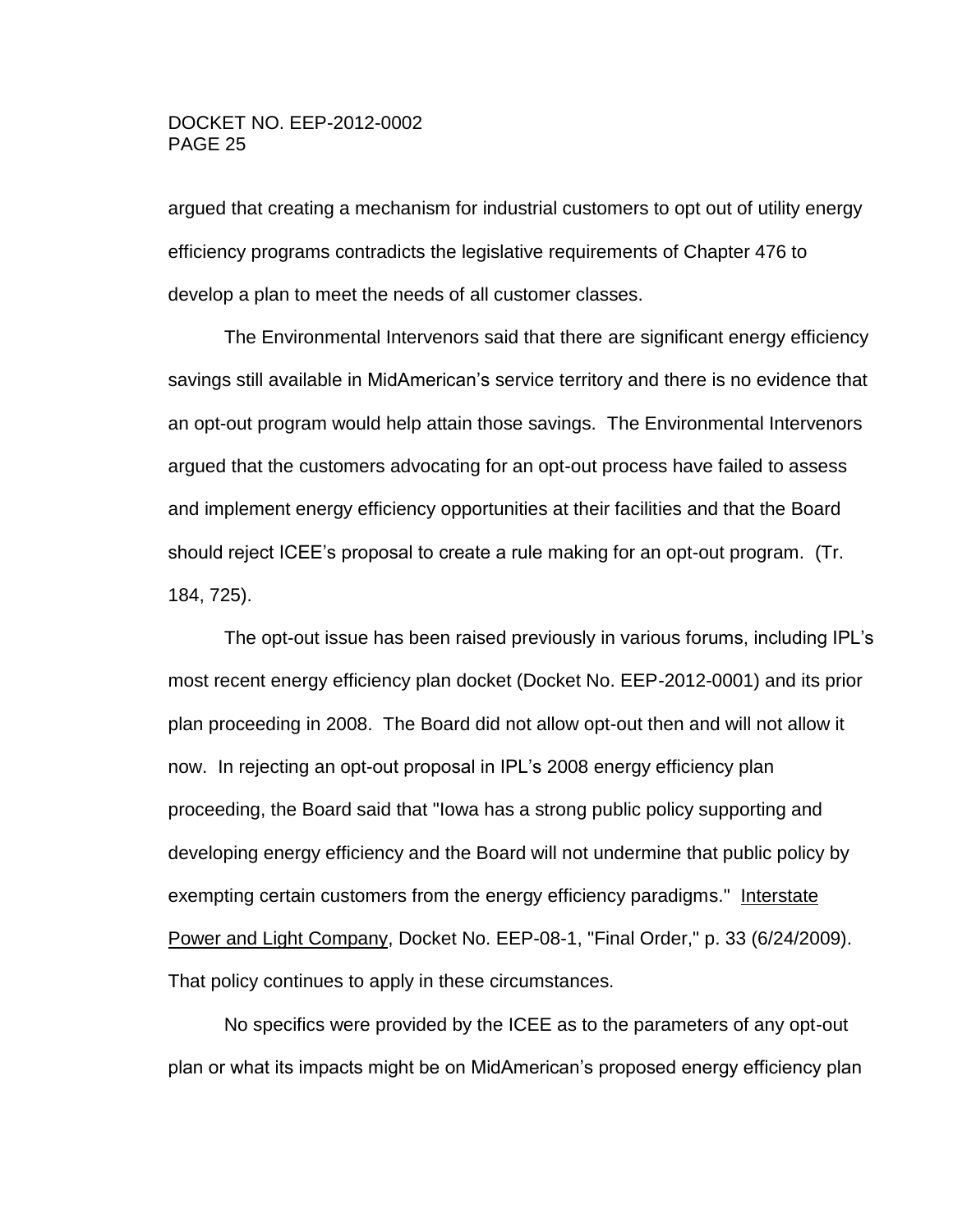argued that creating a mechanism for industrial customers to opt out of utility energy efficiency programs contradicts the legislative requirements of Chapter 476 to develop a plan to meet the needs of all customer classes.

The Environmental Intervenors said that there are significant energy efficiency savings still available in MidAmerican's service territory and there is no evidence that an opt-out program would help attain those savings. The Environmental Intervenors argued that the customers advocating for an opt-out process have failed to assess and implement energy efficiency opportunities at their facilities and that the Board should reject ICEE's proposal to create a rule making for an opt-out program. (Tr. 184, 725).

The opt-out issue has been raised previously in various forums, including IPL's most recent energy efficiency plan docket (Docket No. EEP-2012-0001) and its prior plan proceeding in 2008. The Board did not allow opt-out then and will not allow it now. In rejecting an opt-out proposal in IPL's 2008 energy efficiency plan proceeding, the Board said that "Iowa has a strong public policy supporting and developing energy efficiency and the Board will not undermine that public policy by exempting certain customers from the energy efficiency paradigms." Interstate Power and Light Company, Docket No. EEP-08-1, "Final Order," p. 33 (6/24/2009). That policy continues to apply in these circumstances.

No specifics were provided by the ICEE as to the parameters of any opt-out plan or what its impacts might be on MidAmerican's proposed energy efficiency plan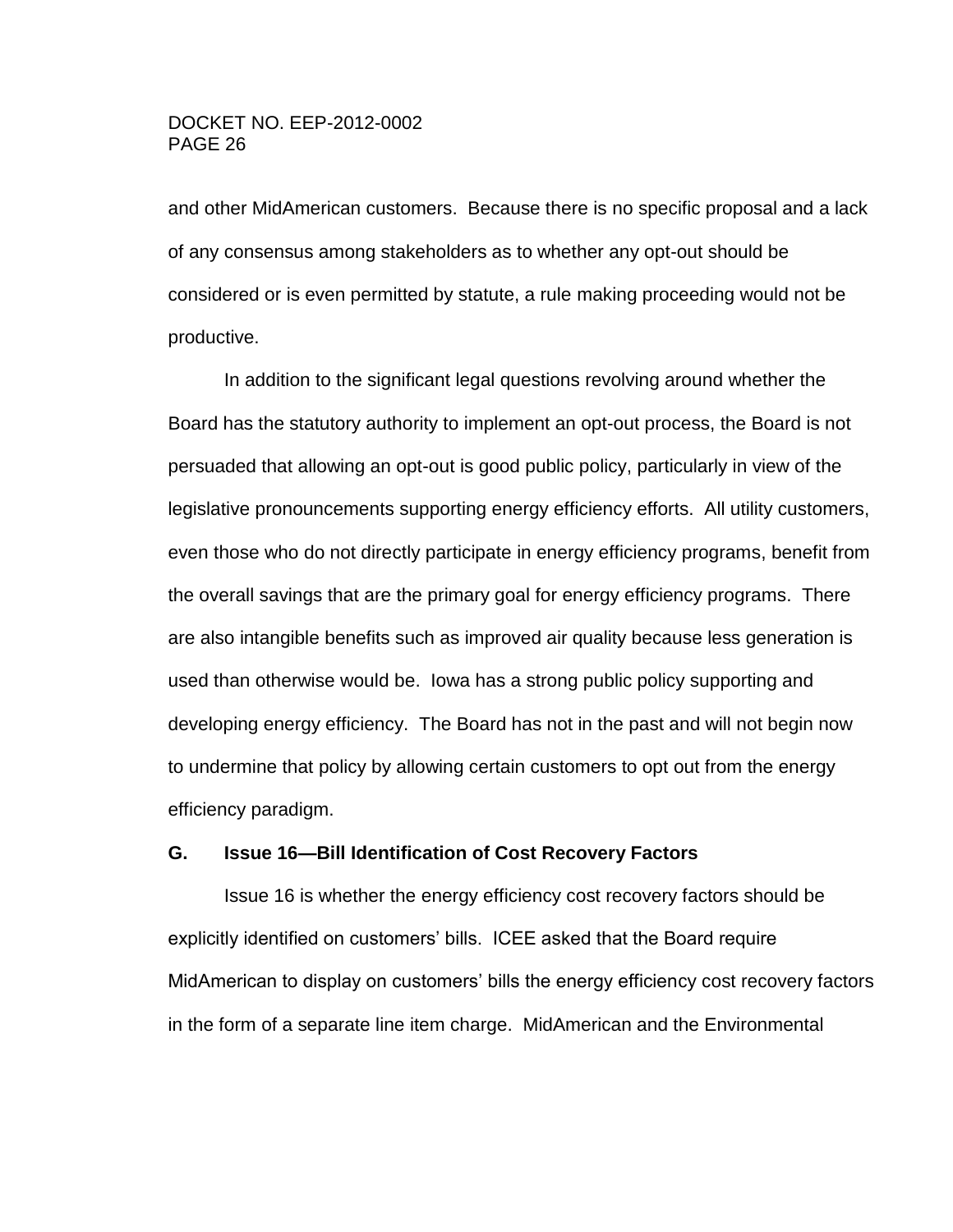and other MidAmerican customers. Because there is no specific proposal and a lack of any consensus among stakeholders as to whether any opt-out should be considered or is even permitted by statute, a rule making proceeding would not be productive.

In addition to the significant legal questions revolving around whether the Board has the statutory authority to implement an opt-out process, the Board is not persuaded that allowing an opt-out is good public policy, particularly in view of the legislative pronouncements supporting energy efficiency efforts. All utility customers, even those who do not directly participate in energy efficiency programs, benefit from the overall savings that are the primary goal for energy efficiency programs. There are also intangible benefits such as improved air quality because less generation is used than otherwise would be. Iowa has a strong public policy supporting and developing energy efficiency. The Board has not in the past and will not begin now to undermine that policy by allowing certain customers to opt out from the energy efficiency paradigm.

### G. Issue 16—Bill Identification of Cost Recovery Factors

Issue 16 is whether the energy efficiency cost recovery factors should be explicitly identified on customers' bills. ICEE asked that the Board require MidAmerican to display on customers' bills the energy efficiency cost recovery factors in the form of a separate line item charge. MidAmerican and the Environmental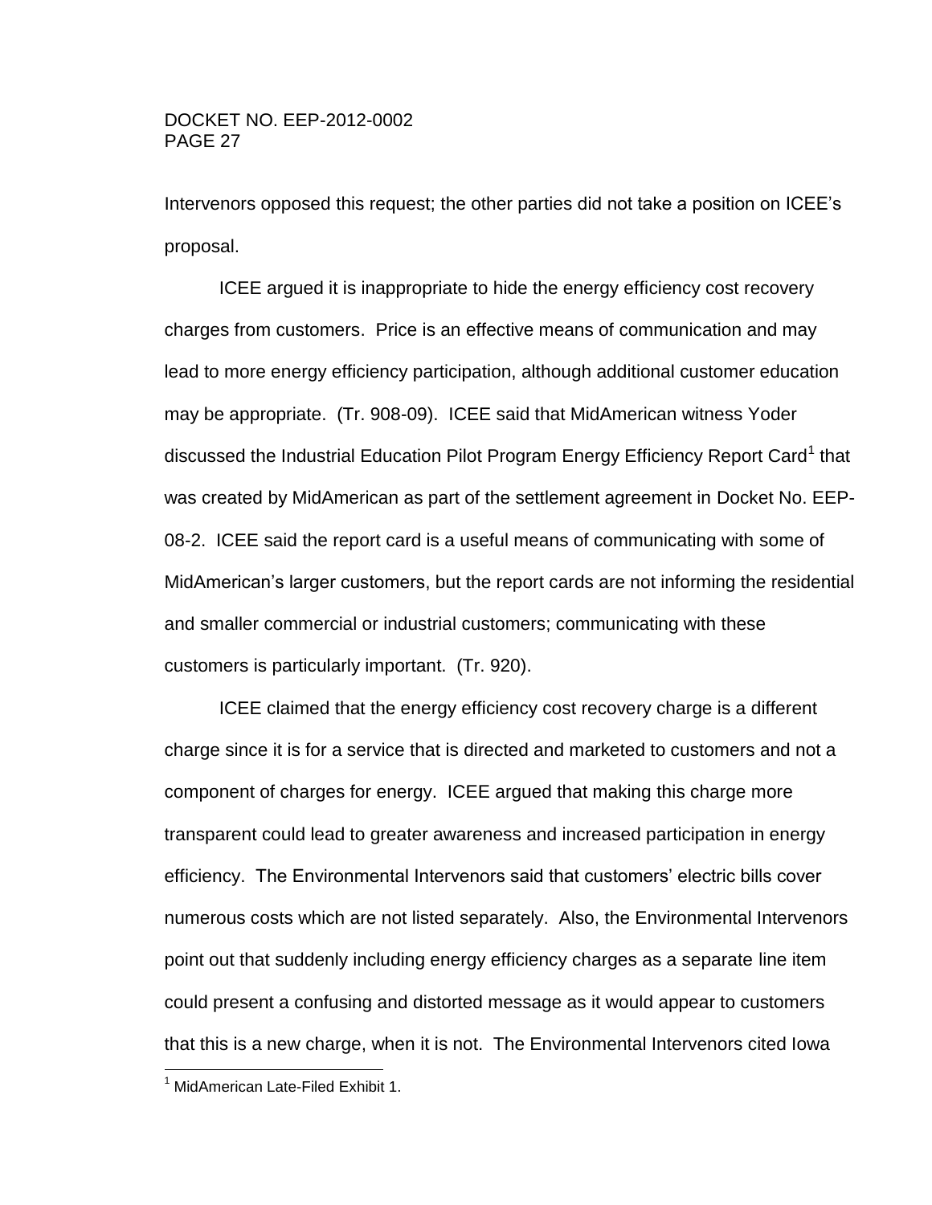Intervenors opposed this request; the other parties did not take a position on ICEE's proposal.

ICEE argued it is inappropriate to hide the energy efficiency cost recovery charges from customers. Price is an effective means of communication and may lead to more energy efficiency participation, although additional customer education may be appropriate. (Tr. 908-09). ICEE said that MidAmerican witness Yoder discussed the Industrial Education Pilot Program Energy Efficiency Report Card[1] that was created by MidAmerican as part of the settlement agreement in Docket No. EEP-08-2. ICEE said the report card is a useful means of communicating with some of MidAmerican's larger customers, but the report cards are not informing the residential and smaller commercial or industrial customers; communicating with these customers is particularly important. (Tr. 920).

ICEE claimed that the energy efficiency cost recovery charge is a different charge since it is for a service that is directed and marketed to customers and not a component of charges for energy. ICEE argued that making this charge more transparent could lead to greater awareness and increased participation in energy efficiency. The Environmental Intervenors said that customers' electric bills cover numerous costs which are not listed separately. Also, the Environmental Intervenors point out that suddenly including energy efficiency charges as a separate line item could present a confusing and distorted message as it would appear to customers that this is a new charge, when it is not. The Environmental Intervenors cited Iowa

[1] MidAmerican Late-Filed Exhibit 1.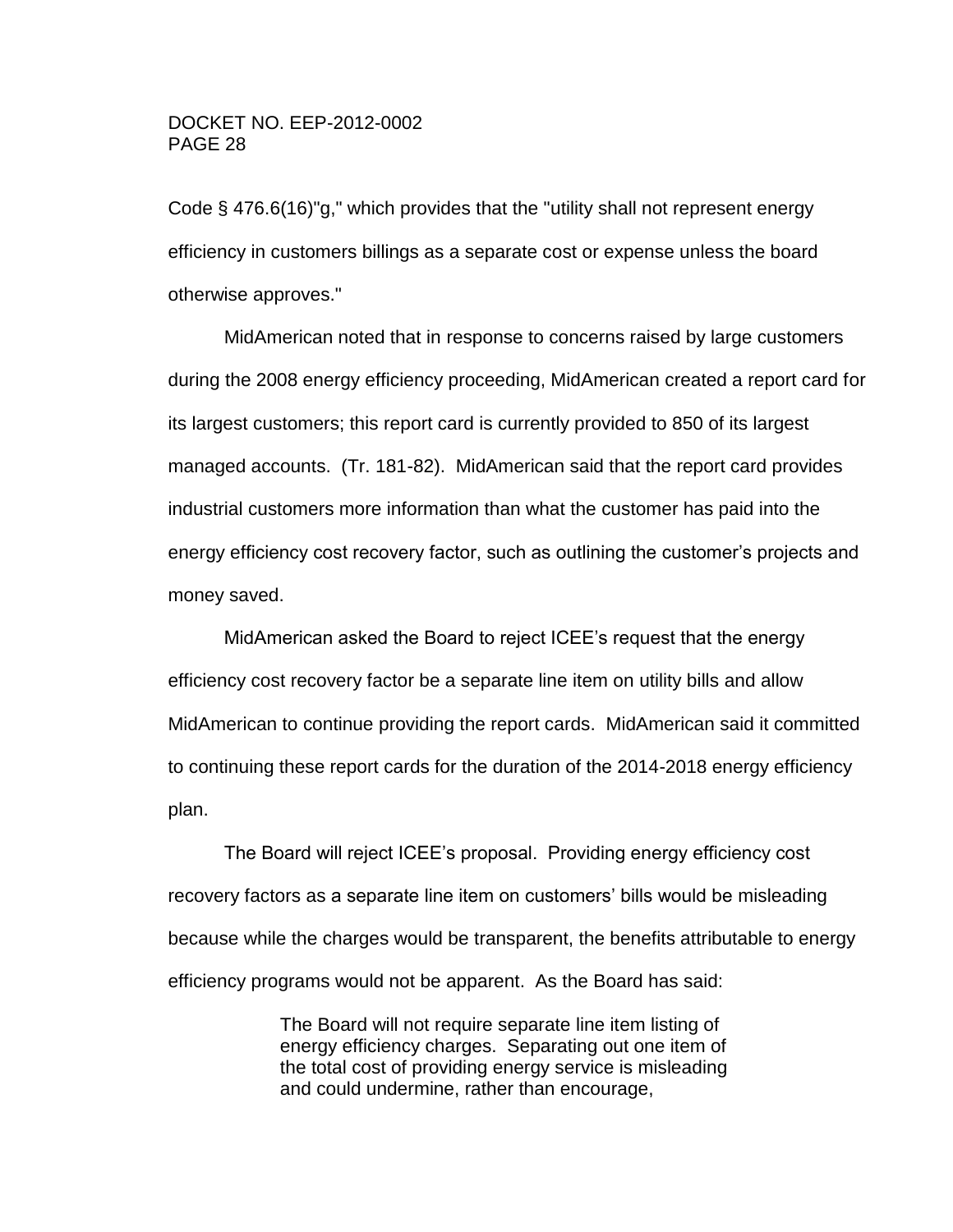Code § 476.6(16)"g," which provides that the "utility shall not represent energy efficiency in customers billings as a separate cost or expense unless the board otherwise approves."

MidAmerican noted that in response to concerns raised by large customers during the 2008 energy efficiency proceeding, MidAmerican created a report card for its largest customers; this report card is currently provided to 850 of its largest managed accounts. (Tr. 181-82). MidAmerican said that the report card provides industrial customers more information than what the customer has paid into the energy efficiency cost recovery factor, such as outlining the customer's projects and money saved.

MidAmerican asked the Board to reject ICEE's request that the energy efficiency cost recovery factor be a separate line item on utility bills and allow MidAmerican to continue providing the report cards. MidAmerican said it committed to continuing these report cards for the duration of the 2014-2018 energy efficiency plan.

The Board will reject ICEE's proposal. Providing energy efficiency cost recovery factors as a separate line item on customers' bills would be misleading because while the charges would be transparent, the benefits attributable to energy efficiency programs would not be apparent. As the Board has said:

> The Board will not require separate line item listing of energy efficiency charges. Separating out one item of the total cost of providing energy service is misleading and could undermine, rather than encourage,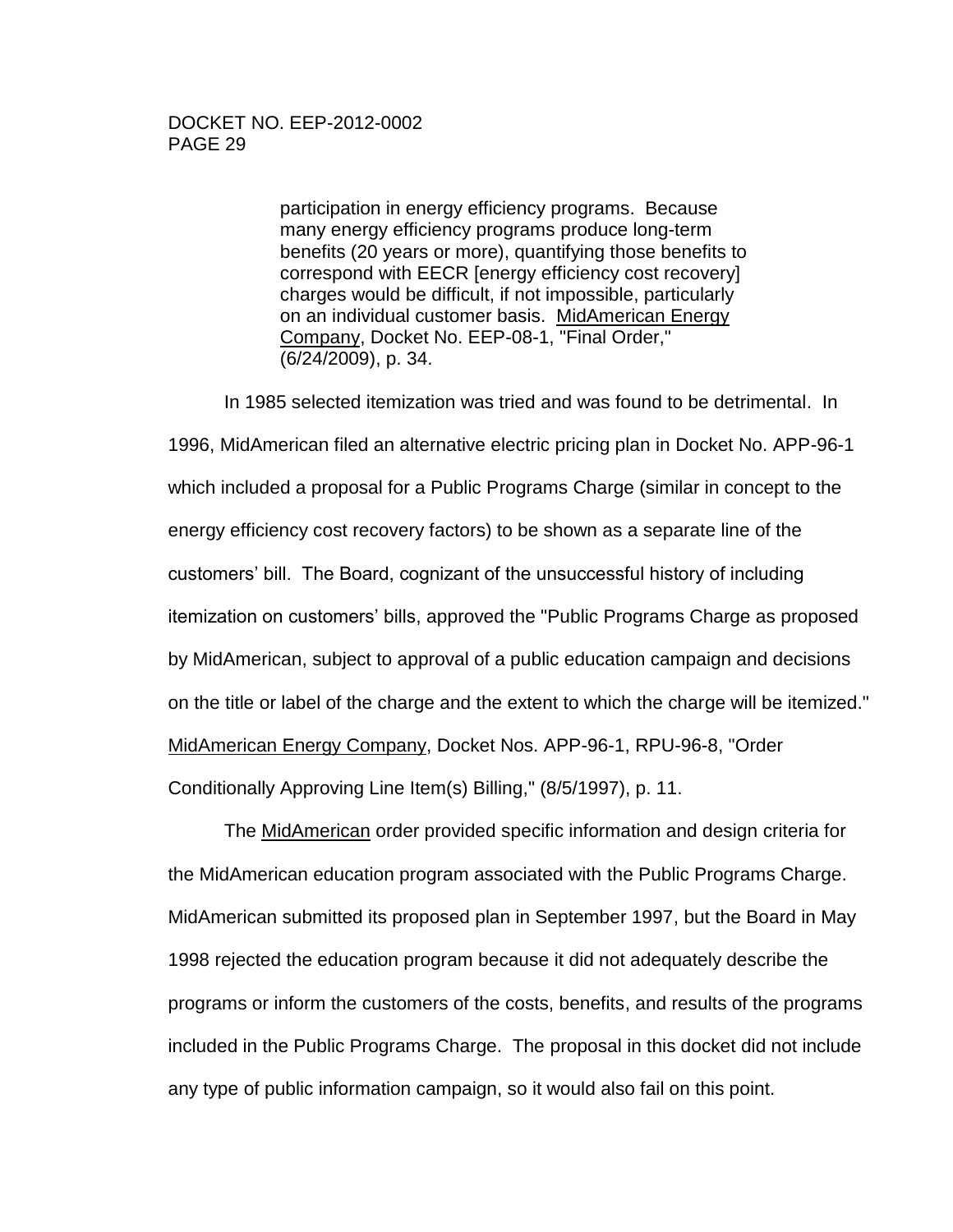> participation in energy efficiency programs. Because many energy efficiency programs produce long-term benefits (20 years or more), quantifying those benefits to correspond with EECR [energy efficiency cost recovery] charges would be difficult, if not impossible, particularly on an individual customer basis. MidAmerican Energy Company, Docket No. EEP-08-1, "Final Order," (6/24/2009), p. 34.

In 1985 selected itemization was tried and was found to be detrimental. In 1996, MidAmerican filed an alternative electric pricing plan in Docket No. APP-96-1 which included a proposal for a Public Programs Charge (similar in concept to the energy efficiency cost recovery factors) to be shown as a separate line of the customers' bill. The Board, cognizant of the unsuccessful history of including itemization on customers' bills, approved the "Public Programs Charge as proposed by MidAmerican, subject to approval of a public education campaign and decisions on the title or label of the charge and the extent to which the charge will be itemized." MidAmerican Energy Company, Docket Nos. APP-96-1, RPU-96-8, "Order Conditionally Approving Line Item(s) Billing," (8/5/1997), p. 11.

The MidAmerican order provided specific information and design criteria for the MidAmerican education program associated with the Public Programs Charge. MidAmerican submitted its proposed plan in September 1997, but the Board in May 1998 rejected the education program because it did not adequately describe the programs or inform the customers of the costs, benefits, and results of the programs included in the Public Programs Charge. The proposal in this docket did not include any type of public information campaign, so it would also fail on this point.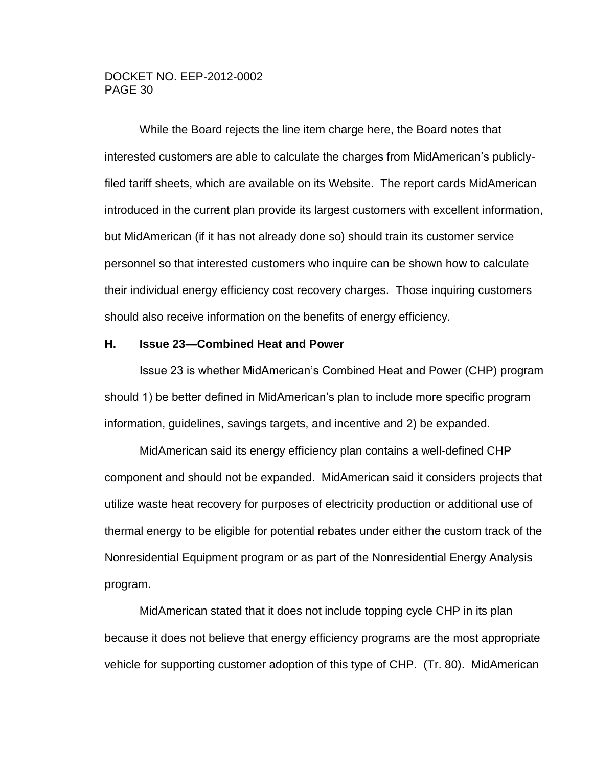While the Board rejects the line item charge here, the Board notes that interested customers are able to calculate the charges from MidAmerican's publicly-filed tariff sheets, which are available on its Website. The report cards MidAmerican introduced in the current plan provide its largest customers with excellent information, but MidAmerican (if it has not already done so) should train its customer service personnel so that interested customers who inquire can be shown how to calculate their individual energy efficiency cost recovery charges. Those inquiring customers should also receive information on the benefits of energy efficiency.

### H. Issue 23—Combined Heat and Power

Issue 23 is whether MidAmerican's Combined Heat and Power (CHP) program should 1) be better defined in MidAmerican's plan to include more specific program information, guidelines, savings targets, and incentive and 2) be expanded.

MidAmerican said its energy efficiency plan contains a well-defined CHP component and should not be expanded. MidAmerican said it considers projects that utilize waste heat recovery for purposes of electricity production or additional use of thermal energy to be eligible for potential rebates under either the custom track of the Nonresidential Equipment program or as part of the Nonresidential Energy Analysis program.

MidAmerican stated that it does not include topping cycle CHP in its plan because it does not believe that energy efficiency programs are the most appropriate vehicle for supporting customer adoption of this type of CHP. (Tr. 80). MidAmerican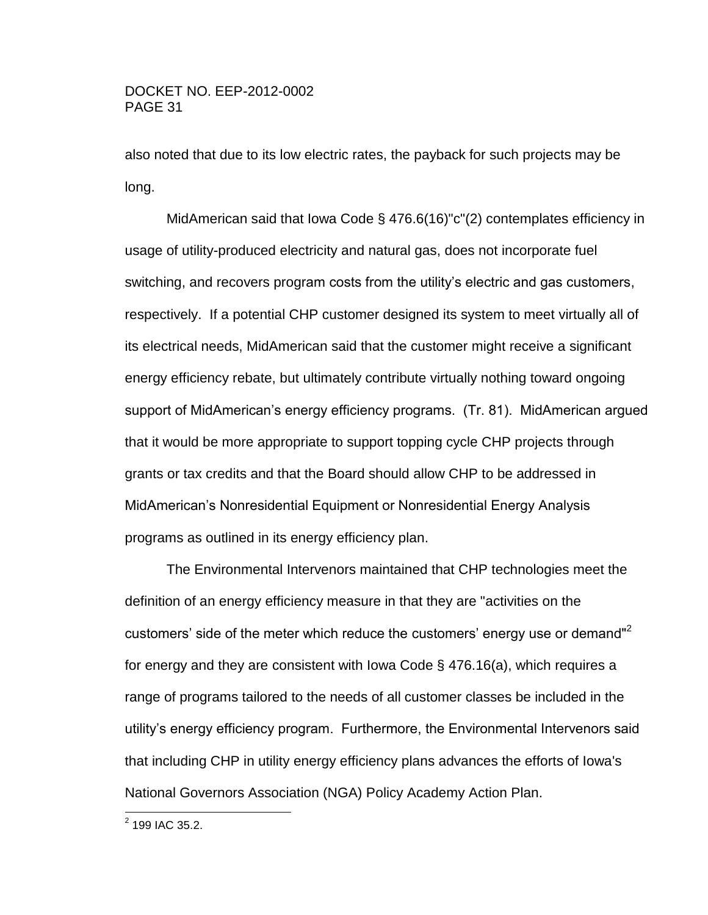also noted that due to its low electric rates, the payback for such projects may be long.

MidAmerican said that Iowa Code § 476.6(16)"c"(2) contemplates efficiency in usage of utility-produced electricity and natural gas, does not incorporate fuel switching, and recovers program costs from the utility's electric and gas customers, respectively. If a potential CHP customer designed its system to meet virtually all of its electrical needs, MidAmerican said that the customer might receive a significant energy efficiency rebate, but ultimately contribute virtually nothing toward ongoing support of MidAmerican's energy efficiency programs. (Tr. 81). MidAmerican argued that it would be more appropriate to support topping cycle CHP projects through grants or tax credits and that the Board should allow CHP to be addressed in MidAmerican's Nonresidential Equipment or Nonresidential Energy Analysis programs as outlined in its energy efficiency plan.

The Environmental Intervenors maintained that CHP technologies meet the definition of an energy efficiency measure in that they are "activities on the customers' side of the meter which reduce the customers' energy use or demand"[2] for energy and they are consistent with Iowa Code § 476.16(a), which requires a range of programs tailored to the needs of all customer classes be included in the utility's energy efficiency program. Furthermore, the Environmental Intervenors said that including CHP in utility energy efficiency plans advances the efforts of Iowa's National Governors Association (NGA) Policy Academy Action Plan.

[2] 199 IAC 35.2.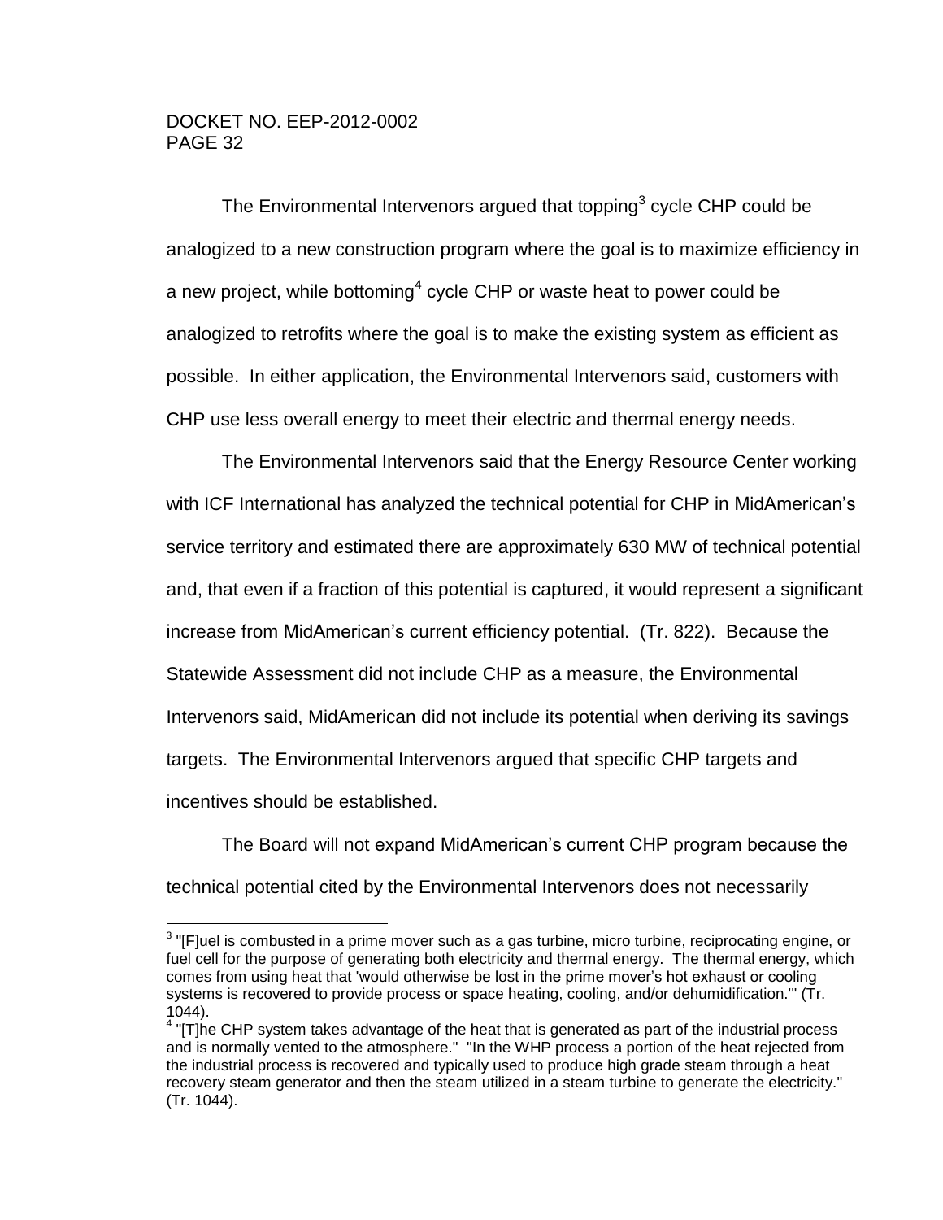The Environmental Intervenors argued that topping[3] cycle CHP could be analogized to a new construction program where the goal is to maximize efficiency in a new project, while bottoming[4] cycle CHP or waste heat to power could be analogized to retrofits where the goal is to make the existing system as efficient as possible. In either application, the Environmental Intervenors said, customers with CHP use less overall energy to meet their electric and thermal energy needs.

The Environmental Intervenors said that the Energy Resource Center working with ICF International has analyzed the technical potential for CHP in MidAmerican's service territory and estimated there are approximately 630 MW of technical potential and, that even if a fraction of this potential is captured, it would represent a significant increase from MidAmerican's current efficiency potential. (Tr. 822). Because the Statewide Assessment did not include CHP as a measure, the Environmental Intervenors said, MidAmerican did not include its potential when deriving its savings targets. The Environmental Intervenors argued that specific CHP targets and incentives should be established.

The Board will not expand MidAmerican's current CHP program because the technical potential cited by the Environmental Intervenors does not necessarily

---

[3] "[F]uel is combusted in a prime mover such as a gas turbine, micro turbine, reciprocating engine, or fuel cell for the purpose of generating both electricity and thermal energy. The thermal energy, which comes from using heat that 'would otherwise be lost in the prime mover's hot exhaust or cooling systems is recovered to provide process or space heating, cooling, and/or dehumidification.'" (Tr. 1044).

[4] "[T]he CHP system takes advantage of the heat that is generated as part of the industrial process and is normally vented to the atmosphere." "In the WHP process a portion of the heat rejected from the industrial process is recovered and typically used to produce high grade steam through a heat recovery steam generator and then the steam utilized in a steam turbine to generate the electricity." (Tr. 1044).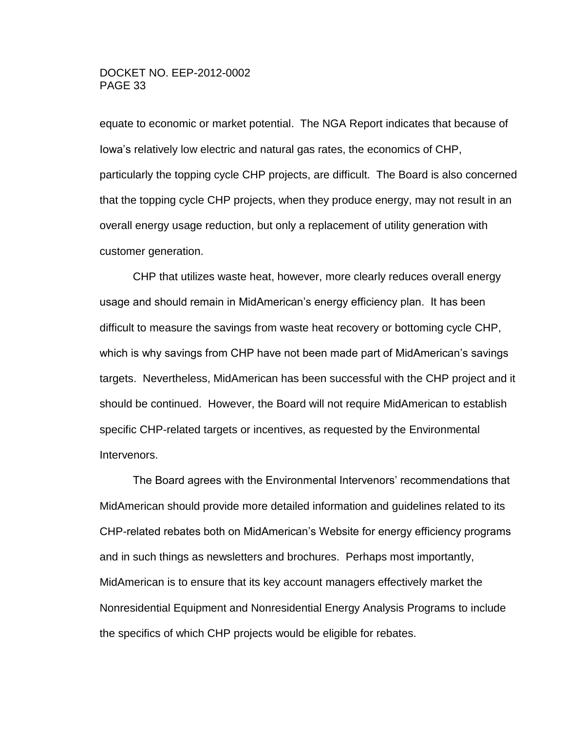equate to economic or market potential. The NGA Report indicates that because of Iowa's relatively low electric and natural gas rates, the economics of CHP, particularly the topping cycle CHP projects, are difficult. The Board is also concerned that the topping cycle CHP projects, when they produce energy, may not result in an overall energy usage reduction, but only a replacement of utility generation with customer generation.

CHP that utilizes waste heat, however, more clearly reduces overall energy usage and should remain in MidAmerican's energy efficiency plan. It has been difficult to measure the savings from waste heat recovery or bottoming cycle CHP, which is why savings from CHP have not been made part of MidAmerican's savings targets. Nevertheless, MidAmerican has been successful with the CHP project and it should be continued. However, the Board will not require MidAmerican to establish specific CHP-related targets or incentives, as requested by the Environmental Intervenors.

The Board agrees with the Environmental Intervenors' recommendations that MidAmerican should provide more detailed information and guidelines related to its CHP-related rebates both on MidAmerican's Website for energy efficiency programs and in such things as newsletters and brochures. Perhaps most importantly, MidAmerican is to ensure that its key account managers effectively market the Nonresidential Equipment and Nonresidential Energy Analysis Programs to include the specifics of which CHP projects would be eligible for rebates.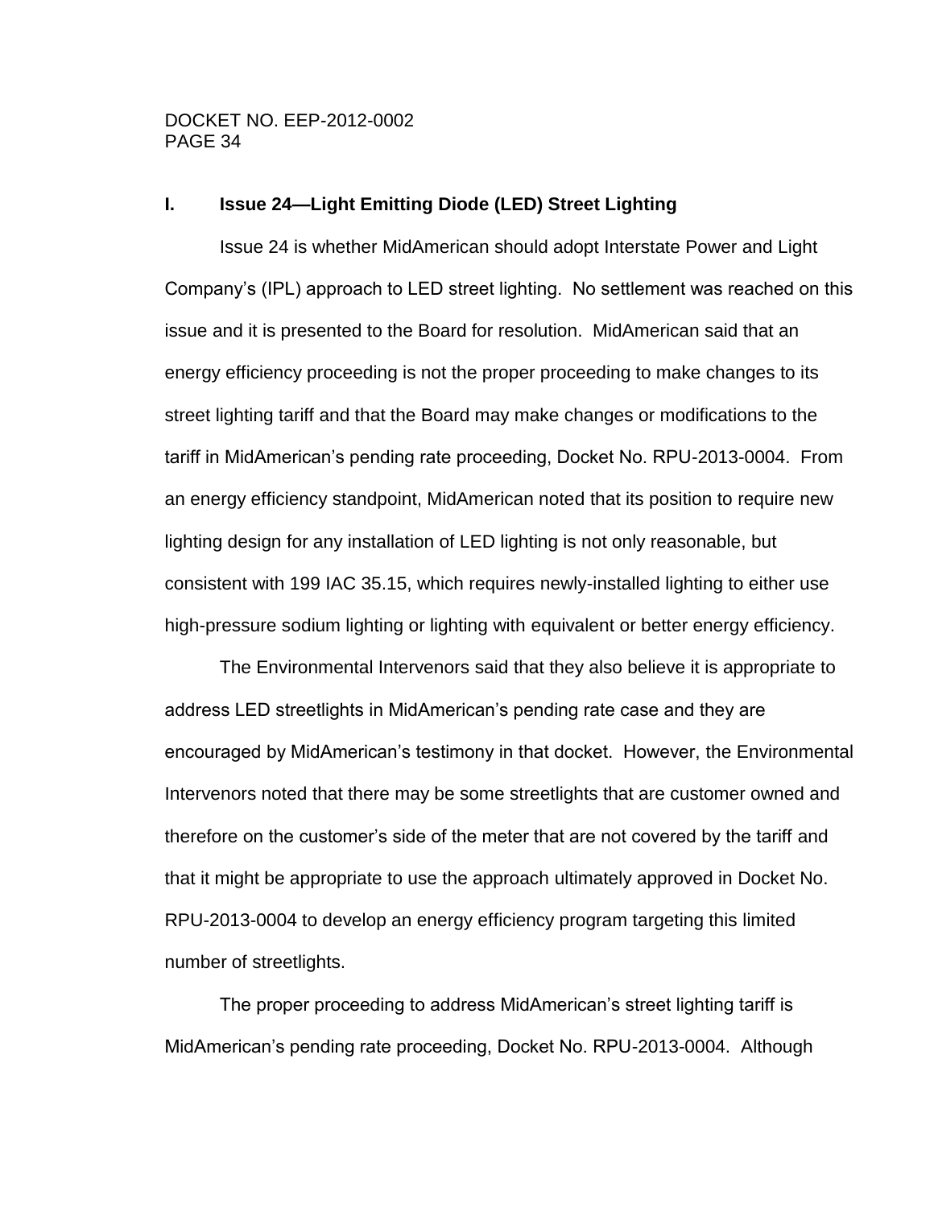### I. Issue 24—Light Emitting Diode (LED) Street Lighting

Issue 24 is whether MidAmerican should adopt Interstate Power and Light Company's (IPL) approach to LED street lighting. No settlement was reached on this issue and it is presented to the Board for resolution. MidAmerican said that an energy efficiency proceeding is not the proper proceeding to make changes to its street lighting tariff and that the Board may make changes or modifications to the tariff in MidAmerican's pending rate proceeding, Docket No. RPU-2013-0004. From an energy efficiency standpoint, MidAmerican noted that its position to require new lighting design for any installation of LED lighting is not only reasonable, but consistent with 199 IAC 35.15, which requires newly-installed lighting to either use high-pressure sodium lighting or lighting with equivalent or better energy efficiency.

The Environmental Intervenors said that they also believe it is appropriate to address LED streetlights in MidAmerican's pending rate case and they are encouraged by MidAmerican's testimony in that docket. However, the Environmental Intervenors noted that there may be some streetlights that are customer owned and therefore on the customer's side of the meter that are not covered by the tariff and that it might be appropriate to use the approach ultimately approved in Docket No. RPU-2013-0004 to develop an energy efficiency program targeting this limited number of streetlights.

The proper proceeding to address MidAmerican's street lighting tariff is MidAmerican's pending rate proceeding, Docket No. RPU-2013-0004. Although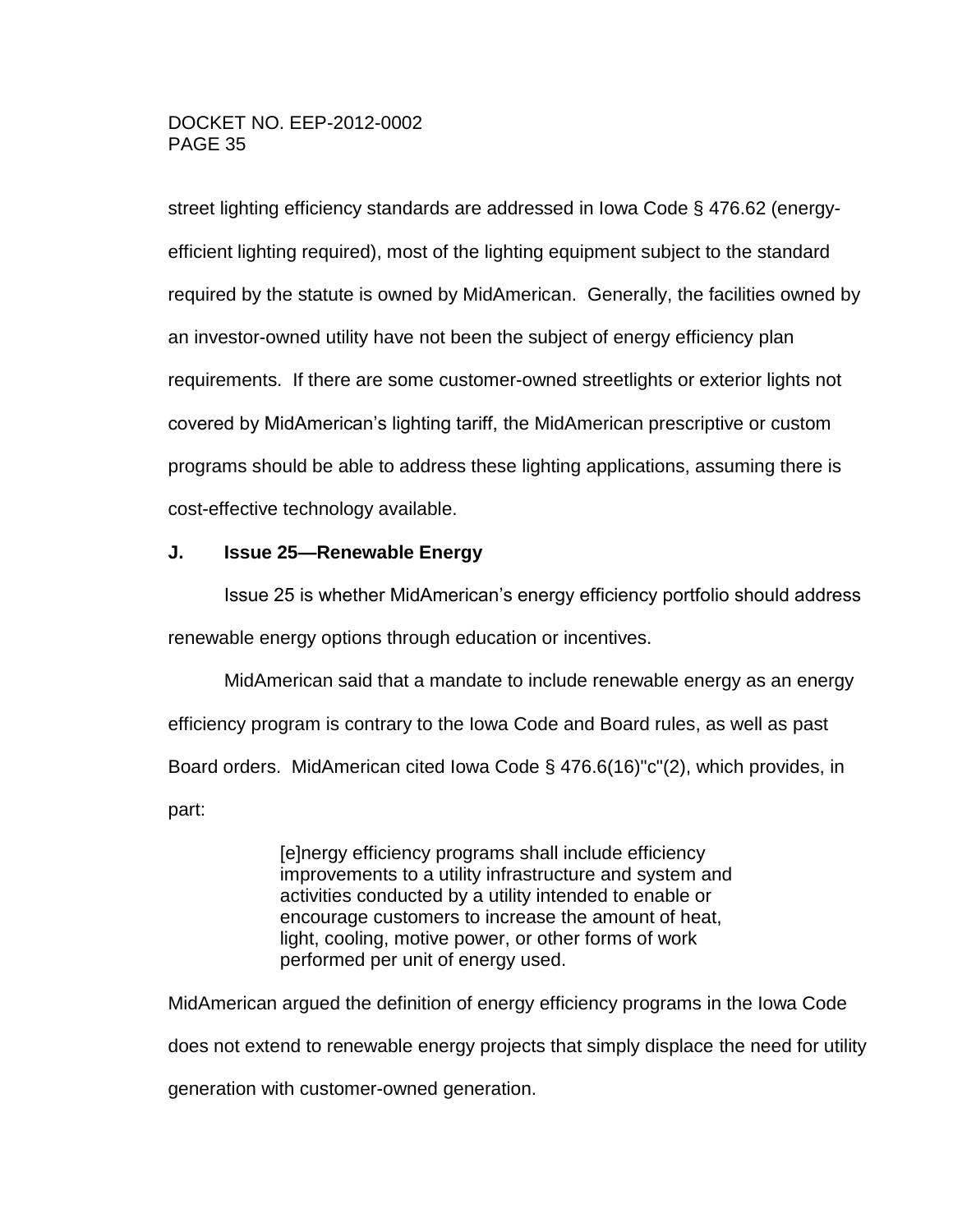street lighting efficiency standards are addressed in Iowa Code § 476.62 (energy-efficient lighting required), most of the lighting equipment subject to the standard required by the statute is owned by MidAmerican. Generally, the facilities owned by an investor-owned utility have not been the subject of energy efficiency plan requirements. If there are some customer-owned streetlights or exterior lights not covered by MidAmerican's lighting tariff, the MidAmerican prescriptive or custom programs should be able to address these lighting applications, assuming there is cost-effective technology available.

### J. Issue 25—Renewable Energy

Issue 25 is whether MidAmerican's energy efficiency portfolio should address renewable energy options through education or incentives.

MidAmerican said that a mandate to include renewable energy as an energy efficiency program is contrary to the Iowa Code and Board rules, as well as past Board orders. MidAmerican cited Iowa Code § 476.6(16)"c"(2), which provides, in part:

> [e]nergy efficiency programs shall include efficiency improvements to a utility infrastructure and system and activities conducted by a utility intended to enable or encourage customers to increase the amount of heat, light, cooling, motive power, or other forms of work performed per unit of energy used.

MidAmerican argued the definition of energy efficiency programs in the Iowa Code does not extend to renewable energy projects that simply displace the need for utility generation with customer-owned generation.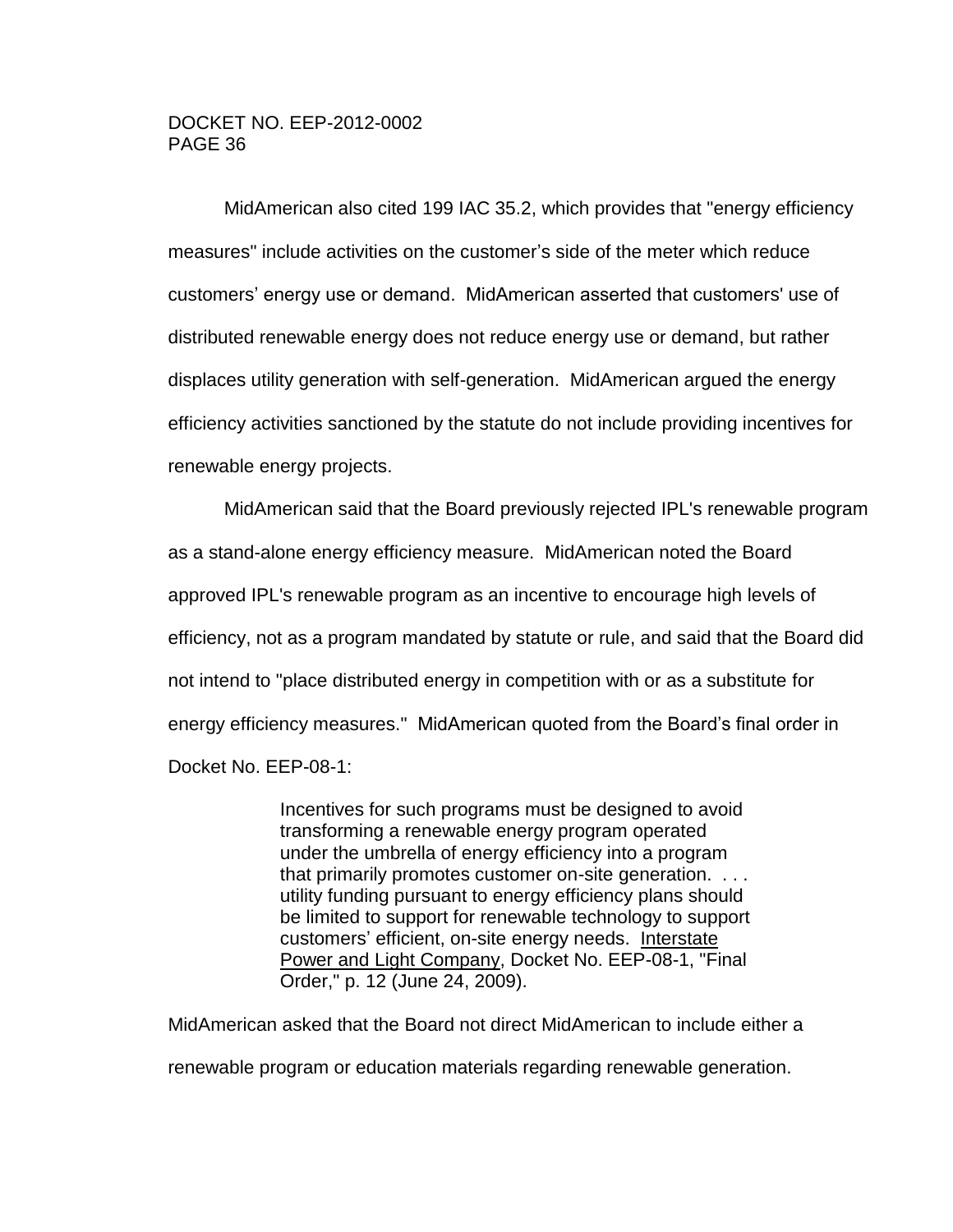MidAmerican also cited 199 IAC 35.2, which provides that "energy efficiency measures" include activities on the customer's side of the meter which reduce customers' energy use or demand. MidAmerican asserted that customers' use of distributed renewable energy does not reduce energy use or demand, but rather displaces utility generation with self-generation. MidAmerican argued the energy efficiency activities sanctioned by the statute do not include providing incentives for renewable energy projects.

MidAmerican said that the Board previously rejected IPL's renewable program as a stand-alone energy efficiency measure. MidAmerican noted the Board approved IPL's renewable program as an incentive to encourage high levels of efficiency, not as a program mandated by statute or rule, and said that the Board did not intend to "place distributed energy in competition with or as a substitute for energy efficiency measures." MidAmerican quoted from the Board's final order in Docket No. EEP-08-1:

> Incentives for such programs must be designed to avoid transforming a renewable energy program operated under the umbrella of energy efficiency into a program that primarily promotes customer on-site generation. . . . utility funding pursuant to energy efficiency plans should be limited to support for renewable technology to support customers' efficient, on-site energy needs. Interstate Power and Light Company, Docket No. EEP-08-1, "Final Order," p. 12 (June 24, 2009).

MidAmerican asked that the Board not direct MidAmerican to include either a renewable program or education materials regarding renewable generation.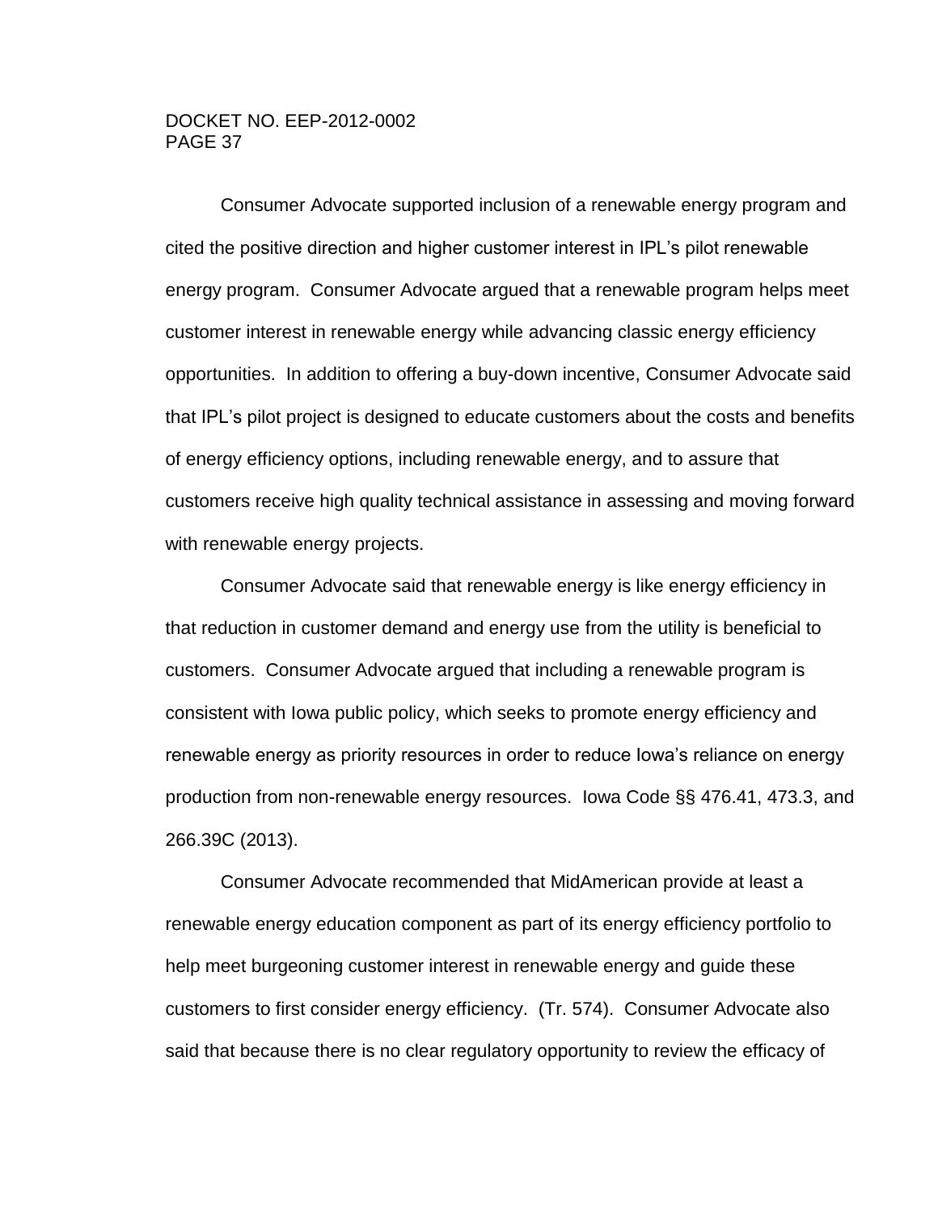Consumer Advocate supported inclusion of a renewable energy program and cited the positive direction and higher customer interest in IPL's pilot renewable energy program. Consumer Advocate argued that a renewable program helps meet customer interest in renewable energy while advancing classic energy efficiency opportunities. In addition to offering a buy-down incentive, Consumer Advocate said that IPL's pilot project is designed to educate customers about the costs and benefits of energy efficiency options, including renewable energy, and to assure that customers receive high quality technical assistance in assessing and moving forward with renewable energy projects.

Consumer Advocate said that renewable energy is like energy efficiency in that reduction in customer demand and energy use from the utility is beneficial to customers. Consumer Advocate argued that including a renewable program is consistent with Iowa public policy, which seeks to promote energy efficiency and renewable energy as priority resources in order to reduce Iowa's reliance on energy production from non-renewable energy resources. Iowa Code §§ 476.41, 473.3, and 266.39C (2013).

Consumer Advocate recommended that MidAmerican provide at least a renewable energy education component as part of its energy efficiency portfolio to help meet burgeoning customer interest in renewable energy and guide these customers to first consider energy efficiency. (Tr. 574). Consumer Advocate also said that because there is no clear regulatory opportunity to review the efficacy of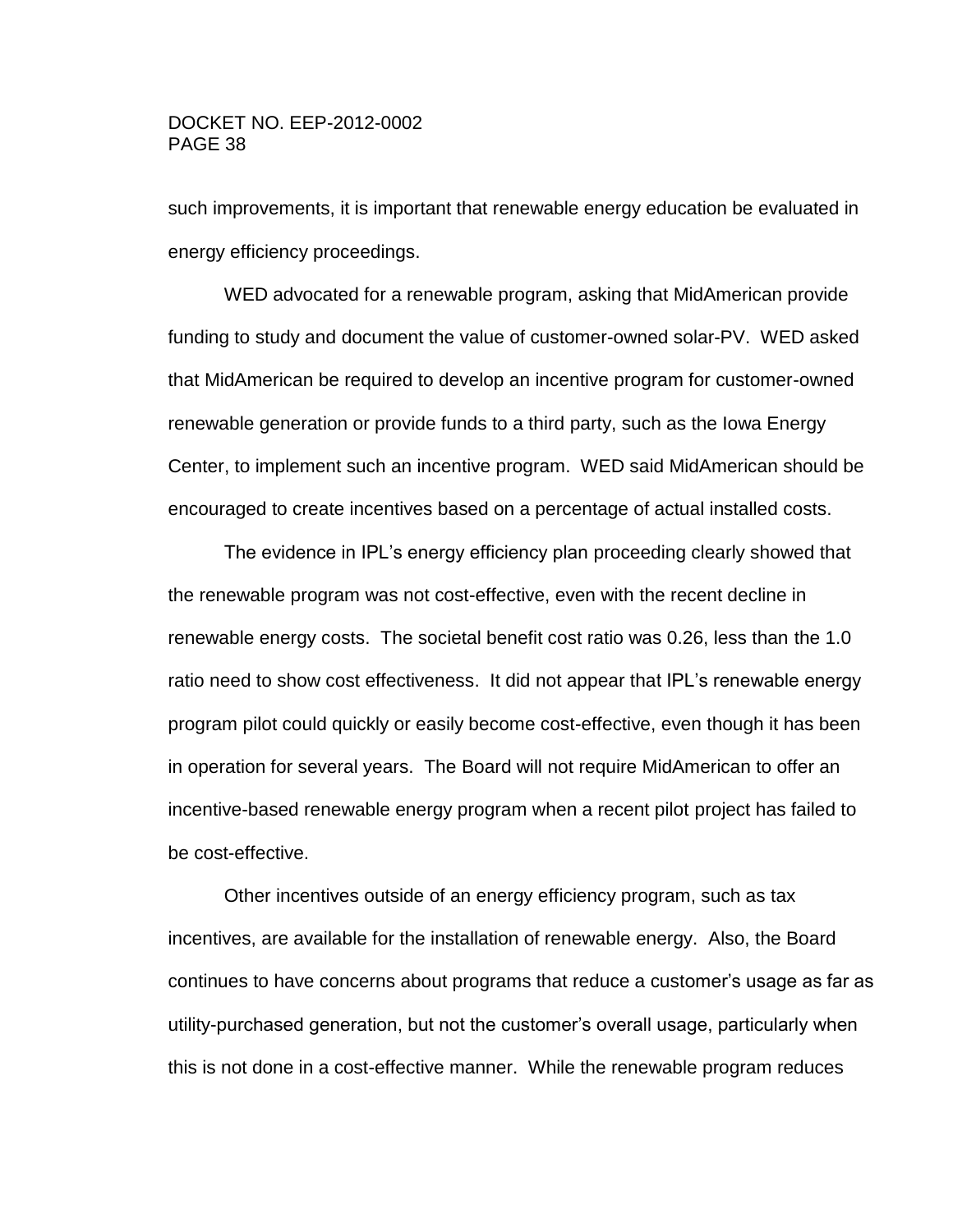such improvements, it is important that renewable energy education be evaluated in energy efficiency proceedings.

WED advocated for a renewable program, asking that MidAmerican provide funding to study and document the value of customer-owned solar-PV. WED asked that MidAmerican be required to develop an incentive program for customer-owned renewable generation or provide funds to a third party, such as the Iowa Energy Center, to implement such an incentive program. WED said MidAmerican should be encouraged to create incentives based on a percentage of actual installed costs.

The evidence in IPL's energy efficiency plan proceeding clearly showed that the renewable program was not cost-effective, even with the recent decline in renewable energy costs. The societal benefit cost ratio was 0.26, less than the 1.0 ratio need to show cost effectiveness. It did not appear that IPL's renewable energy program pilot could quickly or easily become cost-effective, even though it has been in operation for several years. The Board will not require MidAmerican to offer an incentive-based renewable energy program when a recent pilot project has failed to be cost-effective.

Other incentives outside of an energy efficiency program, such as tax incentives, are available for the installation of renewable energy. Also, the Board continues to have concerns about programs that reduce a customer's usage as far as utility-purchased generation, but not the customer's overall usage, particularly when this is not done in a cost-effective manner. While the renewable program reduces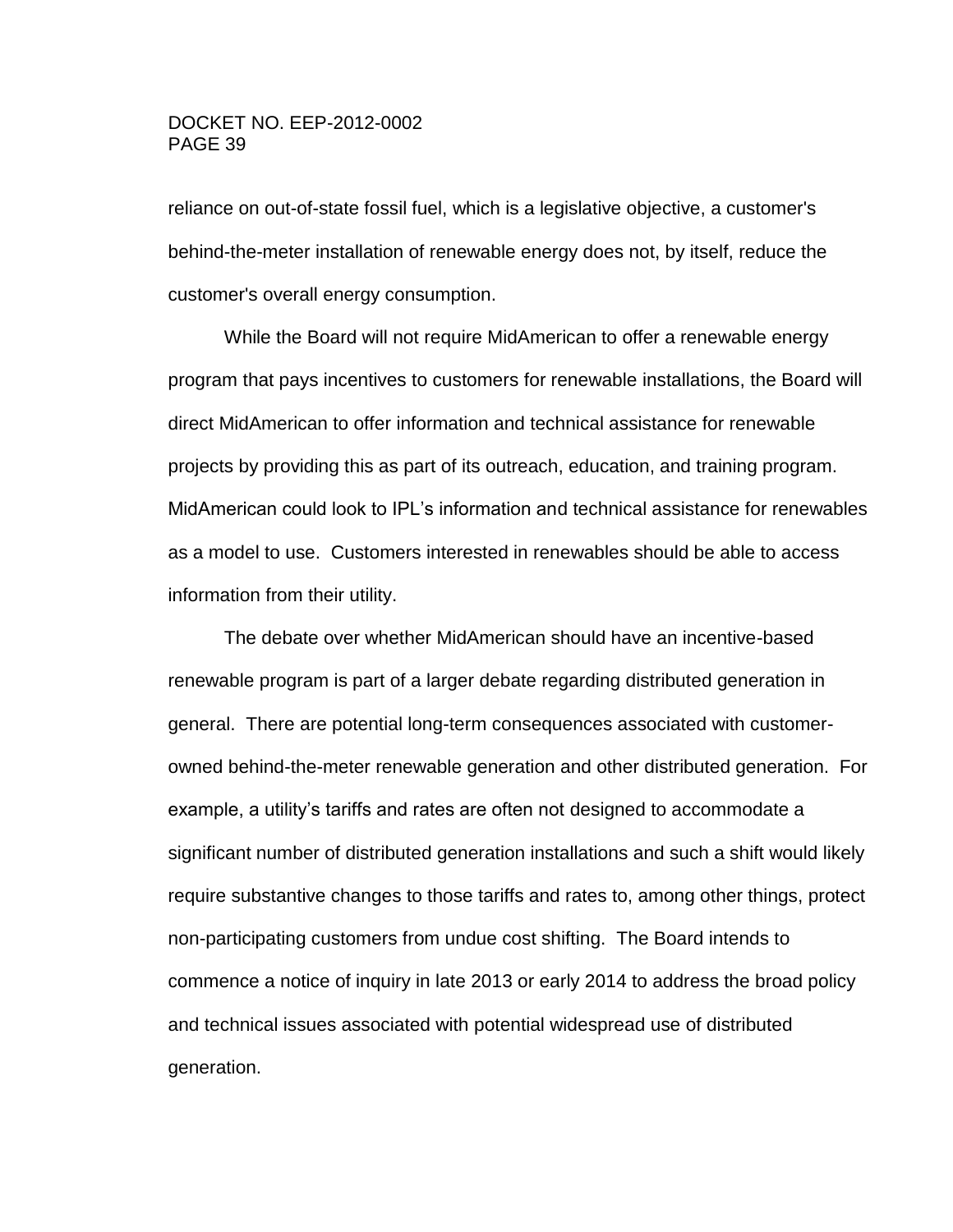reliance on out-of-state fossil fuel, which is a legislative objective, a customer's behind-the-meter installation of renewable energy does not, by itself, reduce the customer's overall energy consumption.

While the Board will not require MidAmerican to offer a renewable energy program that pays incentives to customers for renewable installations, the Board will direct MidAmerican to offer information and technical assistance for renewable projects by providing this as part of its outreach, education, and training program. MidAmerican could look to IPL's information and technical assistance for renewables as a model to use. Customers interested in renewables should be able to access information from their utility.

The debate over whether MidAmerican should have an incentive-based renewable program is part of a larger debate regarding distributed generation in general. There are potential long-term consequences associated with customer-owned behind-the-meter renewable generation and other distributed generation. For example, a utility's tariffs and rates are often not designed to accommodate a significant number of distributed generation installations and such a shift would likely require substantive changes to those tariffs and rates to, among other things, protect non-participating customers from undue cost shifting. The Board intends to commence a notice of inquiry in late 2013 or early 2014 to address the broad policy and technical issues associated with potential widespread use of distributed generation.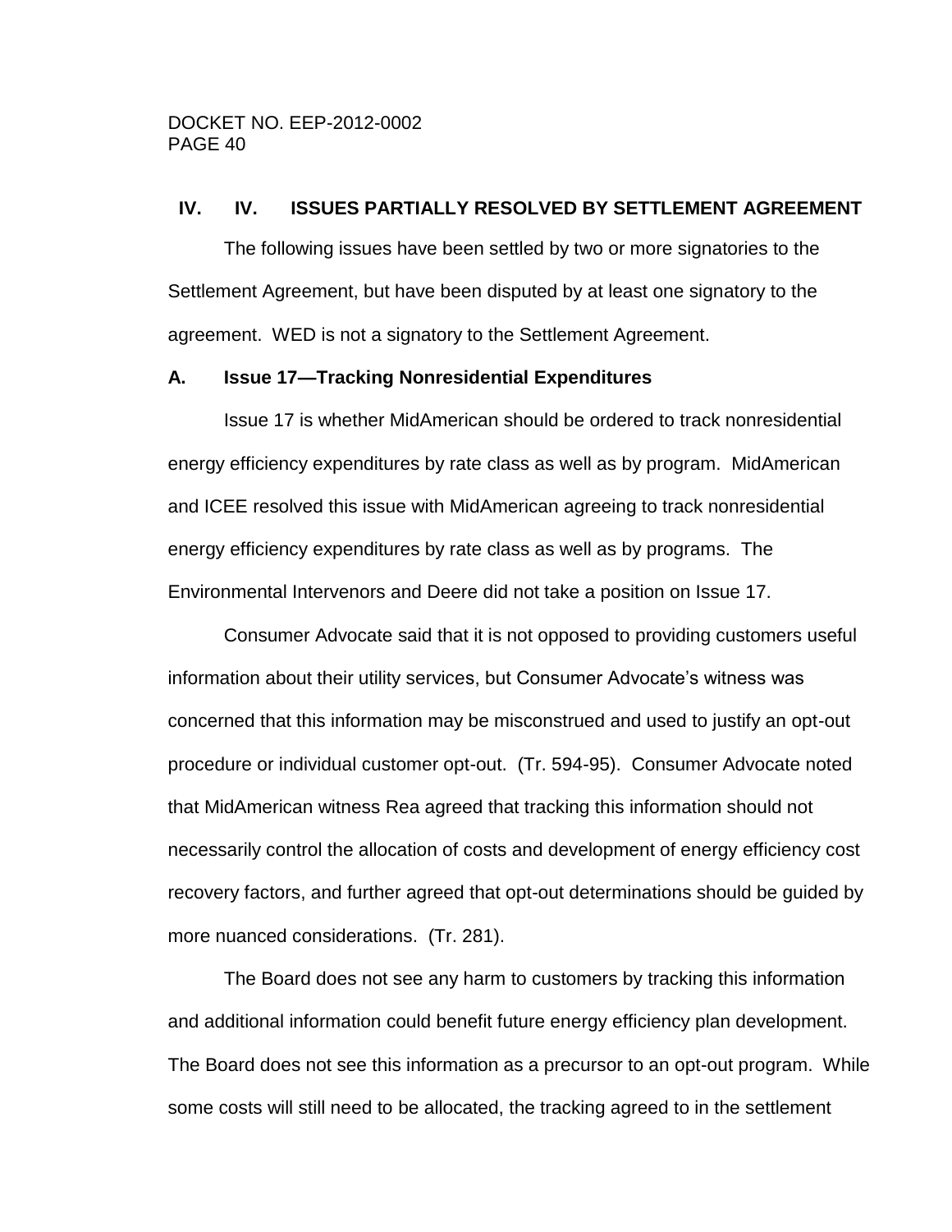## IV. IV. ISSUES PARTIALLY RESOLVED BY SETTLEMENT AGREEMENT

The following issues have been settled by two or more signatories to the Settlement Agreement, but have been disputed by at least one signatory to the agreement. WED is not a signatory to the Settlement Agreement.

### A. Issue 17—Tracking Nonresidential Expenditures

Issue 17 is whether MidAmerican should be ordered to track nonresidential energy efficiency expenditures by rate class as well as by program. MidAmerican and ICEE resolved this issue with MidAmerican agreeing to track nonresidential energy efficiency expenditures by rate class as well as by programs. The Environmental Intervenors and Deere did not take a position on Issue 17.

Consumer Advocate said that it is not opposed to providing customers useful information about their utility services, but Consumer Advocate's witness was concerned that this information may be misconstrued and used to justify an opt-out procedure or individual customer opt-out. (Tr. 594-95). Consumer Advocate noted that MidAmerican witness Rea agreed that tracking this information should not necessarily control the allocation of costs and development of energy efficiency cost recovery factors, and further agreed that opt-out determinations should be guided by more nuanced considerations. (Tr. 281).

The Board does not see any harm to customers by tracking this information and additional information could benefit future energy efficiency plan development. The Board does not see this information as a precursor to an opt-out program. While some costs will still need to be allocated, the tracking agreed to in the settlement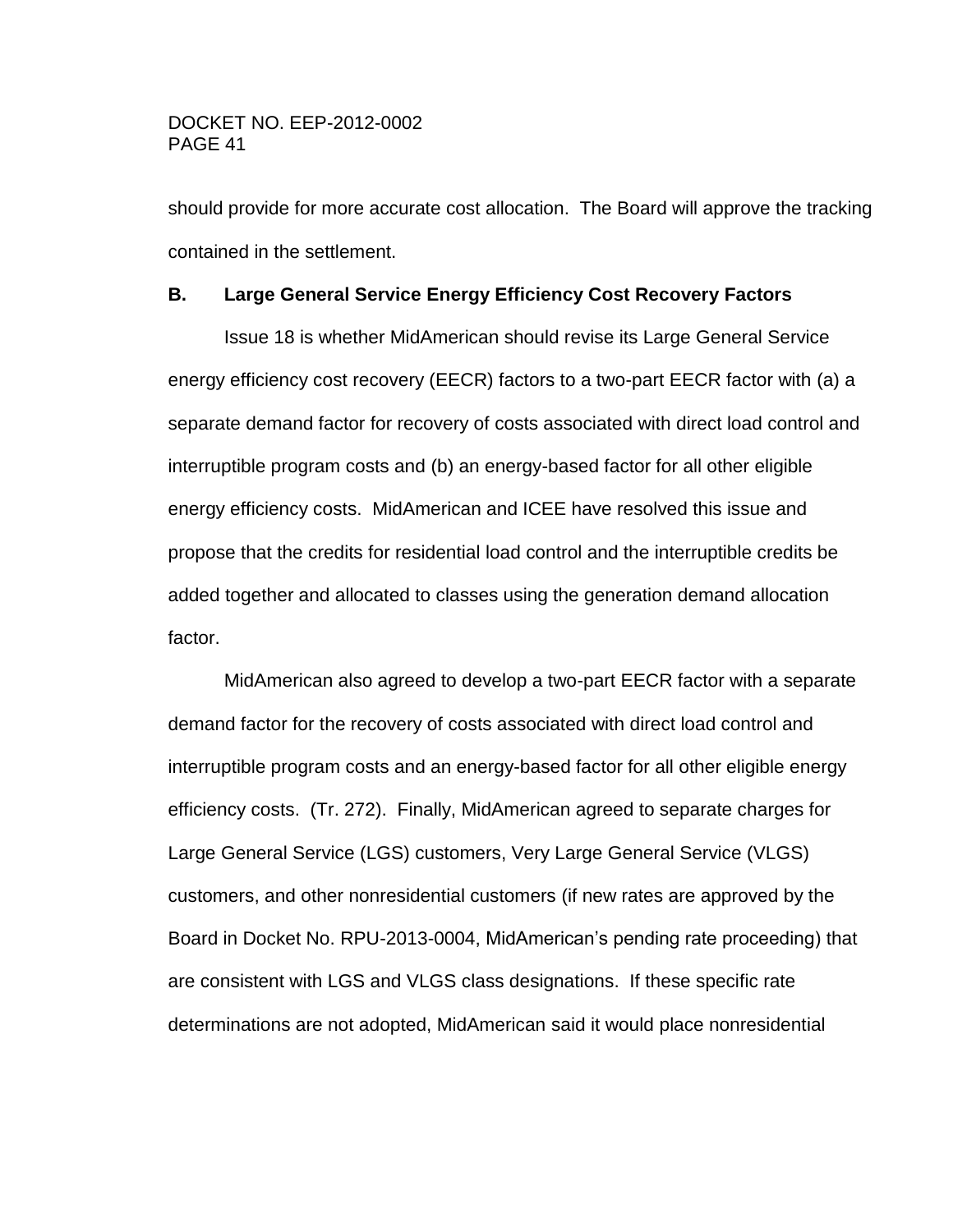should provide for more accurate cost allocation. The Board will approve the tracking contained in the settlement.

### B. Large General Service Energy Efficiency Cost Recovery Factors

Issue 18 is whether MidAmerican should revise its Large General Service energy efficiency cost recovery (EECR) factors to a two-part EECR factor with (a) a separate demand factor for recovery of costs associated with direct load control and interruptible program costs and (b) an energy-based factor for all other eligible energy efficiency costs. MidAmerican and ICEE have resolved this issue and propose that the credits for residential load control and the interruptible credits be added together and allocated to classes using the generation demand allocation factor.

MidAmerican also agreed to develop a two-part EECR factor with a separate demand factor for the recovery of costs associated with direct load control and interruptible program costs and an energy-based factor for all other eligible energy efficiency costs. (Tr. 272). Finally, MidAmerican agreed to separate charges for Large General Service (LGS) customers, Very Large General Service (VLGS) customers, and other nonresidential customers (if new rates are approved by the Board in Docket No. RPU-2013-0004, MidAmerican's pending rate proceeding) that are consistent with LGS and VLGS class designations. If these specific rate determinations are not adopted, MidAmerican said it would place nonresidential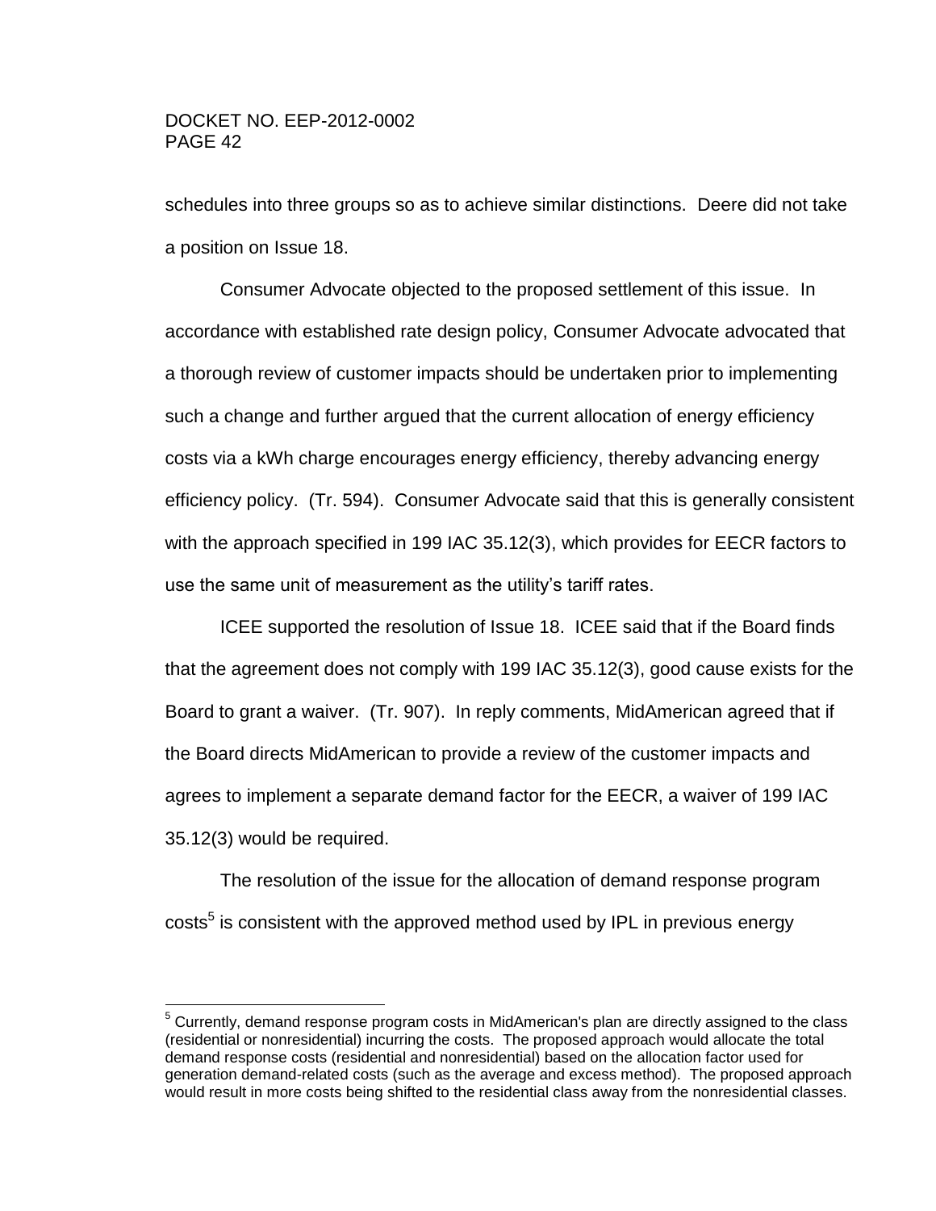schedules into three groups so as to achieve similar distinctions. Deere did not take a position on Issue 18.

Consumer Advocate objected to the proposed settlement of this issue. In accordance with established rate design policy, Consumer Advocate advocated that a thorough review of customer impacts should be undertaken prior to implementing such a change and further argued that the current allocation of energy efficiency costs via a kWh charge encourages energy efficiency, thereby advancing energy efficiency policy. (Tr. 594). Consumer Advocate said that this is generally consistent with the approach specified in 199 IAC 35.12(3), which provides for EECR factors to use the same unit of measurement as the utility's tariff rates.

ICEE supported the resolution of Issue 18. ICEE said that if the Board finds that the agreement does not comply with 199 IAC 35.12(3), good cause exists for the Board to grant a waiver. (Tr. 907). In reply comments, MidAmerican agreed that if the Board directs MidAmerican to provide a review of the customer impacts and agrees to implement a separate demand factor for the EECR, a waiver of 199 IAC 35.12(3) would be required.

The resolution of the issue for the allocation of demand response program costs[5] is consistent with the approved method used by IPL in previous energy

---

[5] Currently, demand response program costs in MidAmerican's plan are directly assigned to the class (residential or nonresidential) incurring the costs. The proposed approach would allocate the total demand response costs (residential and nonresidential) based on the allocation factor used for generation demand-related costs (such as the average and excess method). The proposed approach would result in more costs being shifted to the residential class away from the nonresidential classes.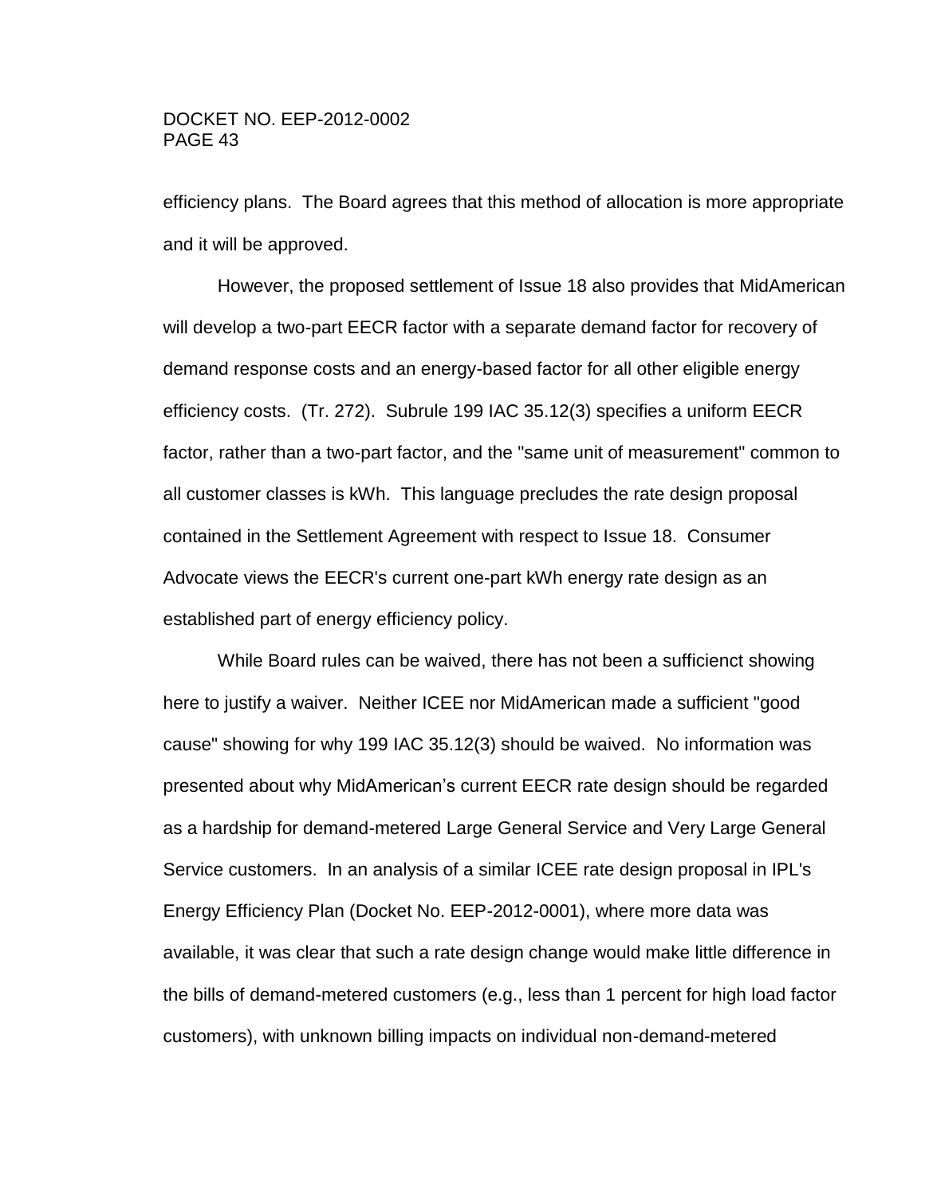efficiency plans. The Board agrees that this method of allocation is more appropriate and it will be approved.

However, the proposed settlement of Issue 18 also provides that MidAmerican will develop a two-part EECR factor with a separate demand factor for recovery of demand response costs and an energy-based factor for all other eligible energy efficiency costs. (Tr. 272). Subrule 199 IAC 35.12(3) specifies a uniform EECR factor, rather than a two-part factor, and the "same unit of measurement" common to all customer classes is kWh. This language precludes the rate design proposal contained in the Settlement Agreement with respect to Issue 18. Consumer Advocate views the EECR's current one-part kWh energy rate design as an established part of energy efficiency policy.

While Board rules can be waived, there has not been a sufficienct showing here to justify a waiver. Neither ICEE nor MidAmerican made a sufficient "good cause" showing for why 199 IAC 35.12(3) should be waived. No information was presented about why MidAmerican's current EECR rate design should be regarded as a hardship for demand-metered Large General Service and Very Large General Service customers. In an analysis of a similar ICEE rate design proposal in IPL's Energy Efficiency Plan (Docket No. EEP-2012-0001), where more data was available, it was clear that such a rate design change would make little difference in the bills of demand-metered customers (e.g., less than 1 percent for high load factor customers), with unknown billing impacts on individual non-demand-metered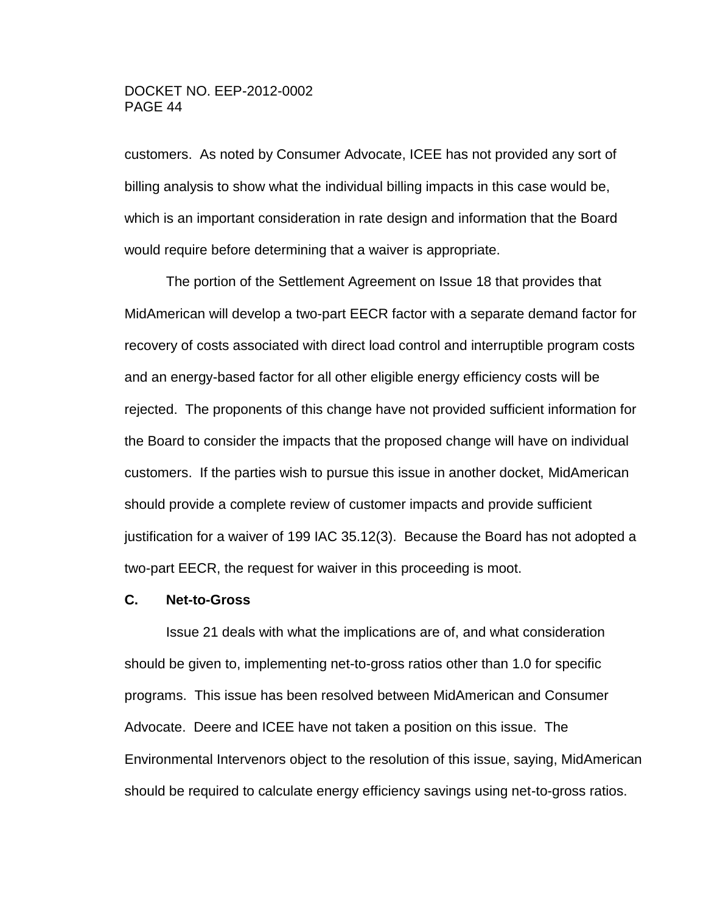customers. As noted by Consumer Advocate, ICEE has not provided any sort of billing analysis to show what the individual billing impacts in this case would be, which is an important consideration in rate design and information that the Board would require before determining that a waiver is appropriate.

The portion of the Settlement Agreement on Issue 18 that provides that MidAmerican will develop a two-part EECR factor with a separate demand factor for recovery of costs associated with direct load control and interruptible program costs and an energy-based factor for all other eligible energy efficiency costs will be rejected. The proponents of this change have not provided sufficient information for the Board to consider the impacts that the proposed change will have on individual customers. If the parties wish to pursue this issue in another docket, MidAmerican should provide a complete review of customer impacts and provide sufficient justification for a waiver of 199 IAC 35.12(3). Because the Board has not adopted a two-part EECR, the request for waiver in this proceeding is moot.

**C. Net-to-Gross**

Issue 21 deals with what the implications are of, and what consideration should be given to, implementing net-to-gross ratios other than 1.0 for specific programs. This issue has been resolved between MidAmerican and Consumer Advocate. Deere and ICEE have not taken a position on this issue. The Environmental Intervenors object to the resolution of this issue, saying, MidAmerican should be required to calculate energy efficiency savings using net-to-gross ratios.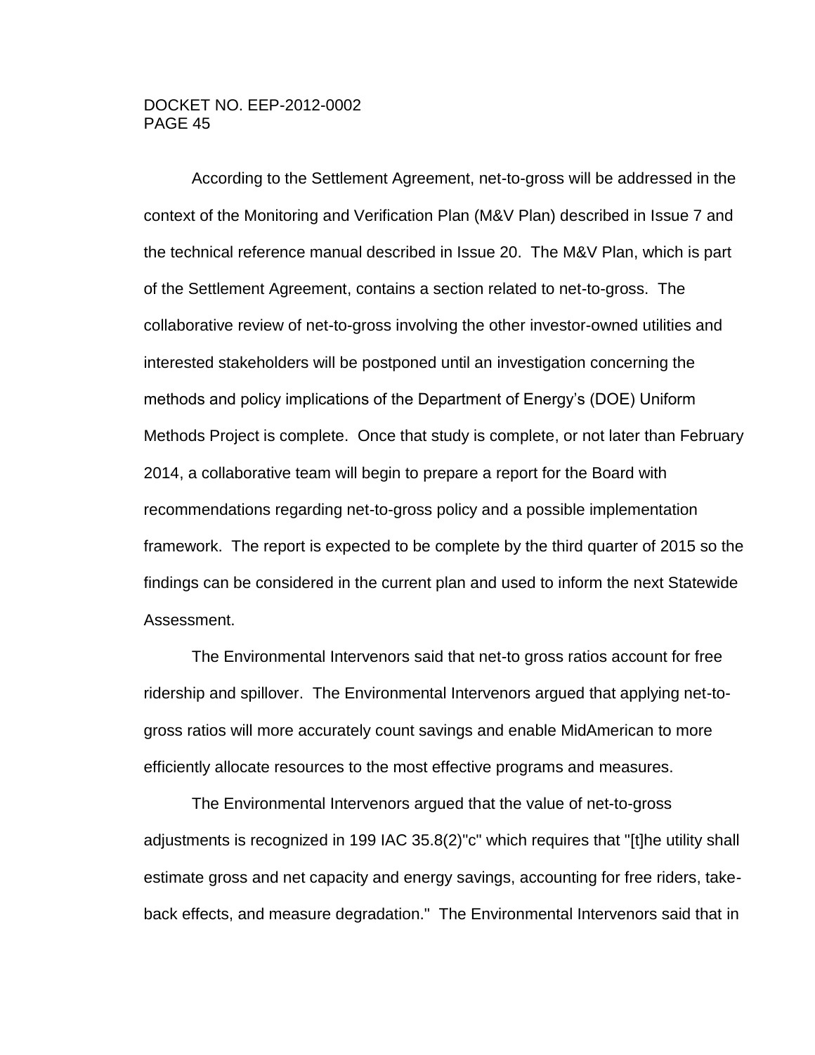According to the Settlement Agreement, net-to-gross will be addressed in the context of the Monitoring and Verification Plan (M&V Plan) described in Issue 7 and the technical reference manual described in Issue 20. The M&V Plan, which is part of the Settlement Agreement, contains a section related to net-to-gross. The collaborative review of net-to-gross involving the other investor-owned utilities and interested stakeholders will be postponed until an investigation concerning the methods and policy implications of the Department of Energy's (DOE) Uniform Methods Project is complete. Once that study is complete, or not later than February 2014, a collaborative team will begin to prepare a report for the Board with recommendations regarding net-to-gross policy and a possible implementation framework. The report is expected to be complete by the third quarter of 2015 so the findings can be considered in the current plan and used to inform the next Statewide Assessment.

The Environmental Intervenors said that net-to gross ratios account for free ridership and spillover. The Environmental Intervenors argued that applying net-to-gross ratios will more accurately count savings and enable MidAmerican to more efficiently allocate resources to the most effective programs and measures.

The Environmental Intervenors argued that the value of net-to-gross adjustments is recognized in 199 IAC 35.8(2)"c" which requires that "[t]he utility shall estimate gross and net capacity and energy savings, accounting for free riders, take-back effects, and measure degradation." The Environmental Intervenors said that in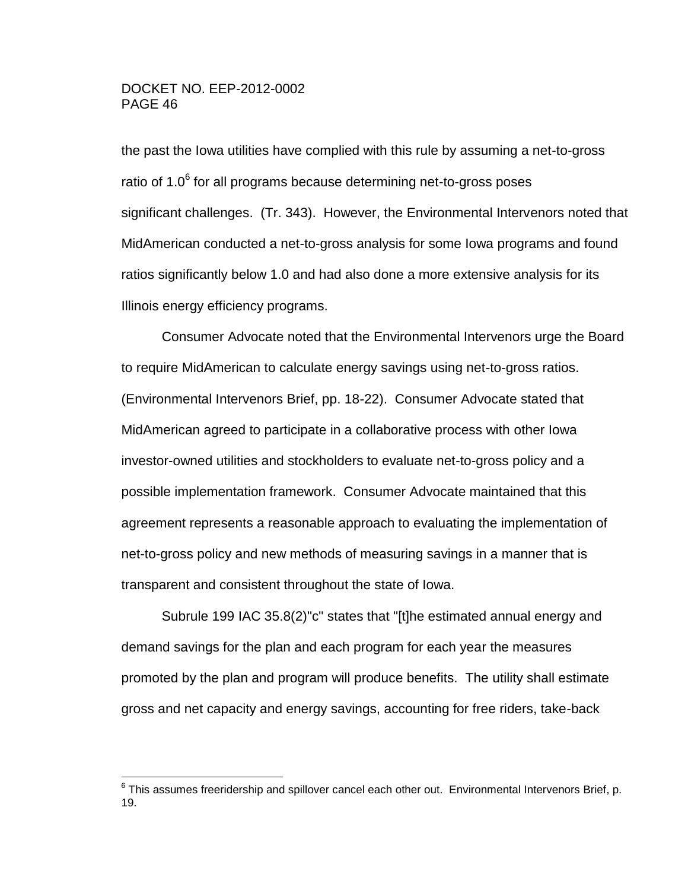the past the Iowa utilities have complied with this rule by assuming a net-to-gross ratio of 1.0[6] for all programs because determining net-to-gross poses significant challenges. (Tr. 343). However, the Environmental Intervenors noted that MidAmerican conducted a net-to-gross analysis for some Iowa programs and found ratios significantly below 1.0 and had also done a more extensive analysis for its Illinois energy efficiency programs.

Consumer Advocate noted that the Environmental Intervenors urge the Board to require MidAmerican to calculate energy savings using net-to-gross ratios. (Environmental Intervenors Brief, pp. 18-22). Consumer Advocate stated that MidAmerican agreed to participate in a collaborative process with other Iowa investor-owned utilities and stockholders to evaluate net-to-gross policy and a possible implementation framework. Consumer Advocate maintained that this agreement represents a reasonable approach to evaluating the implementation of net-to-gross policy and new methods of measuring savings in a manner that is transparent and consistent throughout the state of Iowa.

Subrule 199 IAC 35.8(2)"c" states that "[t]he estimated annual energy and demand savings for the plan and each program for each year the measures promoted by the plan and program will produce benefits. The utility shall estimate gross and net capacity and energy savings, accounting for free riders, take-back

---

[6] This assumes freeridership and spillover cancel each other out. Environmental Intervenors Brief, p. 19.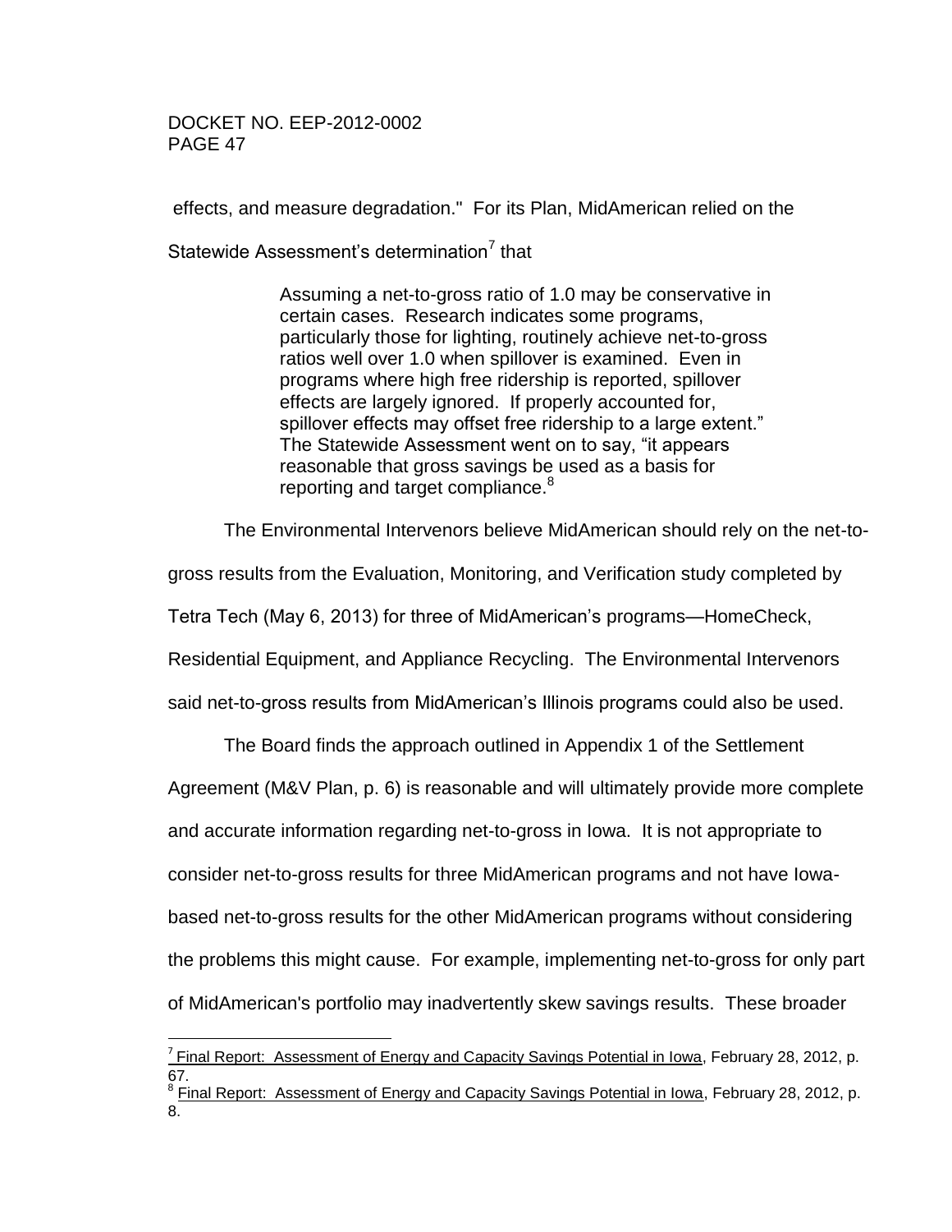effects, and measure degradation." For its Plan, MidAmerican relied on the Statewide Assessment's determination[7] that

> Assuming a net-to-gross ratio of 1.0 may be conservative in certain cases. Research indicates some programs, particularly those for lighting, routinely achieve net-to-gross ratios well over 1.0 when spillover is examined. Even in programs where high free ridership is reported, spillover effects are largely ignored. If properly accounted for, spillover effects may offset free ridership to a large extent." The Statewide Assessment went on to say, "it appears reasonable that gross savings be used as a basis for reporting and target compliance.[8]

The Environmental Intervenors believe MidAmerican should rely on the net-to-gross results from the Evaluation, Monitoring, and Verification study completed by Tetra Tech (May 6, 2013) for three of MidAmerican's programs—HomeCheck, Residential Equipment, and Appliance Recycling. The Environmental Intervenors said net-to-gross results from MidAmerican's Illinois programs could also be used.

The Board finds the approach outlined in Appendix 1 of the Settlement Agreement (M&V Plan, p. 6) is reasonable and will ultimately provide more complete and accurate information regarding net-to-gross in Iowa. It is not appropriate to consider net-to-gross results for three MidAmerican programs and not have Iowa-based net-to-gross results for the other MidAmerican programs without considering the problems this might cause. For example, implementing net-to-gross for only part of MidAmerican's portfolio may inadvertently skew savings results. These broader

---

[7] Final Report: Assessment of Energy and Capacity Savings Potential in Iowa, February 28, 2012, p. 67.

[8] Final Report: Assessment of Energy and Capacity Savings Potential in Iowa, February 28, 2012, p. 8.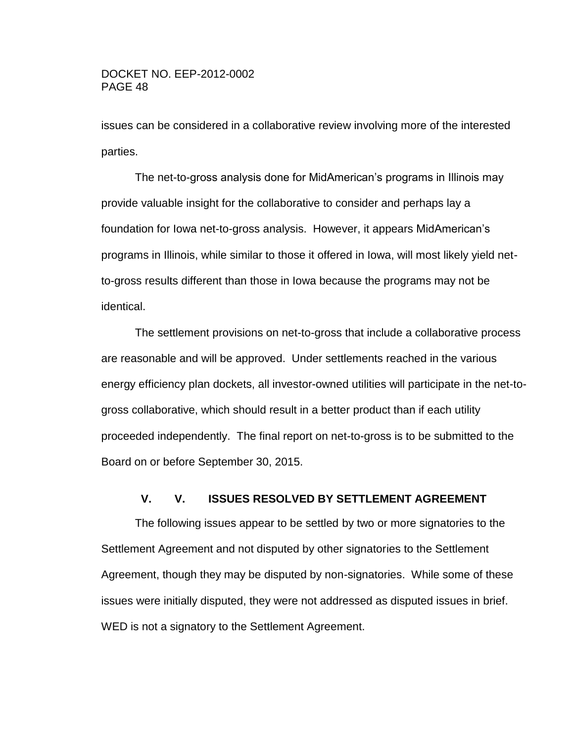issues can be considered in a collaborative review involving more of the interested parties.

The net-to-gross analysis done for MidAmerican's programs in Illinois may provide valuable insight for the collaborative to consider and perhaps lay a foundation for Iowa net-to-gross analysis. However, it appears MidAmerican's programs in Illinois, while similar to those it offered in Iowa, will most likely yield net-to-gross results different than those in Iowa because the programs may not be identical.

The settlement provisions on net-to-gross that include a collaborative process are reasonable and will be approved. Under settlements reached in the various energy efficiency plan dockets, all investor-owned utilities will participate in the net-to-gross collaborative, which should result in a better product than if each utility proceeded independently. The final report on net-to-gross is to be submitted to the Board on or before September 30, 2015.

## V. V. ISSUES RESOLVED BY SETTLEMENT AGREEMENT

The following issues appear to be settled by two or more signatories to the Settlement Agreement and not disputed by other signatories to the Settlement Agreement, though they may be disputed by non-signatories. While some of these issues were initially disputed, they were not addressed as disputed issues in brief. WED is not a signatory to the Settlement Agreement.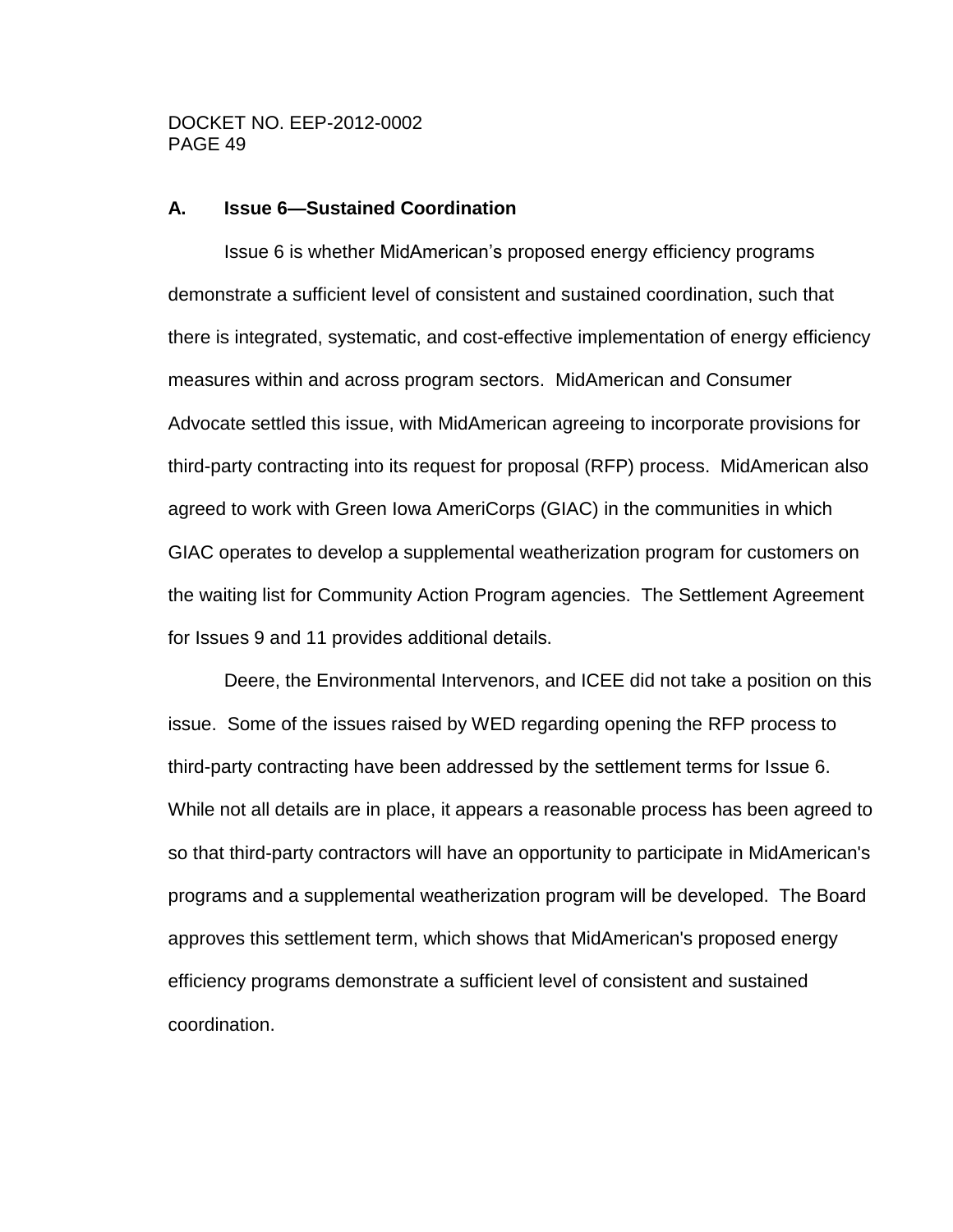## A. Issue 6—Sustained Coordination

Issue 6 is whether MidAmerican's proposed energy efficiency programs demonstrate a sufficient level of consistent and sustained coordination, such that there is integrated, systematic, and cost-effective implementation of energy efficiency measures within and across program sectors. MidAmerican and Consumer Advocate settled this issue, with MidAmerican agreeing to incorporate provisions for third-party contracting into its request for proposal (RFP) process. MidAmerican also agreed to work with Green Iowa AmeriCorps (GIAC) in the communities in which GIAC operates to develop a supplemental weatherization program for customers on the waiting list for Community Action Program agencies. The Settlement Agreement for Issues 9 and 11 provides additional details.

Deere, the Environmental Intervenors, and ICEE did not take a position on this issue. Some of the issues raised by WED regarding opening the RFP process to third-party contracting have been addressed by the settlement terms for Issue 6. While not all details are in place, it appears a reasonable process has been agreed to so that third-party contractors will have an opportunity to participate in MidAmerican's programs and a supplemental weatherization program will be developed. The Board approves this settlement term, which shows that MidAmerican's proposed energy efficiency programs demonstrate a sufficient level of consistent and sustained coordination.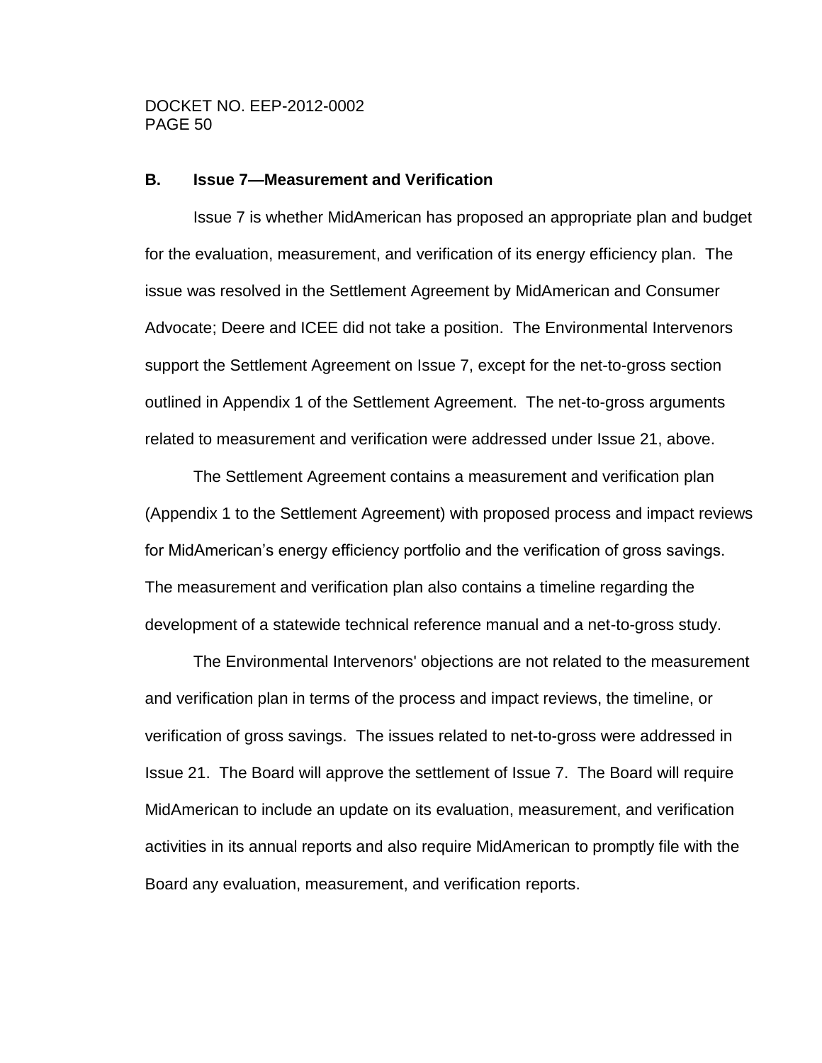### B. Issue 7—Measurement and Verification

Issue 7 is whether MidAmerican has proposed an appropriate plan and budget for the evaluation, measurement, and verification of its energy efficiency plan. The issue was resolved in the Settlement Agreement by MidAmerican and Consumer Advocate; Deere and ICEE did not take a position. The Environmental Intervenors support the Settlement Agreement on Issue 7, except for the net-to-gross section outlined in Appendix 1 of the Settlement Agreement. The net-to-gross arguments related to measurement and verification were addressed under Issue 21, above.

The Settlement Agreement contains a measurement and verification plan (Appendix 1 to the Settlement Agreement) with proposed process and impact reviews for MidAmerican's energy efficiency portfolio and the verification of gross savings. The measurement and verification plan also contains a timeline regarding the development of a statewide technical reference manual and a net-to-gross study.

The Environmental Intervenors' objections are not related to the measurement and verification plan in terms of the process and impact reviews, the timeline, or verification of gross savings. The issues related to net-to-gross were addressed in Issue 21. The Board will approve the settlement of Issue 7. The Board will require MidAmerican to include an update on its evaluation, measurement, and verification activities in its annual reports and also require MidAmerican to promptly file with the Board any evaluation, measurement, and verification reports.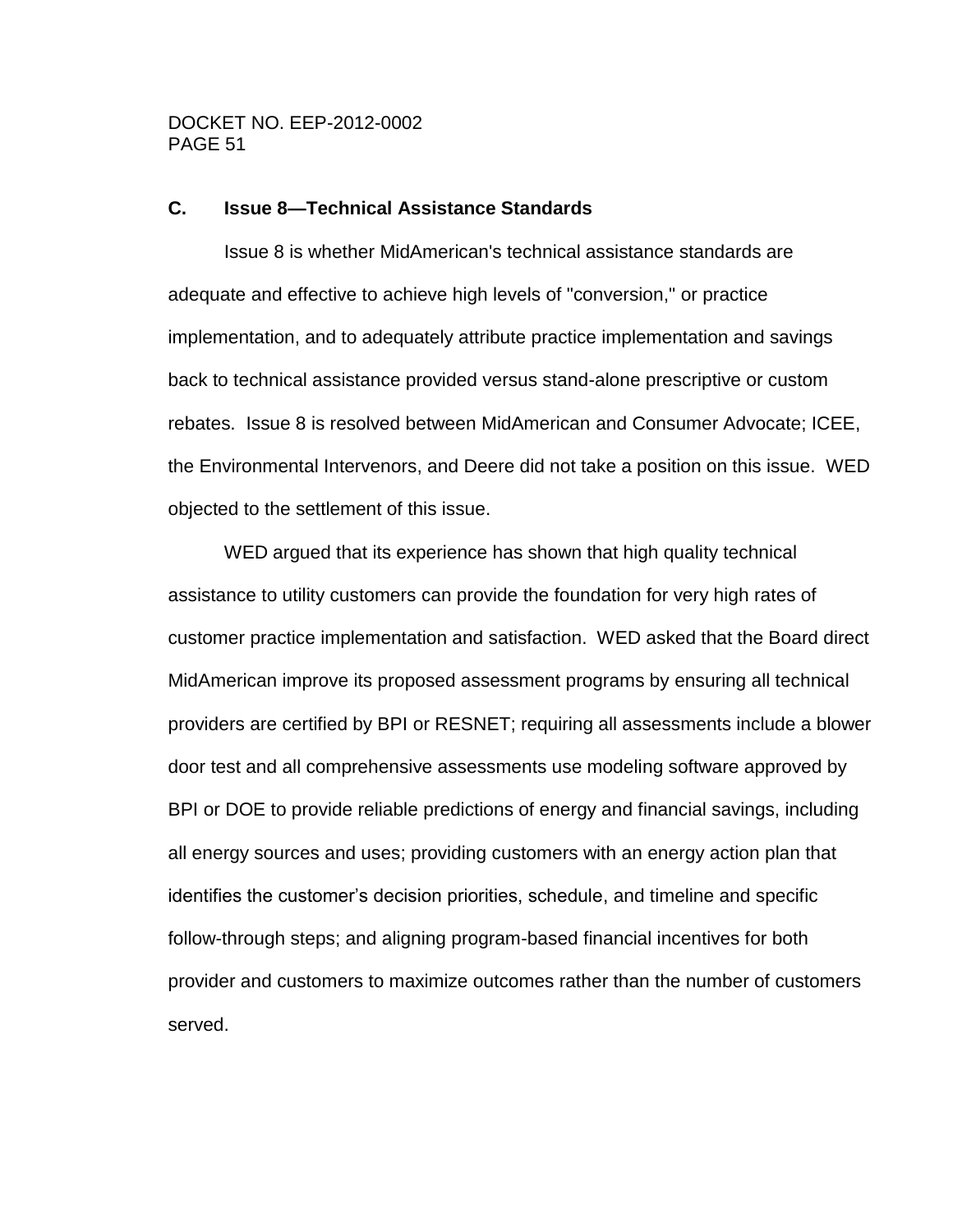### C. Issue 8—Technical Assistance Standards

Issue 8 is whether MidAmerican's technical assistance standards are adequate and effective to achieve high levels of "conversion," or practice implementation, and to adequately attribute practice implementation and savings back to technical assistance provided versus stand-alone prescriptive or custom rebates. Issue 8 is resolved between MidAmerican and Consumer Advocate; ICEE, the Environmental Intervenors, and Deere did not take a position on this issue. WED objected to the settlement of this issue.

WED argued that its experience has shown that high quality technical assistance to utility customers can provide the foundation for very high rates of customer practice implementation and satisfaction. WED asked that the Board direct MidAmerican improve its proposed assessment programs by ensuring all technical providers are certified by BPI or RESNET; requiring all assessments include a blower door test and all comprehensive assessments use modeling software approved by BPI or DOE to provide reliable predictions of energy and financial savings, including all energy sources and uses; providing customers with an energy action plan that identifies the customer's decision priorities, schedule, and timeline and specific follow-through steps; and aligning program-based financial incentives for both provider and customers to maximize outcomes rather than the number of customers served.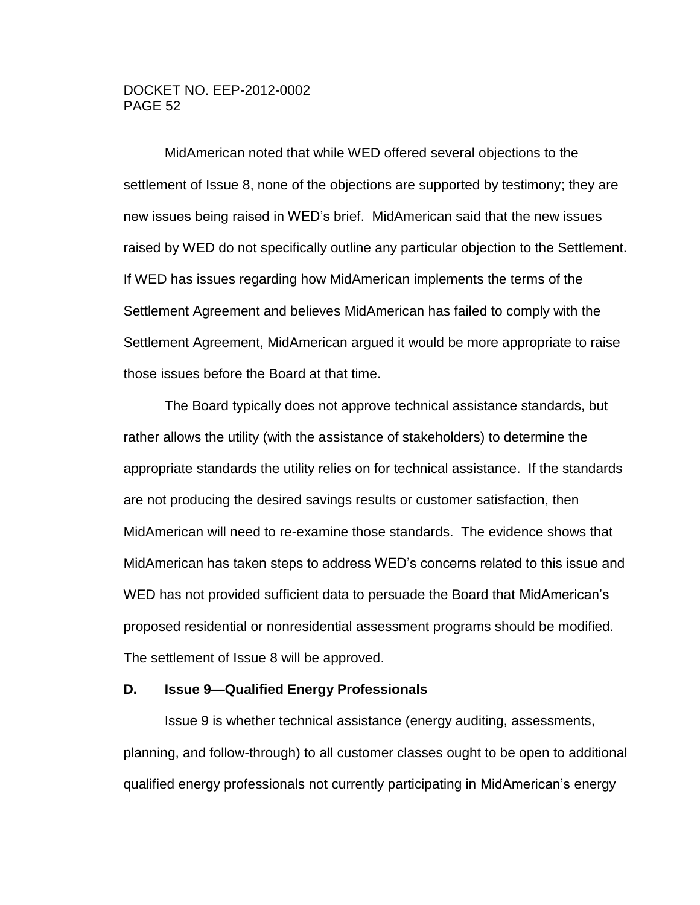MidAmerican noted that while WED offered several objections to the settlement of Issue 8, none of the objections are supported by testimony; they are new issues being raised in WED's brief. MidAmerican said that the new issues raised by WED do not specifically outline any particular objection to the Settlement. If WED has issues regarding how MidAmerican implements the terms of the Settlement Agreement and believes MidAmerican has failed to comply with the Settlement Agreement, MidAmerican argued it would be more appropriate to raise those issues before the Board at that time.

The Board typically does not approve technical assistance standards, but rather allows the utility (with the assistance of stakeholders) to determine the appropriate standards the utility relies on for technical assistance. If the standards are not producing the desired savings results or customer satisfaction, then MidAmerican will need to re-examine those standards. The evidence shows that MidAmerican has taken steps to address WED's concerns related to this issue and WED has not provided sufficient data to persuade the Board that MidAmerican's proposed residential or nonresidential assessment programs should be modified. The settlement of Issue 8 will be approved.

### D. Issue 9—Qualified Energy Professionals

Issue 9 is whether technical assistance (energy auditing, assessments, planning, and follow-through) to all customer classes ought to be open to additional qualified energy professionals not currently participating in MidAmerican's energy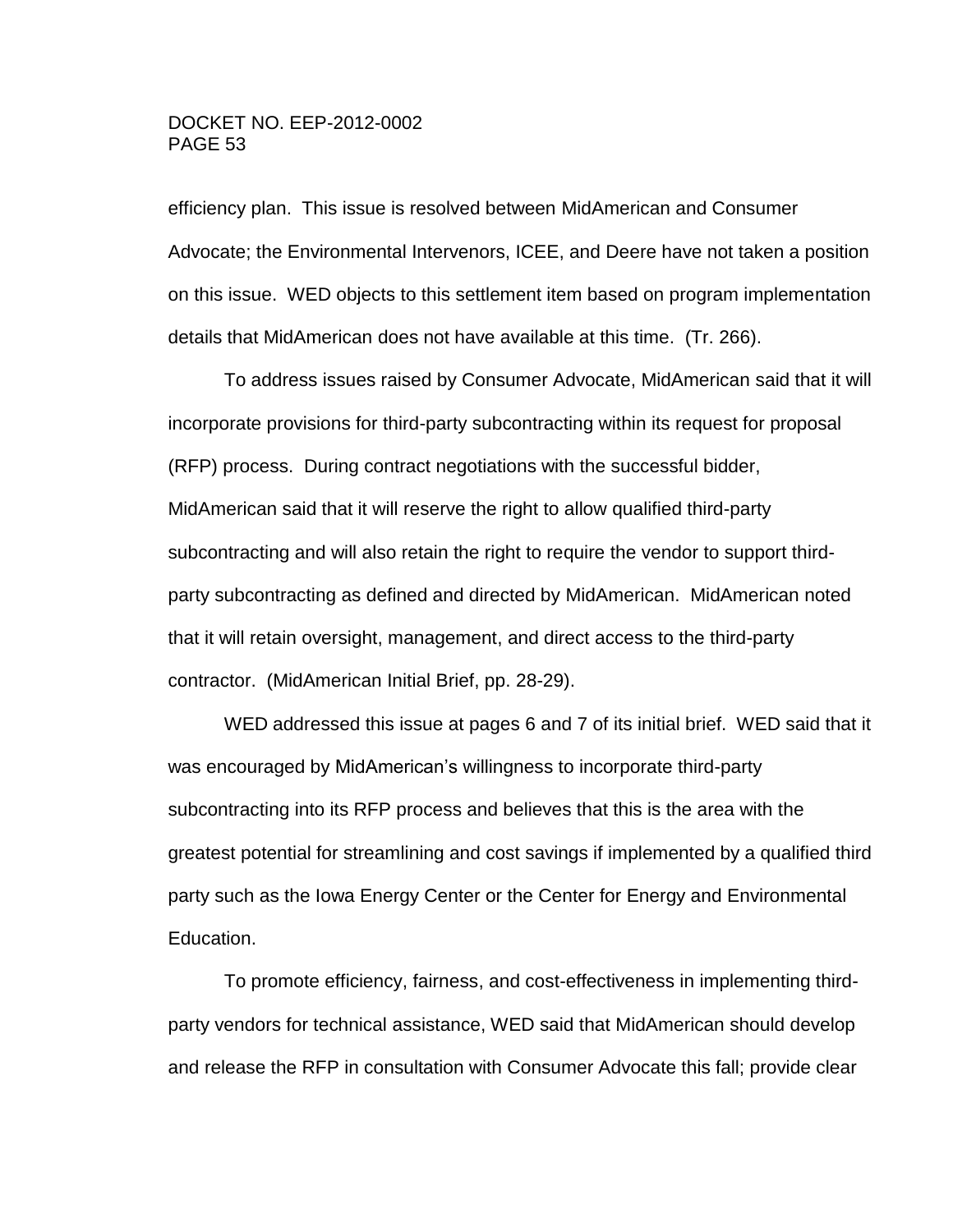efficiency plan. This issue is resolved between MidAmerican and Consumer Advocate; the Environmental Intervenors, ICEE, and Deere have not taken a position on this issue. WED objects to this settlement item based on program implementation details that MidAmerican does not have available at this time. (Tr. 266).

To address issues raised by Consumer Advocate, MidAmerican said that it will incorporate provisions for third-party subcontracting within its request for proposal (RFP) process. During contract negotiations with the successful bidder, MidAmerican said that it will reserve the right to allow qualified third-party subcontracting and will also retain the right to require the vendor to support third-party subcontracting as defined and directed by MidAmerican. MidAmerican noted that it will retain oversight, management, and direct access to the third-party contractor. (MidAmerican Initial Brief, pp. 28-29).

WED addressed this issue at pages 6 and 7 of its initial brief. WED said that it was encouraged by MidAmerican's willingness to incorporate third-party subcontracting into its RFP process and believes that this is the area with the greatest potential for streamlining and cost savings if implemented by a qualified third party such as the Iowa Energy Center or the Center for Energy and Environmental Education.

To promote efficiency, fairness, and cost-effectiveness in implementing third-party vendors for technical assistance, WED said that MidAmerican should develop and release the RFP in consultation with Consumer Advocate this fall; provide clear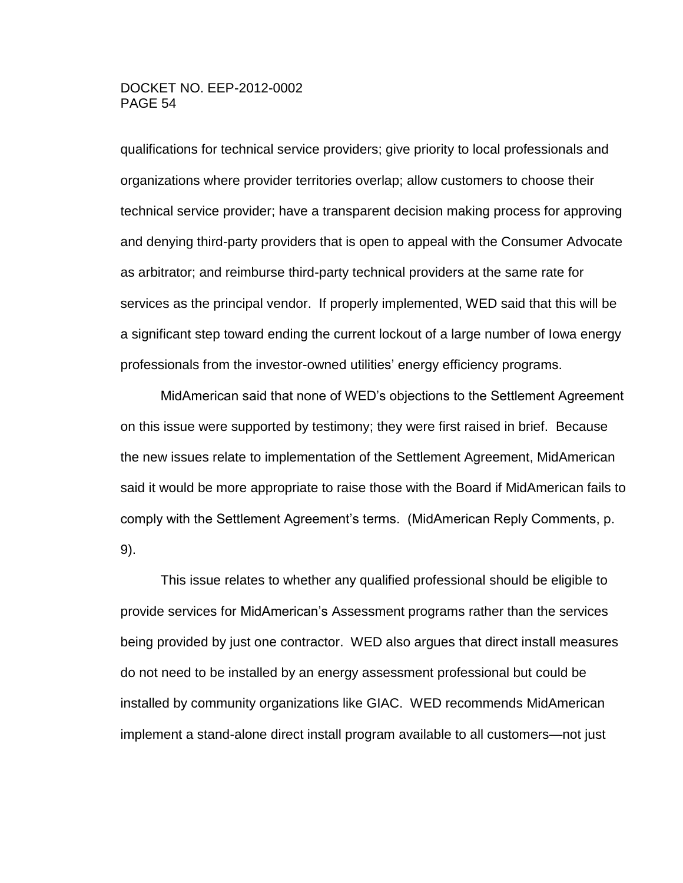qualifications for technical service providers; give priority to local professionals and organizations where provider territories overlap; allow customers to choose their technical service provider; have a transparent decision making process for approving and denying third-party providers that is open to appeal with the Consumer Advocate as arbitrator; and reimburse third-party technical providers at the same rate for services as the principal vendor. If properly implemented, WED said that this will be a significant step toward ending the current lockout of a large number of Iowa energy professionals from the investor-owned utilities' energy efficiency programs.

MidAmerican said that none of WED's objections to the Settlement Agreement on this issue were supported by testimony; they were first raised in brief. Because the new issues relate to implementation of the Settlement Agreement, MidAmerican said it would be more appropriate to raise those with the Board if MidAmerican fails to comply with the Settlement Agreement's terms. (MidAmerican Reply Comments, p. 9).

This issue relates to whether any qualified professional should be eligible to provide services for MidAmerican's Assessment programs rather than the services being provided by just one contractor. WED also argues that direct install measures do not need to be installed by an energy assessment professional but could be installed by community organizations like GIAC. WED recommends MidAmerican implement a stand-alone direct install program available to all customers—not just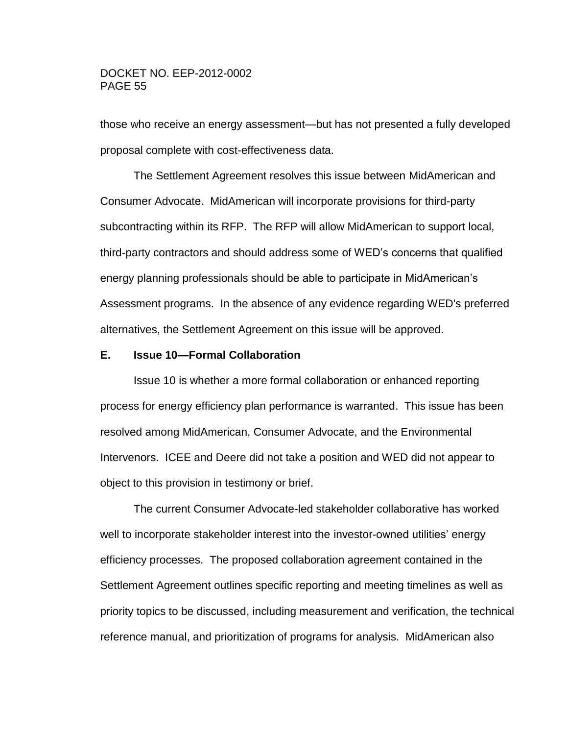those who receive an energy assessment—but has not presented a fully developed proposal complete with cost-effectiveness data.

The Settlement Agreement resolves this issue between MidAmerican and Consumer Advocate. MidAmerican will incorporate provisions for third-party subcontracting within its RFP. The RFP will allow MidAmerican to support local, third-party contractors and should address some of WED's concerns that qualified energy planning professionals should be able to participate in MidAmerican's Assessment programs. In the absence of any evidence regarding WED's preferred alternatives, the Settlement Agreement on this issue will be approved.

**E. Issue 10—Formal Collaboration**

Issue 10 is whether a more formal collaboration or enhanced reporting process for energy efficiency plan performance is warranted. This issue has been resolved among MidAmerican, Consumer Advocate, and the Environmental Intervenors. ICEE and Deere did not take a position and WED did not appear to object to this provision in testimony or brief.

The current Consumer Advocate-led stakeholder collaborative has worked well to incorporate stakeholder interest into the investor-owned utilities' energy efficiency processes. The proposed collaboration agreement contained in the Settlement Agreement outlines specific reporting and meeting timelines as well as priority topics to be discussed, including measurement and verification, the technical reference manual, and prioritization of programs for analysis. MidAmerican also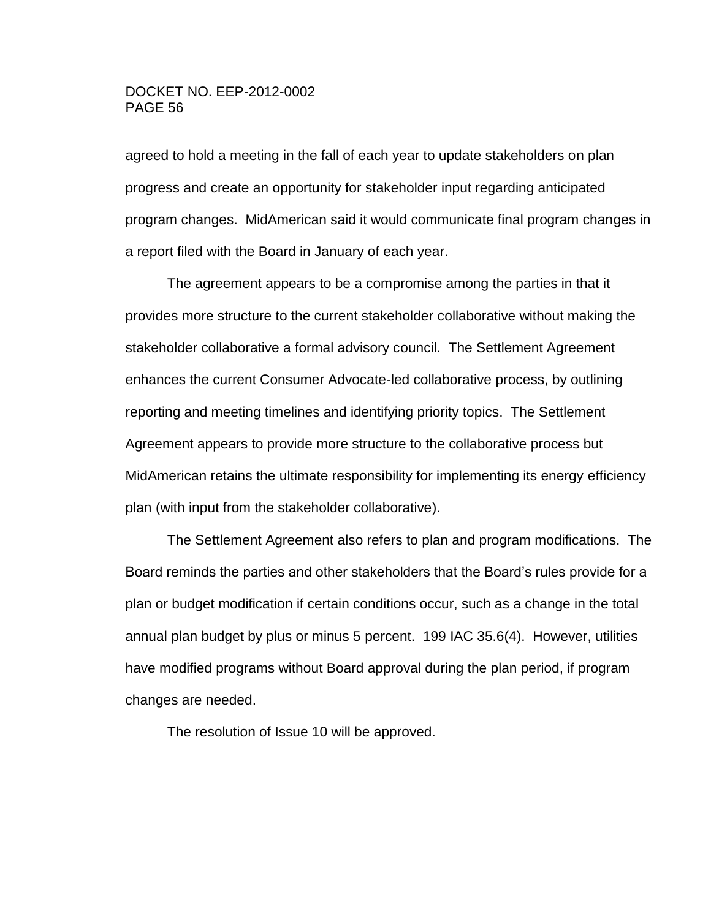agreed to hold a meeting in the fall of each year to update stakeholders on plan progress and create an opportunity for stakeholder input regarding anticipated program changes. MidAmerican said it would communicate final program changes in a report filed with the Board in January of each year.

The agreement appears to be a compromise among the parties in that it provides more structure to the current stakeholder collaborative without making the stakeholder collaborative a formal advisory council. The Settlement Agreement enhances the current Consumer Advocate-led collaborative process, by outlining reporting and meeting timelines and identifying priority topics. The Settlement Agreement appears to provide more structure to the collaborative process but MidAmerican retains the ultimate responsibility for implementing its energy efficiency plan (with input from the stakeholder collaborative).

The Settlement Agreement also refers to plan and program modifications. The Board reminds the parties and other stakeholders that the Board's rules provide for a plan or budget modification if certain conditions occur, such as a change in the total annual plan budget by plus or minus 5 percent. 199 IAC 35.6(4). However, utilities have modified programs without Board approval during the plan period, if program changes are needed.

The resolution of Issue 10 will be approved.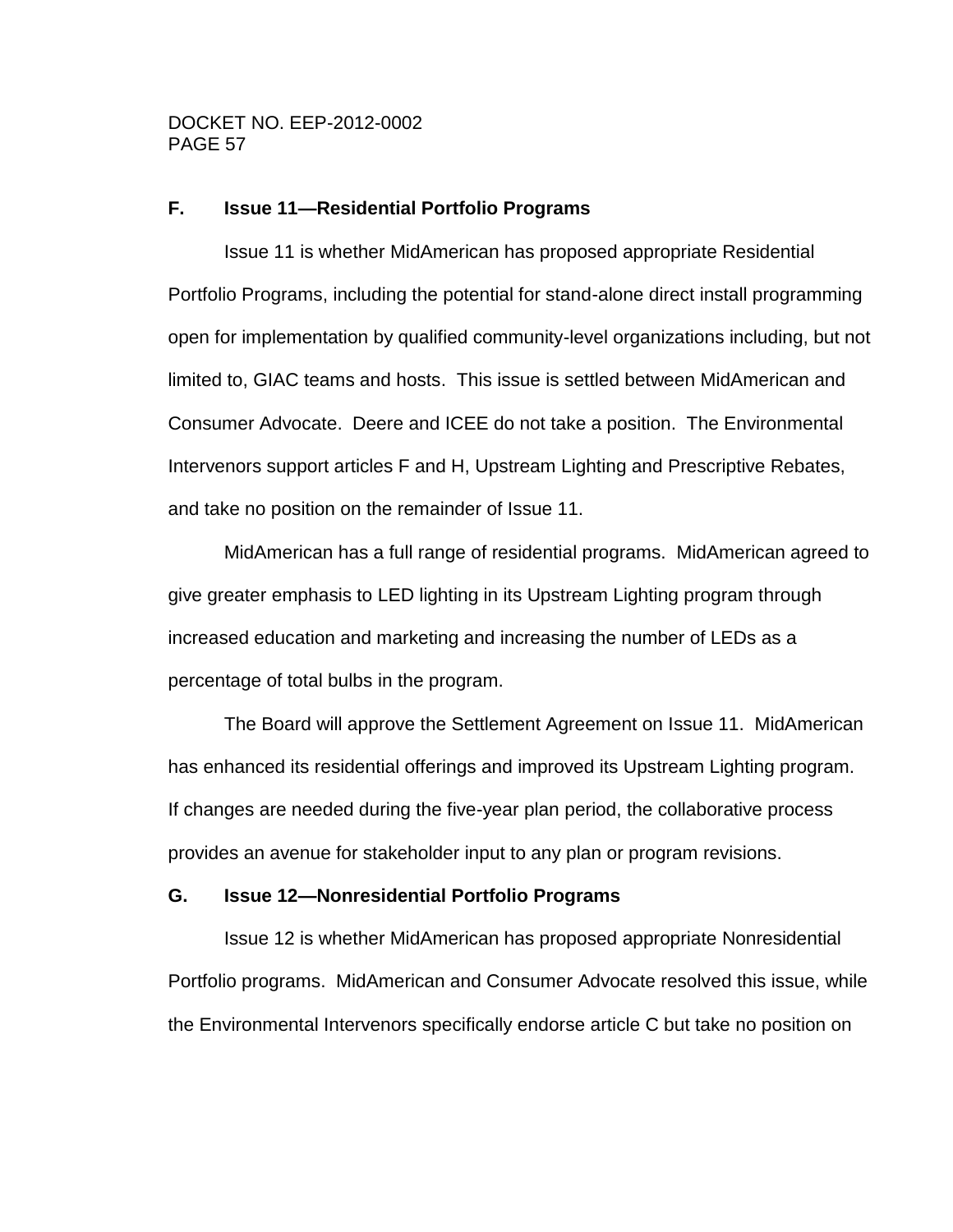### F. Issue 11—Residential Portfolio Programs

Issue 11 is whether MidAmerican has proposed appropriate Residential Portfolio Programs, including the potential for stand-alone direct install programming open for implementation by qualified community-level organizations including, but not limited to, GIAC teams and hosts. This issue is settled between MidAmerican and Consumer Advocate. Deere and ICEE do not take a position. The Environmental Intervenors support articles F and H, Upstream Lighting and Prescriptive Rebates, and take no position on the remainder of Issue 11.

MidAmerican has a full range of residential programs. MidAmerican agreed to give greater emphasis to LED lighting in its Upstream Lighting program through increased education and marketing and increasing the number of LEDs as a percentage of total bulbs in the program.

The Board will approve the Settlement Agreement on Issue 11. MidAmerican has enhanced its residential offerings and improved its Upstream Lighting program. If changes are needed during the five-year plan period, the collaborative process provides an avenue for stakeholder input to any plan or program revisions.

### G. Issue 12—Nonresidential Portfolio Programs

Issue 12 is whether MidAmerican has proposed appropriate Nonresidential Portfolio programs. MidAmerican and Consumer Advocate resolved this issue, while the Environmental Intervenors specifically endorse article C but take no position on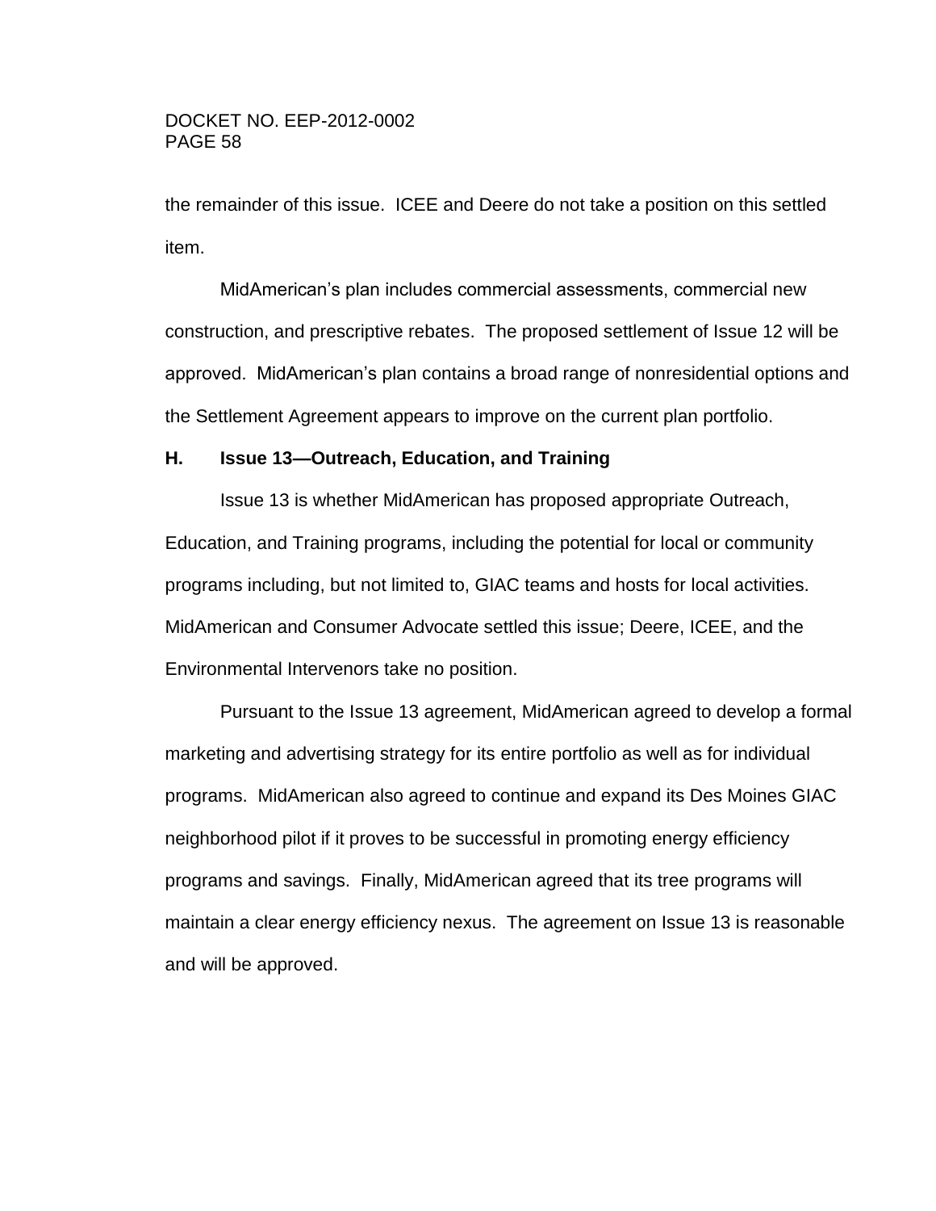the remainder of this issue. ICEE and Deere do not take a position on this settled item.

MidAmerican's plan includes commercial assessments, commercial new construction, and prescriptive rebates. The proposed settlement of Issue 12 will be approved. MidAmerican's plan contains a broad range of nonresidential options and the Settlement Agreement appears to improve on the current plan portfolio.

### H. Issue 13—Outreach, Education, and Training

Issue 13 is whether MidAmerican has proposed appropriate Outreach, Education, and Training programs, including the potential for local or community programs including, but not limited to, GIAC teams and hosts for local activities. MidAmerican and Consumer Advocate settled this issue; Deere, ICEE, and the Environmental Intervenors take no position.

Pursuant to the Issue 13 agreement, MidAmerican agreed to develop a formal marketing and advertising strategy for its entire portfolio as well as for individual programs. MidAmerican also agreed to continue and expand its Des Moines GIAC neighborhood pilot if it proves to be successful in promoting energy efficiency programs and savings. Finally, MidAmerican agreed that its tree programs will maintain a clear energy efficiency nexus. The agreement on Issue 13 is reasonable and will be approved.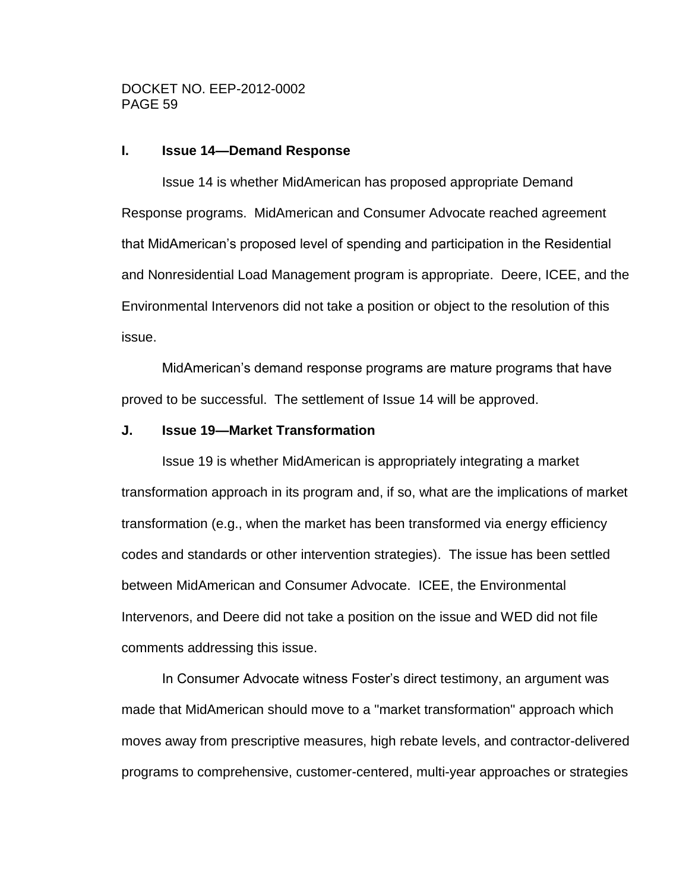### I. Issue 14—Demand Response

Issue 14 is whether MidAmerican has proposed appropriate Demand Response programs. MidAmerican and Consumer Advocate reached agreement that MidAmerican's proposed level of spending and participation in the Residential and Nonresidential Load Management program is appropriate. Deere, ICEE, and the Environmental Intervenors did not take a position or object to the resolution of this issue.

MidAmerican's demand response programs are mature programs that have proved to be successful. The settlement of Issue 14 will be approved.

### J. Issue 19—Market Transformation

Issue 19 is whether MidAmerican is appropriately integrating a market transformation approach in its program and, if so, what are the implications of market transformation (e.g., when the market has been transformed via energy efficiency codes and standards or other intervention strategies). The issue has been settled between MidAmerican and Consumer Advocate. ICEE, the Environmental Intervenors, and Deere did not take a position on the issue and WED did not file comments addressing this issue.

In Consumer Advocate witness Foster's direct testimony, an argument was made that MidAmerican should move to a "market transformation" approach which moves away from prescriptive measures, high rebate levels, and contractor-delivered programs to comprehensive, customer-centered, multi-year approaches or strategies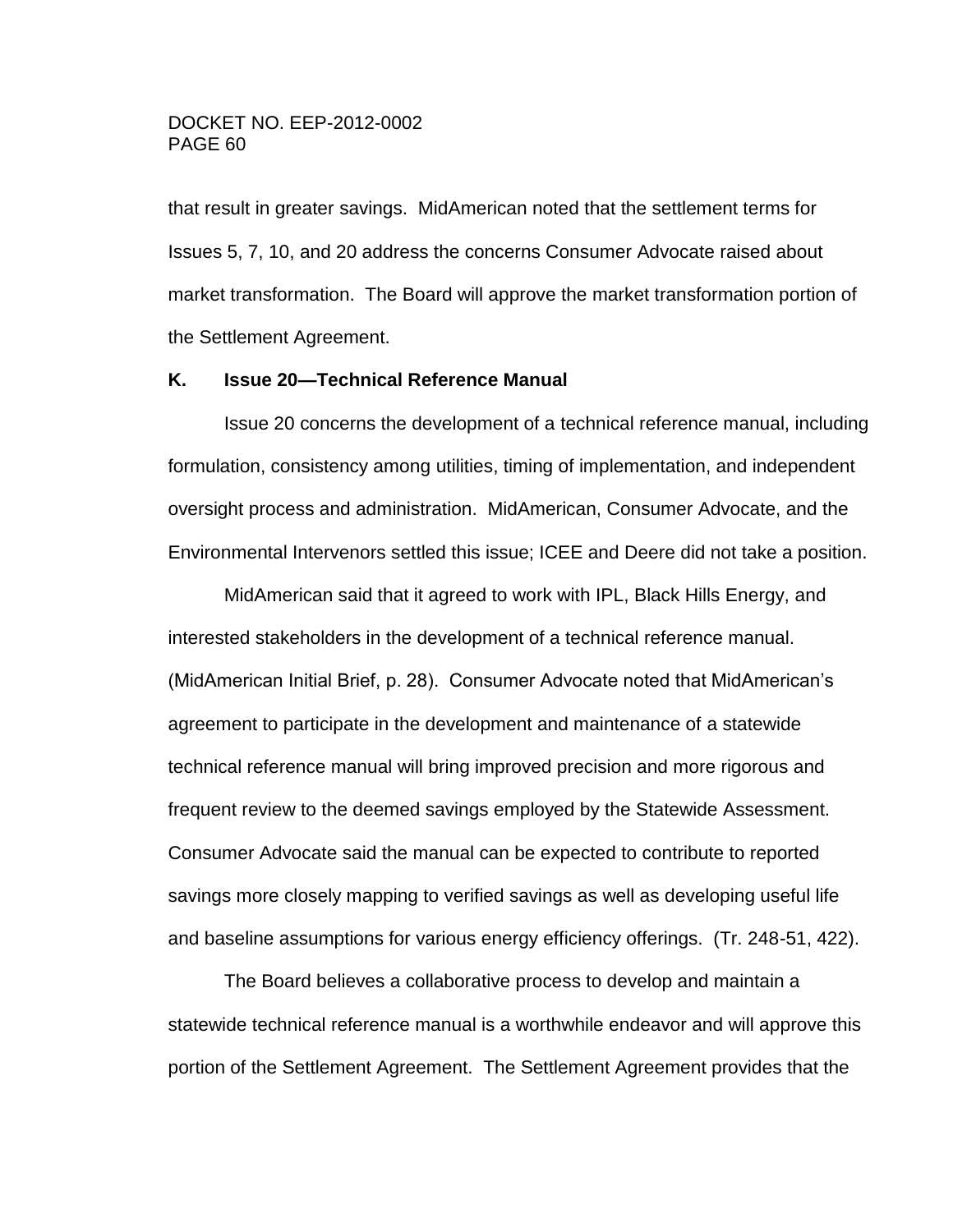that result in greater savings. MidAmerican noted that the settlement terms for Issues 5, 7, 10, and 20 address the concerns Consumer Advocate raised about market transformation. The Board will approve the market transformation portion of the Settlement Agreement.

### K. Issue 20—Technical Reference Manual

Issue 20 concerns the development of a technical reference manual, including formulation, consistency among utilities, timing of implementation, and independent oversight process and administration. MidAmerican, Consumer Advocate, and the Environmental Intervenors settled this issue; ICEE and Deere did not take a position.

MidAmerican said that it agreed to work with IPL, Black Hills Energy, and interested stakeholders in the development of a technical reference manual. (MidAmerican Initial Brief, p. 28). Consumer Advocate noted that MidAmerican's agreement to participate in the development and maintenance of a statewide technical reference manual will bring improved precision and more rigorous and frequent review to the deemed savings employed by the Statewide Assessment. Consumer Advocate said the manual can be expected to contribute to reported savings more closely mapping to verified savings as well as developing useful life and baseline assumptions for various energy efficiency offerings. (Tr. 248-51, 422).

The Board believes a collaborative process to develop and maintain a statewide technical reference manual is a worthwhile endeavor and will approve this portion of the Settlement Agreement. The Settlement Agreement provides that the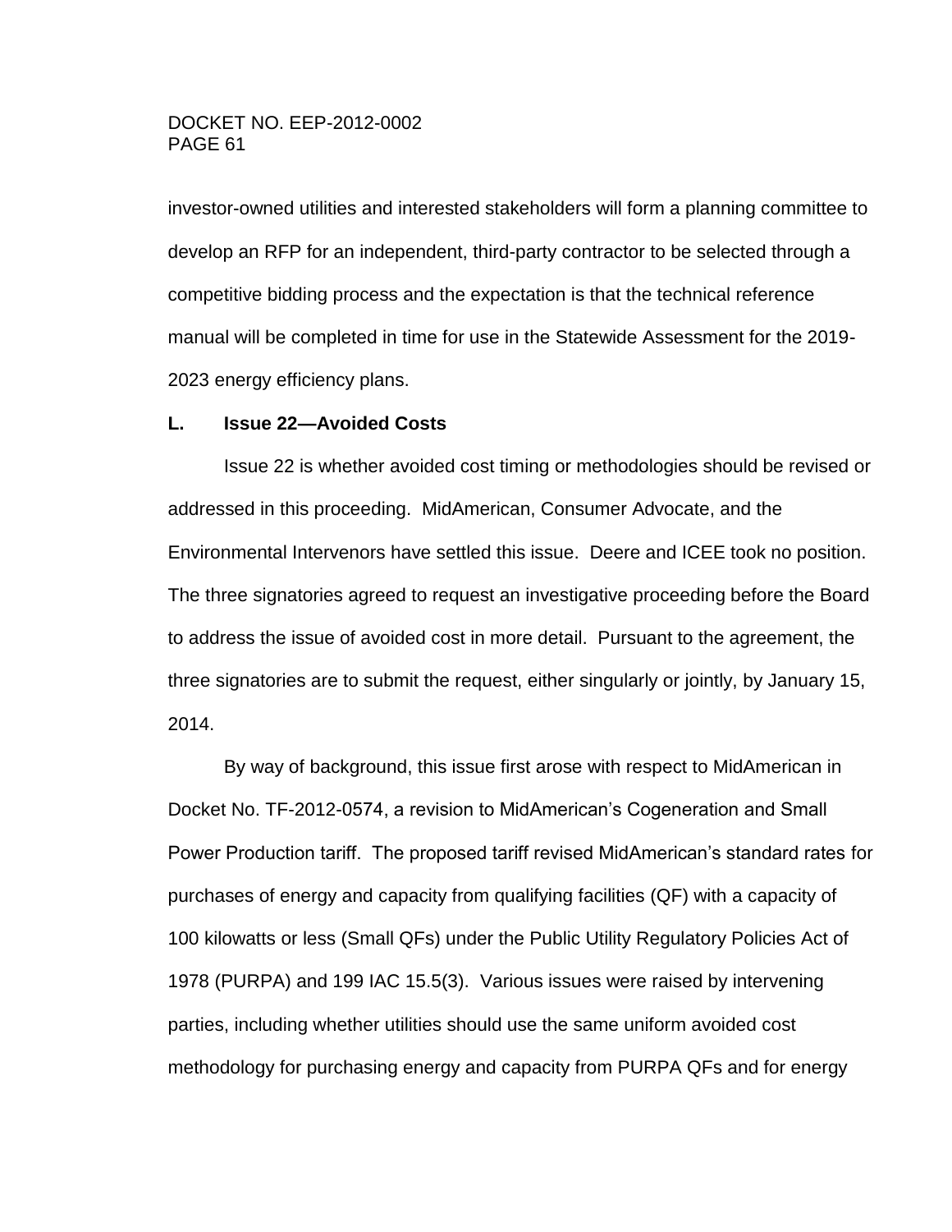investor-owned utilities and interested stakeholders will form a planning committee to develop an RFP for an independent, third-party contractor to be selected through a competitive bidding process and the expectation is that the technical reference manual will be completed in time for use in the Statewide Assessment for the 2019-2023 energy efficiency plans.

### L. Issue 22—Avoided Costs

Issue 22 is whether avoided cost timing or methodologies should be revised or addressed in this proceeding. MidAmerican, Consumer Advocate, and the Environmental Intervenors have settled this issue. Deere and ICEE took no position. The three signatories agreed to request an investigative proceeding before the Board to address the issue of avoided cost in more detail. Pursuant to the agreement, the three signatories are to submit the request, either singularly or jointly, by January 15, 2014.

By way of background, this issue first arose with respect to MidAmerican in Docket No. TF-2012-0574, a revision to MidAmerican's Cogeneration and Small Power Production tariff. The proposed tariff revised MidAmerican's standard rates for purchases of energy and capacity from qualifying facilities (QF) with a capacity of 100 kilowatts or less (Small QFs) under the Public Utility Regulatory Policies Act of 1978 (PURPA) and 199 IAC 15.5(3). Various issues were raised by intervening parties, including whether utilities should use the same uniform avoided cost methodology for purchasing energy and capacity from PURPA QFs and for energy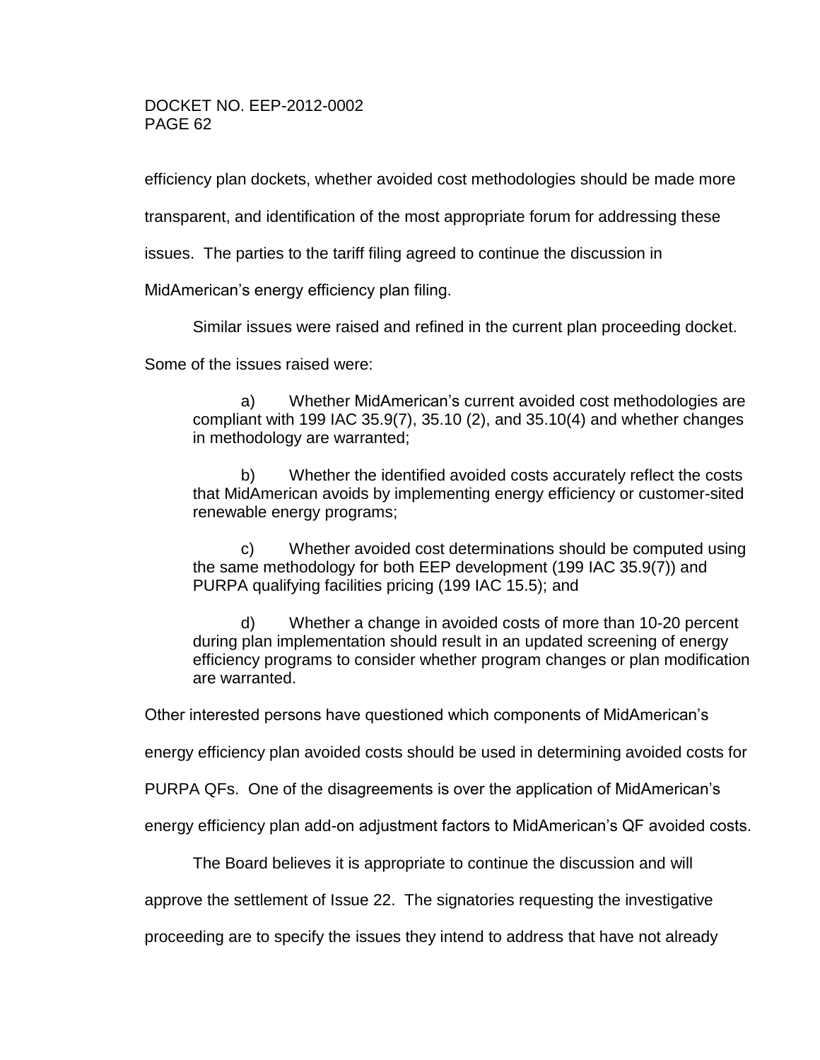efficiency plan dockets, whether avoided cost methodologies should be made more transparent, and identification of the most appropriate forum for addressing these issues. The parties to the tariff filing agreed to continue the discussion in MidAmerican's energy efficiency plan filing.

Similar issues were raised and refined in the current plan proceeding docket. Some of the issues raised were:

> a) Whether MidAmerican's current avoided cost methodologies are compliant with 199 IAC 35.9(7), 35.10 (2), and 35.10(4) and whether changes in methodology are warranted;
>
> b) Whether the identified avoided costs accurately reflect the costs that MidAmerican avoids by implementing energy efficiency or customer-sited renewable energy programs;
>
> c) Whether avoided cost determinations should be computed using the same methodology for both EEP development (199 IAC 35.9(7)) and PURPA qualifying facilities pricing (199 IAC 15.5); and
>
> d) Whether a change in avoided costs of more than 10-20 percent during plan implementation should result in an updated screening of energy efficiency programs to consider whether program changes or plan modification are warranted.

Other interested persons have questioned which components of MidAmerican's energy efficiency plan avoided costs should be used in determining avoided costs for PURPA QFs. One of the disagreements is over the application of MidAmerican's energy efficiency plan add-on adjustment factors to MidAmerican's QF avoided costs.

The Board believes it is appropriate to continue the discussion and will approve the settlement of Issue 22. The signatories requesting the investigative proceeding are to specify the issues they intend to address that have not already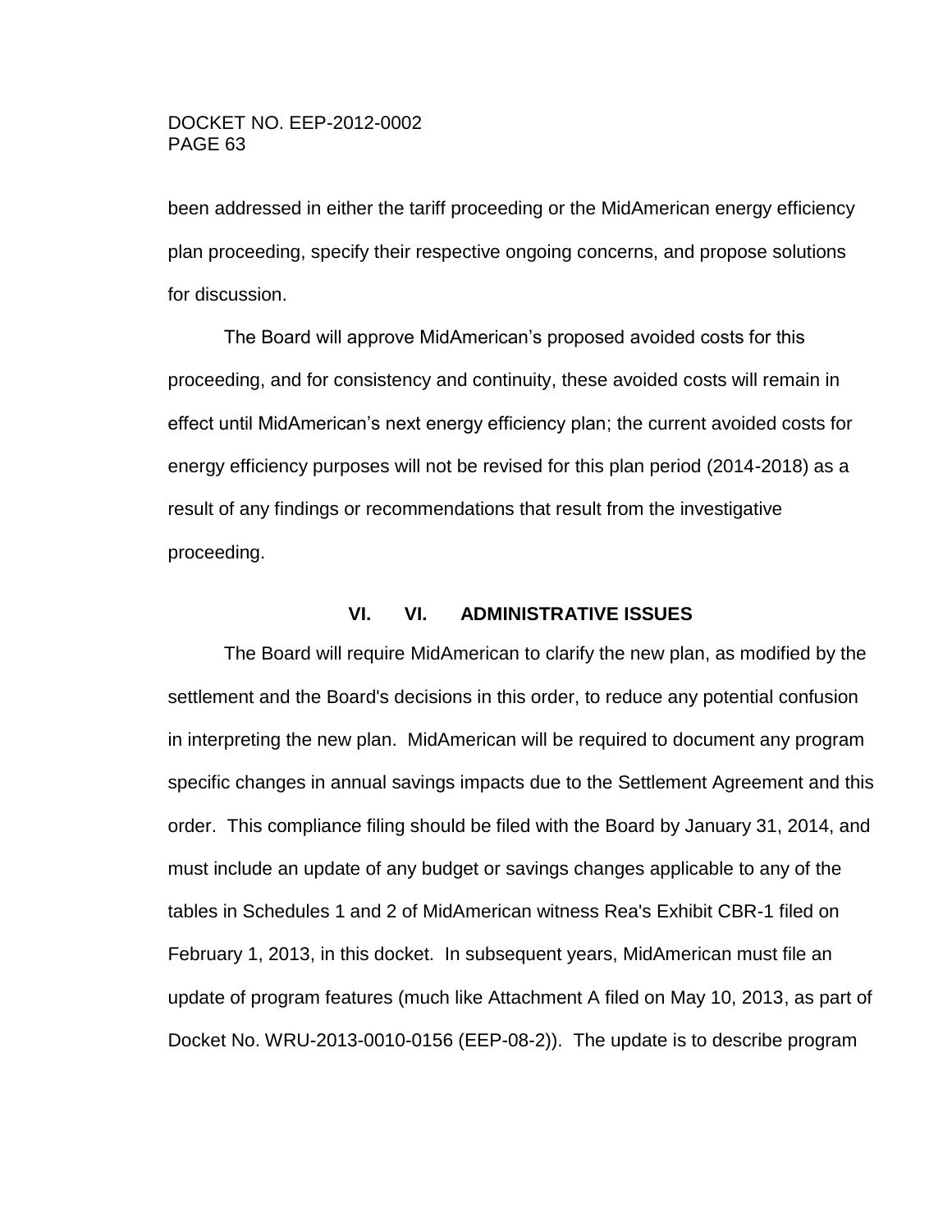been addressed in either the tariff proceeding or the MidAmerican energy efficiency plan proceeding, specify their respective ongoing concerns, and propose solutions for discussion.

The Board will approve MidAmerican's proposed avoided costs for this proceeding, and for consistency and continuity, these avoided costs will remain in effect until MidAmerican's next energy efficiency plan; the current avoided costs for energy efficiency purposes will not be revised for this plan period (2014-2018) as a result of any findings or recommendations that result from the investigative proceeding.

## VI. VI. ADMINISTRATIVE ISSUES

The Board will require MidAmerican to clarify the new plan, as modified by the settlement and the Board's decisions in this order, to reduce any potential confusion in interpreting the new plan. MidAmerican will be required to document any program specific changes in annual savings impacts due to the Settlement Agreement and this order. This compliance filing should be filed with the Board by January 31, 2014, and must include an update of any budget or savings changes applicable to any of the tables in Schedules 1 and 2 of MidAmerican witness Rea's Exhibit CBR-1 filed on February 1, 2013, in this docket. In subsequent years, MidAmerican must file an update of program features (much like Attachment A filed on May 10, 2013, as part of Docket No. WRU-2013-0010-0156 (EEP-08-2)). The update is to describe program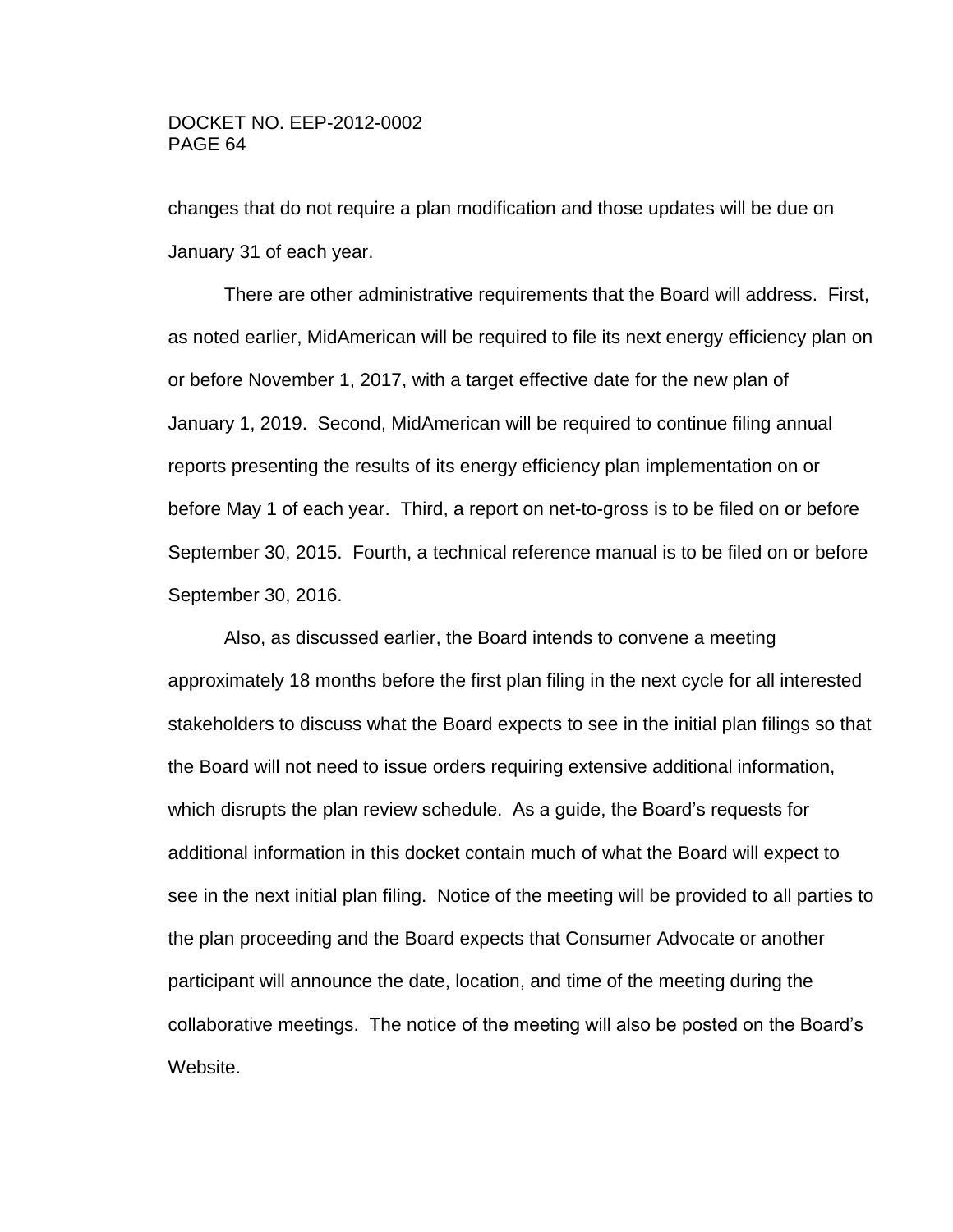changes that do not require a plan modification and those updates will be due on January 31 of each year.

There are other administrative requirements that the Board will address. First, as noted earlier, MidAmerican will be required to file its next energy efficiency plan on or before November 1, 2017, with a target effective date for the new plan of January 1, 2019. Second, MidAmerican will be required to continue filing annual reports presenting the results of its energy efficiency plan implementation on or before May 1 of each year. Third, a report on net-to-gross is to be filed on or before September 30, 2015. Fourth, a technical reference manual is to be filed on or before September 30, 2016.

Also, as discussed earlier, the Board intends to convene a meeting approximately 18 months before the first plan filing in the next cycle for all interested stakeholders to discuss what the Board expects to see in the initial plan filings so that the Board will not need to issue orders requiring extensive additional information, which disrupts the plan review schedule. As a guide, the Board's requests for additional information in this docket contain much of what the Board will expect to see in the next initial plan filing. Notice of the meeting will be provided to all parties to the plan proceeding and the Board expects that Consumer Advocate or another participant will announce the date, location, and time of the meeting during the collaborative meetings. The notice of the meeting will also be posted on the Board's Website.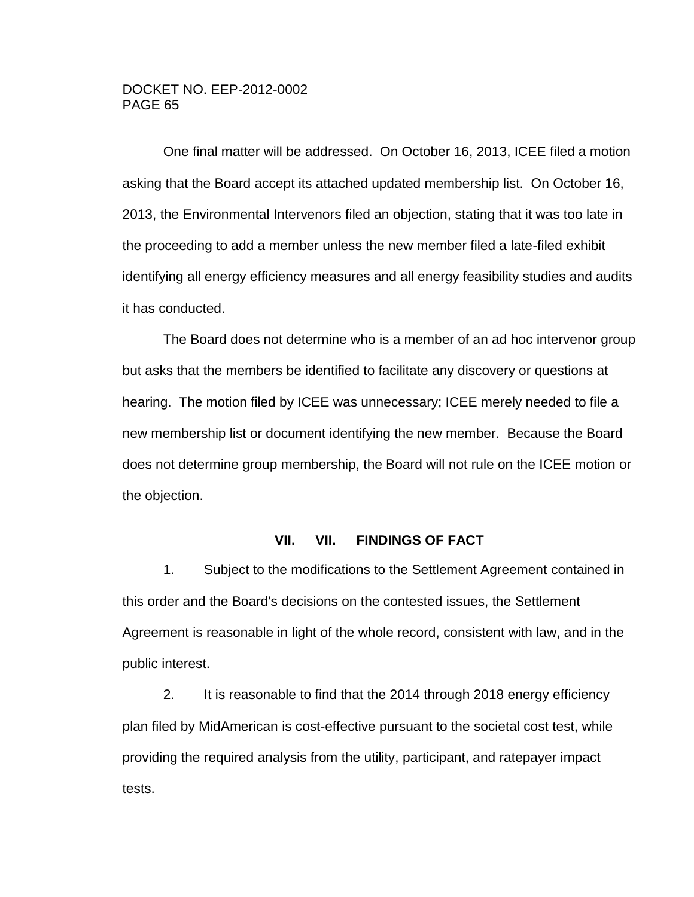One final matter will be addressed. On October 16, 2013, ICEE filed a motion asking that the Board accept its attached updated membership list. On October 16, 2013, the Environmental Intervenors filed an objection, stating that it was too late in the proceeding to add a member unless the new member filed a late-filed exhibit identifying all energy efficiency measures and all energy feasibility studies and audits it has conducted.

The Board does not determine who is a member of an ad hoc intervenor group but asks that the members be identified to facilitate any discovery or questions at hearing. The motion filed by ICEE was unnecessary; ICEE merely needed to file a new membership list or document identifying the new member. Because the Board does not determine group membership, the Board will not rule on the ICEE motion or the objection.

## VII. VII. FINDINGS OF FACT

1. Subject to the modifications to the Settlement Agreement contained in this order and the Board's decisions on the contested issues, the Settlement Agreement is reasonable in light of the whole record, consistent with law, and in the public interest.

2. It is reasonable to find that the 2014 through 2018 energy efficiency plan filed by MidAmerican is cost-effective pursuant to the societal cost test, while providing the required analysis from the utility, participant, and ratepayer impact tests.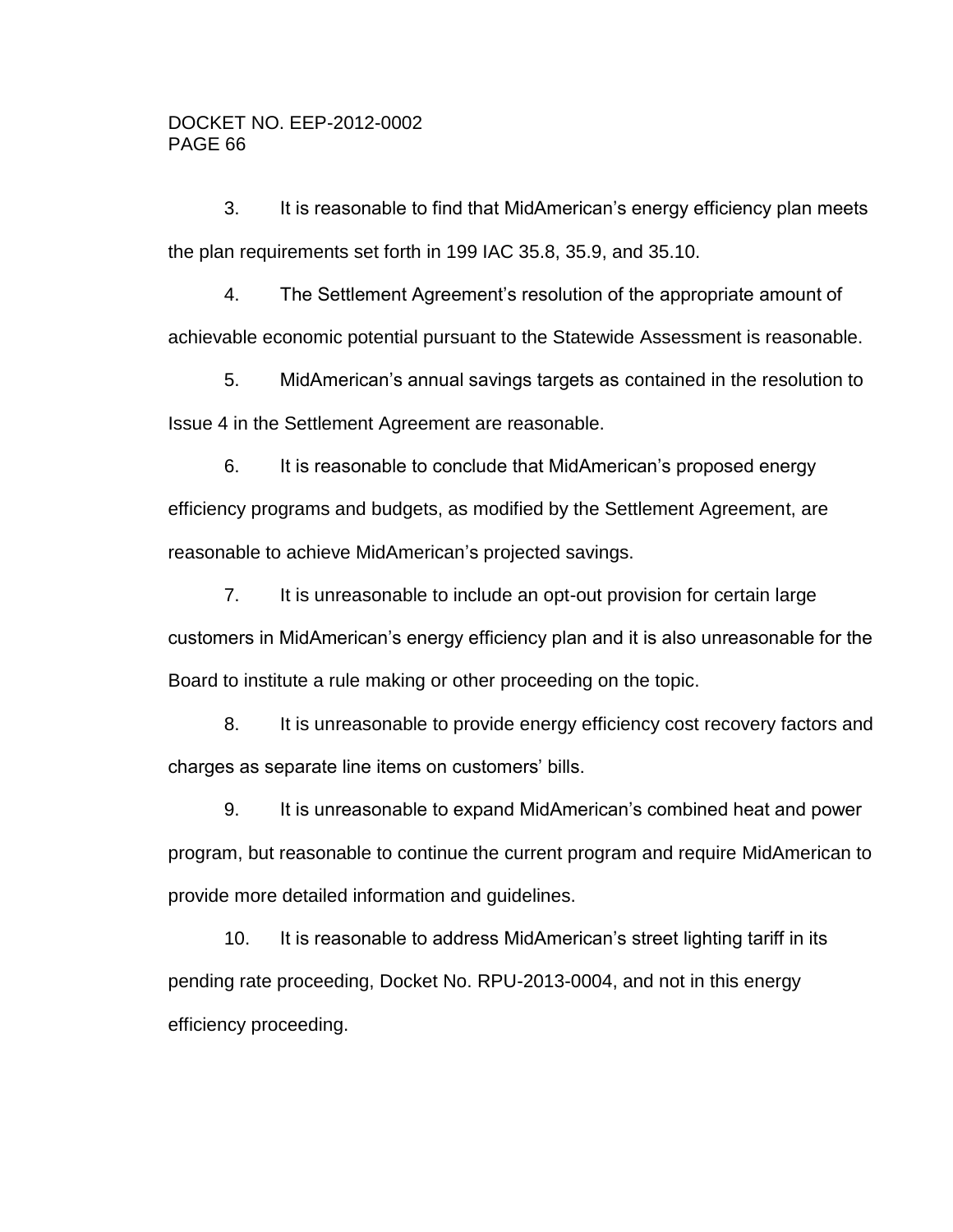3. It is reasonable to find that MidAmerican's energy efficiency plan meets the plan requirements set forth in 199 IAC 35.8, 35.9, and 35.10.

4. The Settlement Agreement's resolution of the appropriate amount of achievable economic potential pursuant to the Statewide Assessment is reasonable.

5. MidAmerican's annual savings targets as contained in the resolution to Issue 4 in the Settlement Agreement are reasonable.

6. It is reasonable to conclude that MidAmerican's proposed energy efficiency programs and budgets, as modified by the Settlement Agreement, are reasonable to achieve MidAmerican's projected savings.

7. It is unreasonable to include an opt-out provision for certain large customers in MidAmerican's energy efficiency plan and it is also unreasonable for the Board to institute a rule making or other proceeding on the topic.

8. It is unreasonable to provide energy efficiency cost recovery factors and charges as separate line items on customers' bills.

9. It is unreasonable to expand MidAmerican's combined heat and power program, but reasonable to continue the current program and require MidAmerican to provide more detailed information and guidelines.

10. It is reasonable to address MidAmerican's street lighting tariff in its pending rate proceeding, Docket No. RPU-2013-0004, and not in this energy efficiency proceeding.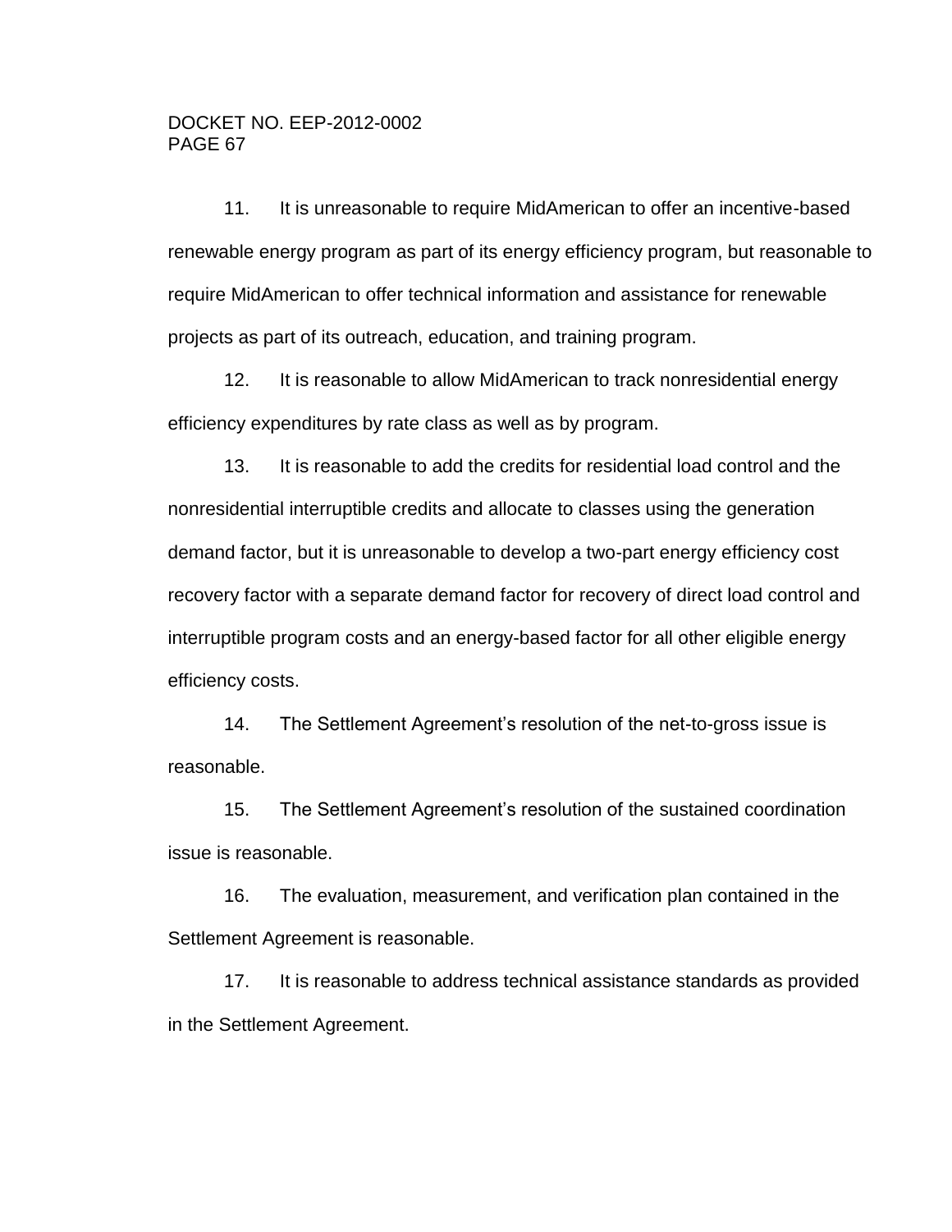11. It is unreasonable to require MidAmerican to offer an incentive-based renewable energy program as part of its energy efficiency program, but reasonable to require MidAmerican to offer technical information and assistance for renewable projects as part of its outreach, education, and training program.

12. It is reasonable to allow MidAmerican to track nonresidential energy efficiency expenditures by rate class as well as by program.

13. It is reasonable to add the credits for residential load control and the nonresidential interruptible credits and allocate to classes using the generation demand factor, but it is unreasonable to develop a two-part energy efficiency cost recovery factor with a separate demand factor for recovery of direct load control and interruptible program costs and an energy-based factor for all other eligible energy efficiency costs.

14. The Settlement Agreement's resolution of the net-to-gross issue is reasonable.

15. The Settlement Agreement's resolution of the sustained coordination issue is reasonable.

16. The evaluation, measurement, and verification plan contained in the Settlement Agreement is reasonable.

17. It is reasonable to address technical assistance standards as provided in the Settlement Agreement.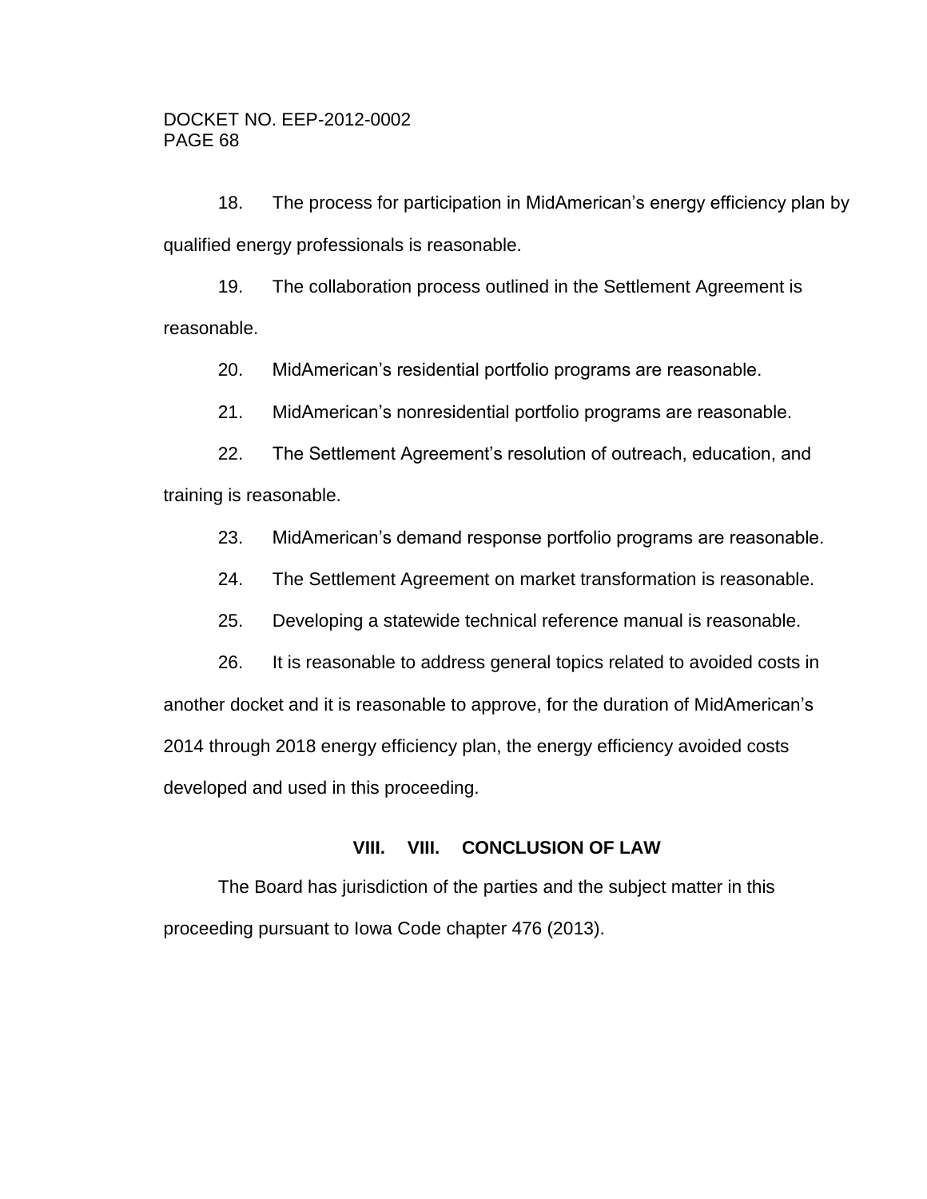18. The process for participation in MidAmerican's energy efficiency plan by qualified energy professionals is reasonable.

19. The collaboration process outlined in the Settlement Agreement is reasonable.

20. MidAmerican's residential portfolio programs are reasonable.

21. MidAmerican's nonresidential portfolio programs are reasonable.

22. The Settlement Agreement's resolution of outreach, education, and training is reasonable.

23. MidAmerican's demand response portfolio programs are reasonable.

24. The Settlement Agreement on market transformation is reasonable.

25. Developing a statewide technical reference manual is reasonable.

26. It is reasonable to address general topics related to avoided costs in another docket and it is reasonable to approve, for the duration of MidAmerican's 2014 through 2018 energy efficiency plan, the energy efficiency avoided costs developed and used in this proceeding.

## VIII. VIII. CONCLUSION OF LAW

The Board has jurisdiction of the parties and the subject matter in this proceeding pursuant to Iowa Code chapter 476 (2013).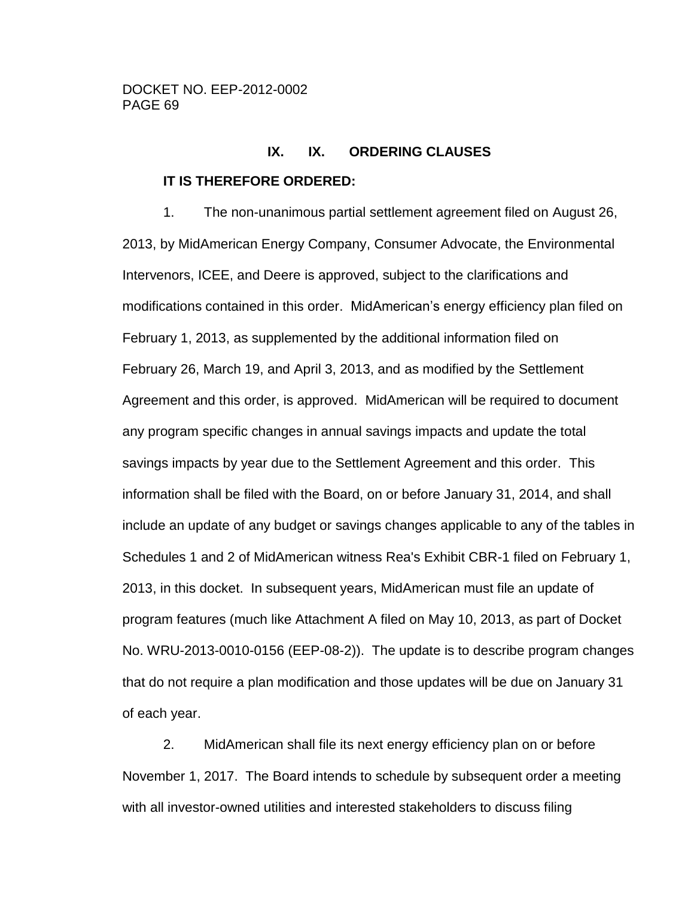## IX. IX. ORDERING CLAUSES

**IT IS THEREFORE ORDERED:**

1. The non-unanimous partial settlement agreement filed on August 26, 2013, by MidAmerican Energy Company, Consumer Advocate, the Environmental Intervenors, ICEE, and Deere is approved, subject to the clarifications and modifications contained in this order. MidAmerican's energy efficiency plan filed on February 1, 2013, as supplemented by the additional information filed on February 26, March 19, and April 3, 2013, and as modified by the Settlement Agreement and this order, is approved. MidAmerican will be required to document any program specific changes in annual savings impacts and update the total savings impacts by year due to the Settlement Agreement and this order. This information shall be filed with the Board, on or before January 31, 2014, and shall include an update of any budget or savings changes applicable to any of the tables in Schedules 1 and 2 of MidAmerican witness Rea's Exhibit CBR-1 filed on February 1, 2013, in this docket. In subsequent years, MidAmerican must file an update of program features (much like Attachment A filed on May 10, 2013, as part of Docket No. WRU-2013-0010-0156 (EEP-08-2)). The update is to describe program changes that do not require a plan modification and those updates will be due on January 31 of each year.

2. MidAmerican shall file its next energy efficiency plan on or before November 1, 2017. The Board intends to schedule by subsequent order a meeting with all investor-owned utilities and interested stakeholders to discuss filing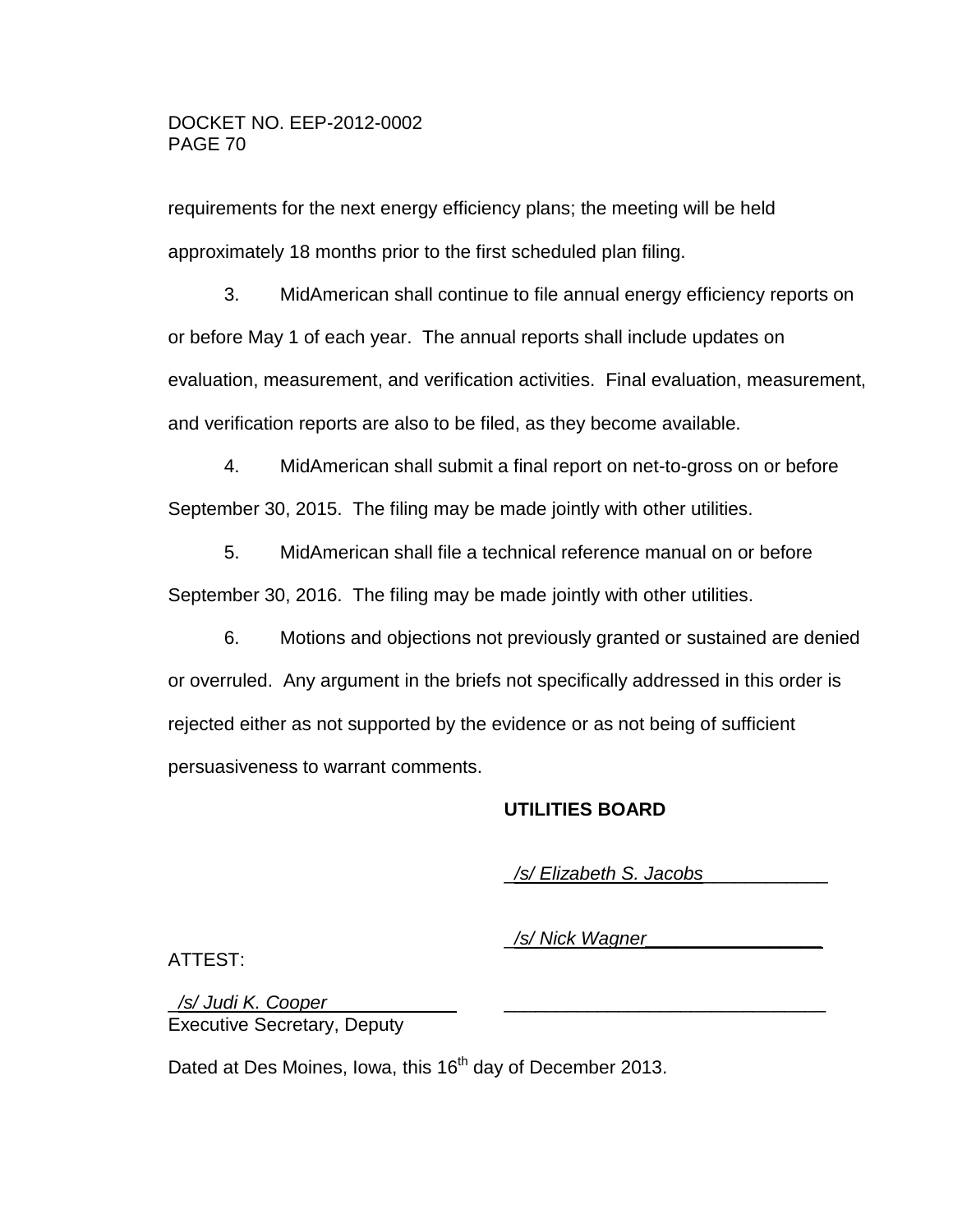requirements for the next energy efficiency plans; the meeting will be held approximately 18 months prior to the first scheduled plan filing.

3. MidAmerican shall continue to file annual energy efficiency reports on or before May 1 of each year. The annual reports shall include updates on evaluation, measurement, and verification activities. Final evaluation, measurement, and verification reports are also to be filed, as they become available.

4. MidAmerican shall submit a final report on net-to-gross on or before September 30, 2015. The filing may be made jointly with other utilities.

5. MidAmerican shall file a technical reference manual on or before September 30, 2016. The filing may be made jointly with other utilities.

6. Motions and objections not previously granted or sustained are denied or overruled. Any argument in the briefs not specifically addressed in this order is rejected either as not supported by the evidence or as not being of sufficient persuasiveness to warrant comments.

**UTILITIES BOARD**

*/s/ Elizabeth S. Jacobs*

*/s/ Nick Wagner*

ATTEST:

*/s/ Judi K. Cooper*
Executive Secretary, Deputy

Dated at Des Moines, Iowa, this 16th day of December 2013.